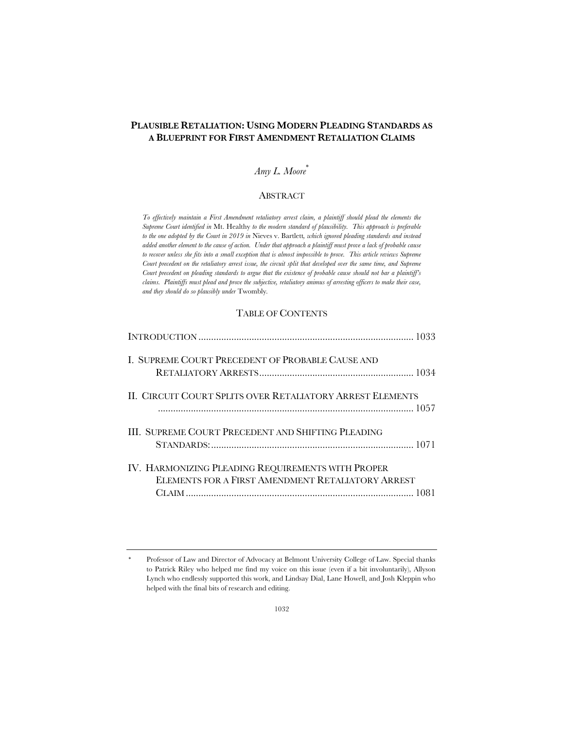# PLAUSIBLE RETALIATION: USING MODERN PLEADING STANDARDS AS A BLUEPRINT FOR FIRST AMENDMENT RETALIATION CLAIMS

*Amy L. Moore*[*]

## ABSTRACT

*To effectively maintain a First Amendment retaliatory arrest claim, a plaintiff should plead the elements the Supreme Court identified in* Mt. Healthy *to the modern standard of plausibility. This approach is preferable to the one adopted by the Court in 2019 in* Nieves v. Bartlett*, which ignored pleading standards and instead added another element to the cause of action. Under that approach a plaintiff must prove a lack of probable cause to recover unless she fits into a small exception that is almost impossible to prove. This article reviews Supreme Court precedent on the retaliatory arrest issue, the circuit split that developed over the same time, and Supreme Court precedent on pleading standards to argue that the existence of probable cause should not bar a plaintiff's claims. Plaintiffs must plead and prove the subjective, retaliatory animus of arresting officers to make their case, and they should do so plausibly under* Twombly.

## TABLE OF CONTENTS

| | |
|---|---|
| INTRODUCTION | 1033 |
| I. SUPREME COURT PRECEDENT OF PROBABLE CAUSE AND RETALIATORY ARRESTS | 1034 |
| II. CIRCUIT COURT SPLITS OVER RETALIATORY ARREST ELEMENTS | 1057 |
| III. SUPREME COURT PRECEDENT AND SHIFTING PLEADING STANDARDS: | 1071 |
| IV. HARMONIZING PLEADING REQUIREMENTS WITH PROPER ELEMENTS FOR A FIRST AMENDMENT RETALIATORY ARREST CLAIM | 1081 |

---

[*] Professor of Law and Director of Advocacy at Belmont University College of Law. Special thanks to Patrick Riley who helped me find my voice on this issue (even if a bit involuntarily), Allyson Lynch who endlessly supported this work, and Lindsay Dial, Lane Howell, and Josh Kleppin who helped with the final bits of research and editing.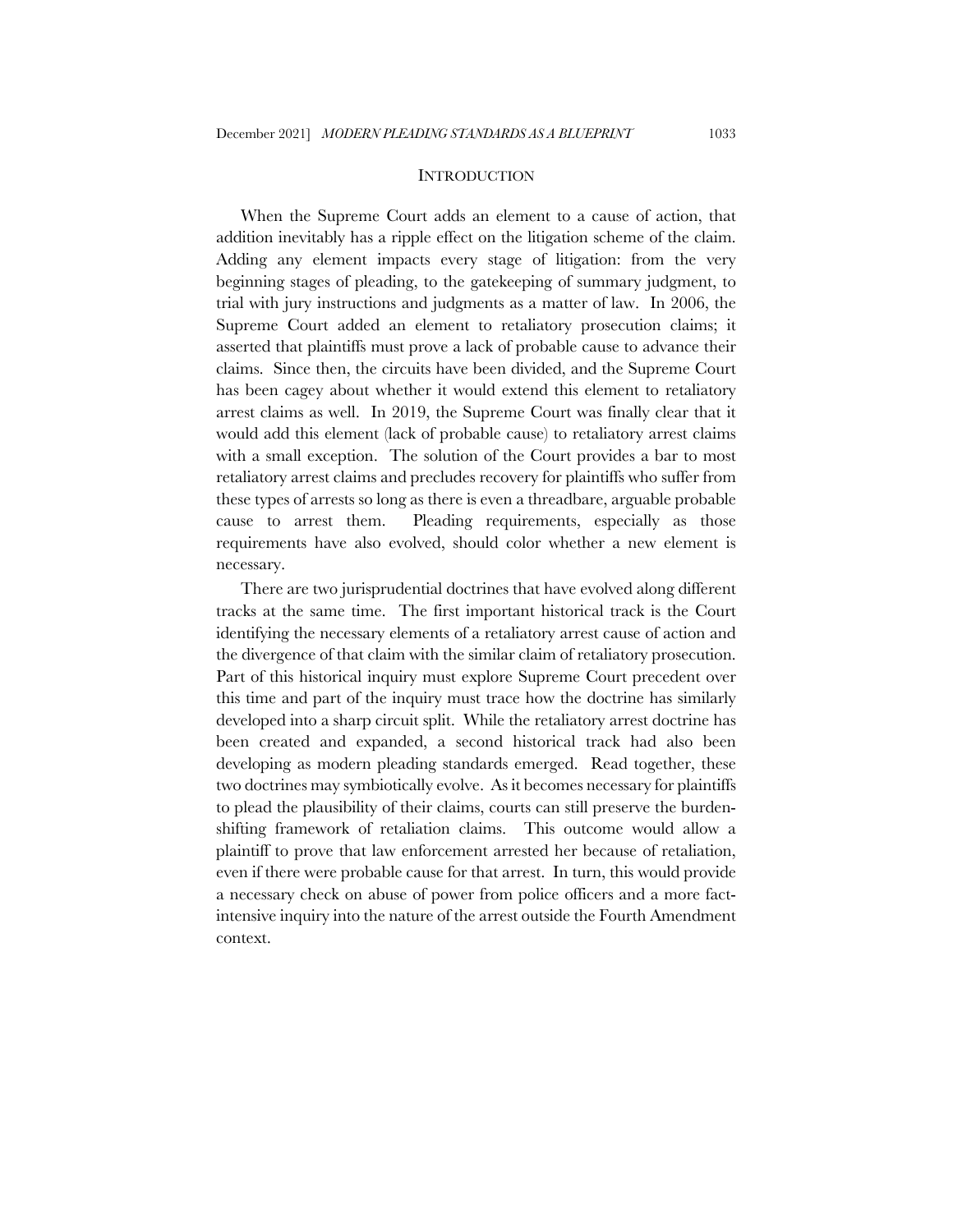## INTRODUCTION

When the Supreme Court adds an element to a cause of action, that addition inevitably has a ripple effect on the litigation scheme of the claim. Adding any element impacts every stage of litigation: from the very beginning stages of pleading, to the gatekeeping of summary judgment, to trial with jury instructions and judgments as a matter of law. In 2006, the Supreme Court added an element to retaliatory prosecution claims; it asserted that plaintiffs must prove a lack of probable cause to advance their claims. Since then, the circuits have been divided, and the Supreme Court has been cagey about whether it would extend this element to retaliatory arrest claims as well. In 2019, the Supreme Court was finally clear that it would add this element (lack of probable cause) to retaliatory arrest claims with a small exception. The solution of the Court provides a bar to most retaliatory arrest claims and precludes recovery for plaintiffs who suffer from these types of arrests so long as there is even a threadbare, arguable probable cause to arrest them. Pleading requirements, especially as those requirements have also evolved, should color whether a new element is necessary.

There are two jurisprudential doctrines that have evolved along different tracks at the same time. The first important historical track is the Court identifying the necessary elements of a retaliatory arrest cause of action and the divergence of that claim with the similar claim of retaliatory prosecution. Part of this historical inquiry must explore Supreme Court precedent over this time and part of the inquiry must trace how the doctrine has similarly developed into a sharp circuit split. While the retaliatory arrest doctrine has been created and expanded, a second historical track had also been developing as modern pleading standards emerged. Read together, these two doctrines may symbiotically evolve. As it becomes necessary for plaintiffs to plead the plausibility of their claims, courts can still preserve the burden-shifting framework of retaliation claims. This outcome would allow a plaintiff to prove that law enforcement arrested her because of retaliation, even if there were probable cause for that arrest. In turn, this would provide a necessary check on abuse of power from police officers and a more fact-intensive inquiry into the nature of the arrest outside the Fourth Amendment context.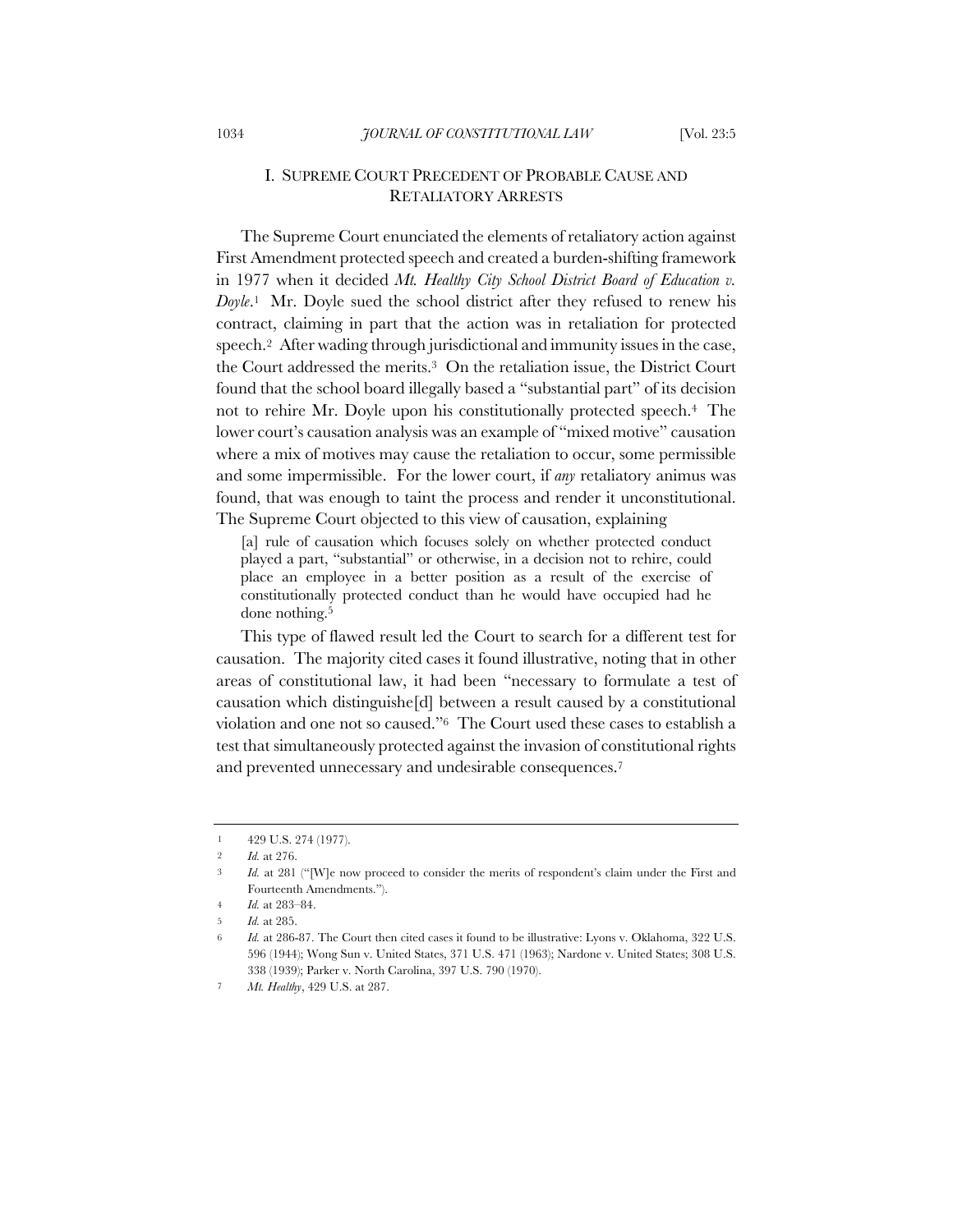## I. SUPREME COURT PRECEDENT OF PROBABLE CAUSE AND RETALIATORY ARRESTS

The Supreme Court enunciated the elements of retaliatory action against First Amendment protected speech and created a burden-shifting framework in 1977 when it decided *Mt. Healthy City School District Board of Education v. Doyle*.[1] Mr. Doyle sued the school district after they refused to renew his contract, claiming in part that the action was in retaliation for protected speech.[2] After wading through jurisdictional and immunity issues in the case, the Court addressed the merits.[3] On the retaliation issue, the District Court found that the school board illegally based a "substantial part" of its decision not to rehire Mr. Doyle upon his constitutionally protected speech.[4] The lower court's causation analysis was an example of "mixed motive" causation where a mix of motives may cause the retaliation to occur, some permissible and some impermissible. For the lower court, if *any* retaliatory animus was found, that was enough to taint the process and render it unconstitutional. The Supreme Court objected to this view of causation, explaining

> [a] rule of causation which focuses solely on whether protected conduct played a part, "substantial" or otherwise, in a decision not to rehire, could place an employee in a better position as a result of the exercise of constitutionally protected conduct than he would have occupied had he done nothing.[5]

This type of flawed result led the Court to search for a different test for causation. The majority cited cases it found illustrative, noting that in other areas of constitutional law, it had been "necessary to formulate a test of causation which distinguishe[d] between a result caused by a constitutional violation and one not so caused."[6] The Court used these cases to establish a test that simultaneously protected against the invasion of constitutional rights and prevented unnecessary and undesirable consequences.[7]

---

1 429 U.S. 274 (1977).

2 *Id.* at 276.

3 *Id.* at 281 ("[W]e now proceed to consider the merits of respondent's claim under the First and Fourteenth Amendments.").

4 *Id.* at 283–84.

5 *Id.* at 285.

6 *Id.* at 286-87. The Court then cited cases it found to be illustrative: Lyons v. Oklahoma, 322 U.S. 596 (1944); Wong Sun v. United States, 371 U.S. 471 (1963); Nardone v. United States; 308 U.S. 338 (1939); Parker v. North Carolina, 397 U.S. 790 (1970).

7 *Mt. Healthy*, 429 U.S. at 287.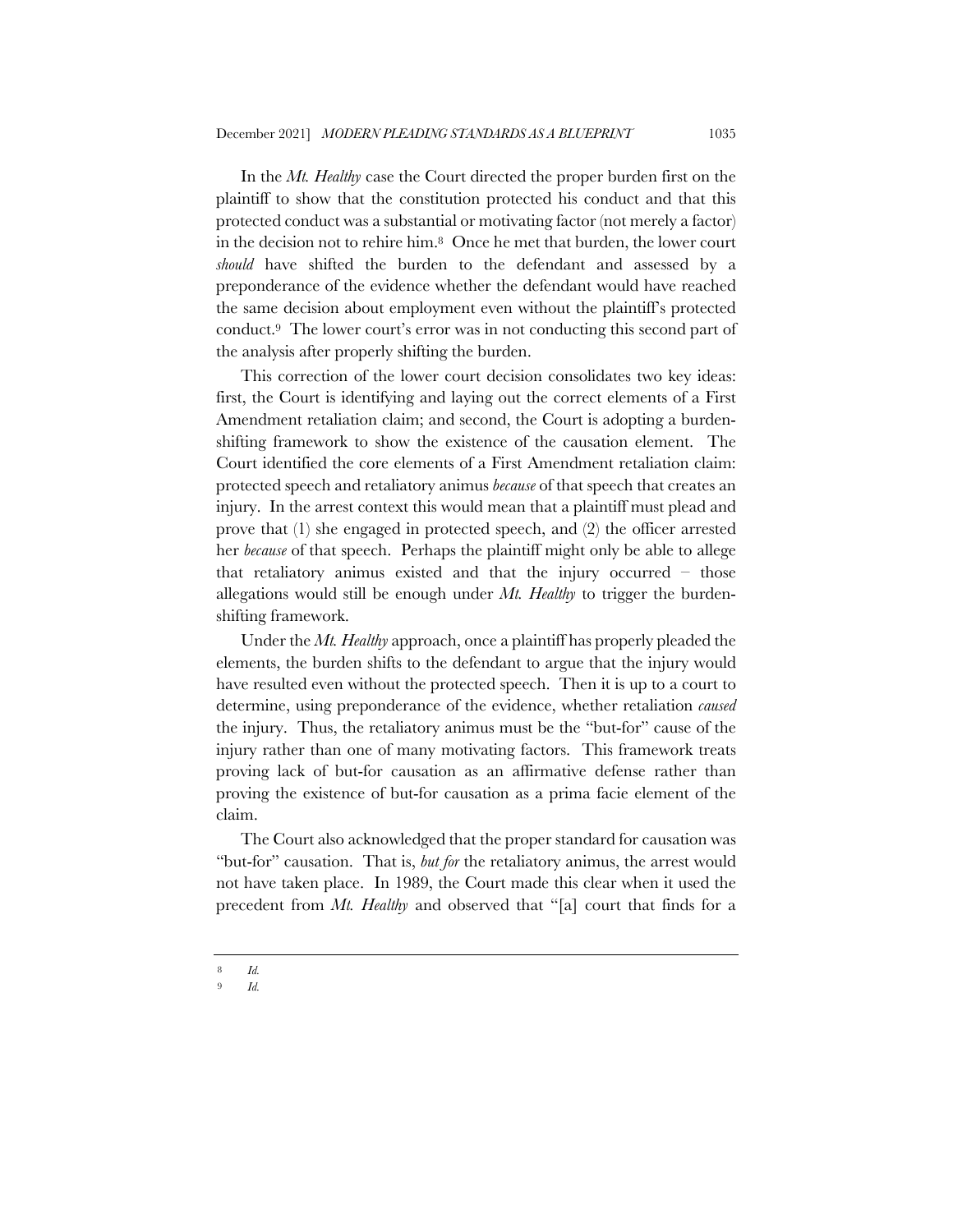In the *Mt. Healthy* case the Court directed the proper burden first on the plaintiff to show that the constitution protected his conduct and that this protected conduct was a substantial or motivating factor (not merely a factor) in the decision not to rehire him.[8] Once he met that burden, the lower court *should* have shifted the burden to the defendant and assessed by a preponderance of the evidence whether the defendant would have reached the same decision about employment even without the plaintiff's protected conduct.[9] The lower court's error was in not conducting this second part of the analysis after properly shifting the burden.

This correction of the lower court decision consolidates two key ideas: first, the Court is identifying and laying out the correct elements of a First Amendment retaliation claim; and second, the Court is adopting a burden-shifting framework to show the existence of the causation element. The Court identified the core elements of a First Amendment retaliation claim: protected speech and retaliatory animus *because* of that speech that creates an injury. In the arrest context this would mean that a plaintiff must plead and prove that (1) she engaged in protected speech, and (2) the officer arrested her *because* of that speech. Perhaps the plaintiff might only be able to allege that retaliatory animus existed and that the injury occurred – those allegations would still be enough under *Mt. Healthy* to trigger the burden-shifting framework.

Under the *Mt. Healthy* approach, once a plaintiff has properly pleaded the elements, the burden shifts to the defendant to argue that the injury would have resulted even without the protected speech. Then it is up to a court to determine, using preponderance of the evidence, whether retaliation *caused* the injury. Thus, the retaliatory animus must be the "but-for" cause of the injury rather than one of many motivating factors. This framework treats proving lack of but-for causation as an affirmative defense rather than proving the existence of but-for causation as a prima facie element of the claim.

The Court also acknowledged that the proper standard for causation was "but-for" causation. That is, *but for* the retaliatory animus, the arrest would not have taken place. In 1989, the Court made this clear when it used the precedent from *Mt. Healthy* and observed that "[a] court that finds for a

---

[8] *Id.*

[9] *Id.*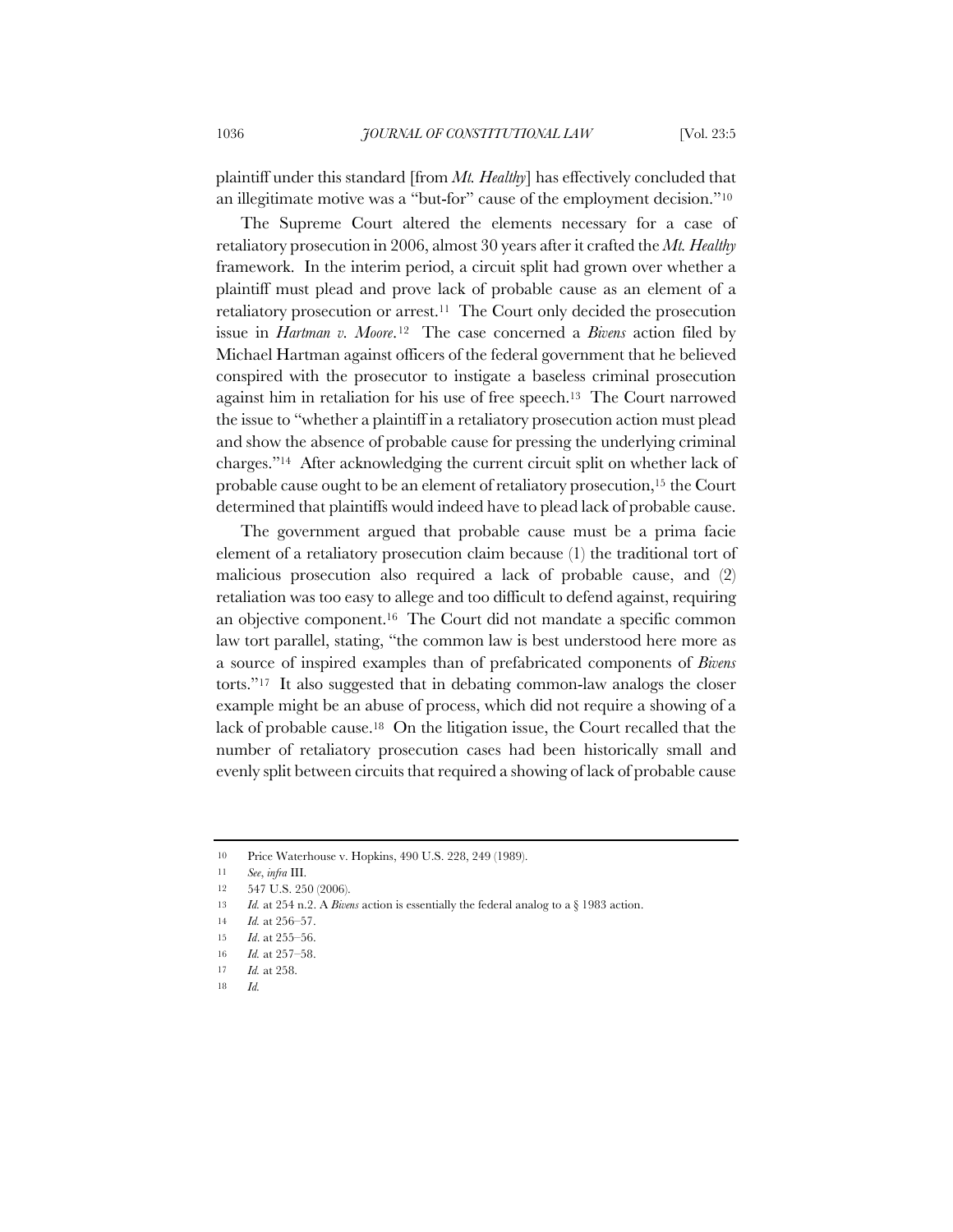plaintiff under this standard [from *Mt. Healthy*] has effectively concluded that an illegitimate motive was a "but-for" cause of the employment decision."[10]

The Supreme Court altered the elements necessary for a case of retaliatory prosecution in 2006, almost 30 years after it crafted the *Mt. Healthy* framework. In the interim period, a circuit split had grown over whether a plaintiff must plead and prove lack of probable cause as an element of a retaliatory prosecution or arrest.[11] The Court only decided the prosecution issue in *Hartman v. Moore*.[12] The case concerned a *Bivens* action filed by Michael Hartman against officers of the federal government that he believed conspired with the prosecutor to instigate a baseless criminal prosecution against him in retaliation for his use of free speech.[13] The Court narrowed the issue to "whether a plaintiff in a retaliatory prosecution action must plead and show the absence of probable cause for pressing the underlying criminal charges."[14] After acknowledging the current circuit split on whether lack of probable cause ought to be an element of retaliatory prosecution,[15] the Court determined that plaintiffs would indeed have to plead lack of probable cause.

The government argued that probable cause must be a prima facie element of a retaliatory prosecution claim because (1) the traditional tort of malicious prosecution also required a lack of probable cause, and (2) retaliation was too easy to allege and too difficult to defend against, requiring an objective component.[16] The Court did not mandate a specific common law tort parallel, stating, "the common law is best understood here more as a source of inspired examples than of prefabricated components of *Bivens* torts."[17] It also suggested that in debating common-law analogs the closer example might be an abuse of process, which did not require a showing of a lack of probable cause.[18] On the litigation issue, the Court recalled that the number of retaliatory prosecution cases had been historically small and evenly split between circuits that required a showing of lack of probable cause

---

10 Price Waterhouse v. Hopkins, 490 U.S. 228, 249 (1989).

11 *See*, *infra* III.

12 547 U.S. 250 (2006).

13 *Id.* at 254 n.2. A *Bivens* action is essentially the federal analog to a § 1983 action.

14 *Id.* at 256–57.

15 *Id*. at 255–56.

16 *Id.* at 257–58.

17 *Id.* at 258.

18 *Id.*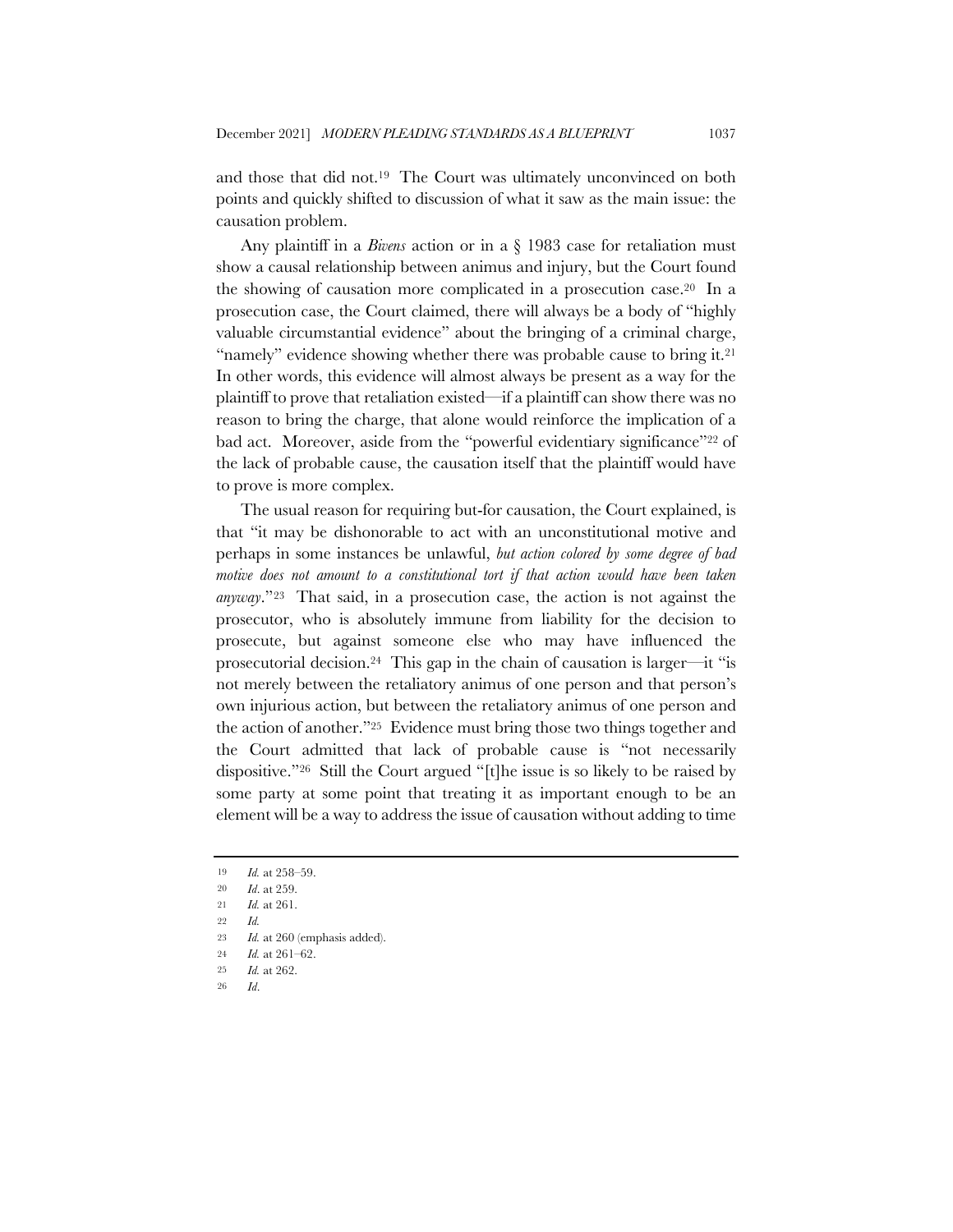and those that did not.[19] The Court was ultimately unconvinced on both points and quickly shifted to discussion of what it saw as the main issue: the causation problem.

Any plaintiff in a *Bivens* action or in a § 1983 case for retaliation must show a causal relationship between animus and injury, but the Court found the showing of causation more complicated in a prosecution case.[20] In a prosecution case, the Court claimed, there will always be a body of "highly valuable circumstantial evidence" about the bringing of a criminal charge, "namely" evidence showing whether there was probable cause to bring it.[21] In other words, this evidence will almost always be present as a way for the plaintiff to prove that retaliation existed—if a plaintiff can show there was no reason to bring the charge, that alone would reinforce the implication of a bad act. Moreover, aside from the "powerful evidentiary significance"[22] of the lack of probable cause, the causation itself that the plaintiff would have to prove is more complex.

The usual reason for requiring but-for causation, the Court explained, is that "it may be dishonorable to act with an unconstitutional motive and perhaps in some instances be unlawful, *but action colored by some degree of bad motive does not amount to a constitutional tort if that action would have been taken anyway*."[23] That said, in a prosecution case, the action is not against the prosecutor, who is absolutely immune from liability for the decision to prosecute, but against someone else who may have influenced the prosecutorial decision.[24] This gap in the chain of causation is larger—it "is not merely between the retaliatory animus of one person and that person's own injurious action, but between the retaliatory animus of one person and the action of another."[25] Evidence must bring those two things together and the Court admitted that lack of probable cause is "not necessarily dispositive."[26] Still the Court argued "[t]he issue is so likely to be raised by some party at some point that treating it as important enough to be an element will be a way to address the issue of causation without adding to time

---

19 *Id.* at 258–59.

20 *Id*. at 259.

21 *Id.* at 261.

22 *Id.*

23 *Id.* at 260 (emphasis added).

24 *Id.* at 261–62.

25 *Id.* at 262.

26 *Id*.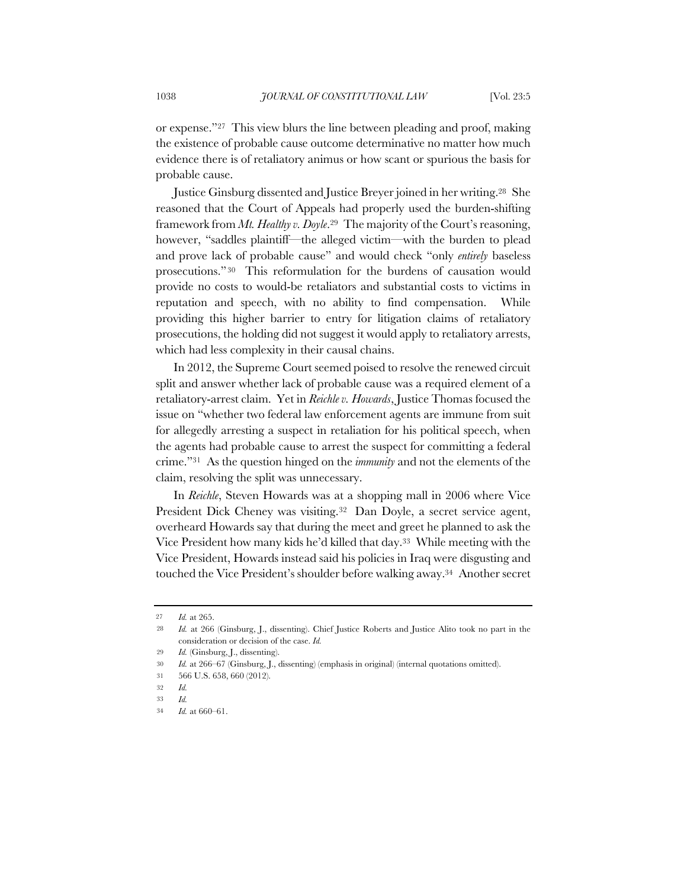or expense."[27] This view blurs the line between pleading and proof, making the existence of probable cause outcome determinative no matter how much evidence there is of retaliatory animus or how scant or spurious the basis for probable cause.

Justice Ginsburg dissented and Justice Breyer joined in her writing.[28] She reasoned that the Court of Appeals had properly used the burden-shifting framework from *Mt. Healthy v. Doyle*.[29] The majority of the Court's reasoning, however, "saddles plaintiff—the alleged victim—with the burden to plead and prove lack of probable cause" and would check "only *entirely* baseless prosecutions."[30] This reformulation for the burdens of causation would provide no costs to would-be retaliators and substantial costs to victims in reputation and speech, with no ability to find compensation. While providing this higher barrier to entry for litigation claims of retaliatory prosecutions, the holding did not suggest it would apply to retaliatory arrests, which had less complexity in their causal chains.

In 2012, the Supreme Court seemed poised to resolve the renewed circuit split and answer whether lack of probable cause was a required element of a retaliatory-arrest claim. Yet in *Reichle v. Howards*, Justice Thomas focused the issue on "whether two federal law enforcement agents are immune from suit for allegedly arresting a suspect in retaliation for his political speech, when the agents had probable cause to arrest the suspect for committing a federal crime."[31] As the question hinged on the *immunity* and not the elements of the claim, resolving the split was unnecessary.

In *Reichle*, Steven Howards was at a shopping mall in 2006 where Vice President Dick Cheney was visiting.[32] Dan Doyle, a secret service agent, overheard Howards say that during the meet and greet he planned to ask the Vice President how many kids he'd killed that day.[33] While meeting with the Vice President, Howards instead said his policies in Iraq were disgusting and touched the Vice President's shoulder before walking away.[34] Another secret

---

27 *Id.* at 265.

28 *Id.* at 266 (Ginsburg, J., dissenting). Chief Justice Roberts and Justice Alito took no part in the consideration or decision of the case. *Id.*

29 *Id.* (Ginsburg, J., dissenting).

30 *Id.* at 266–67 (Ginsburg, J., dissenting) (emphasis in original) (internal quotations omitted).

31 566 U.S. 658, 660 (2012).

32 *Id.*

33 *Id.*

34 *Id.* at 660–61.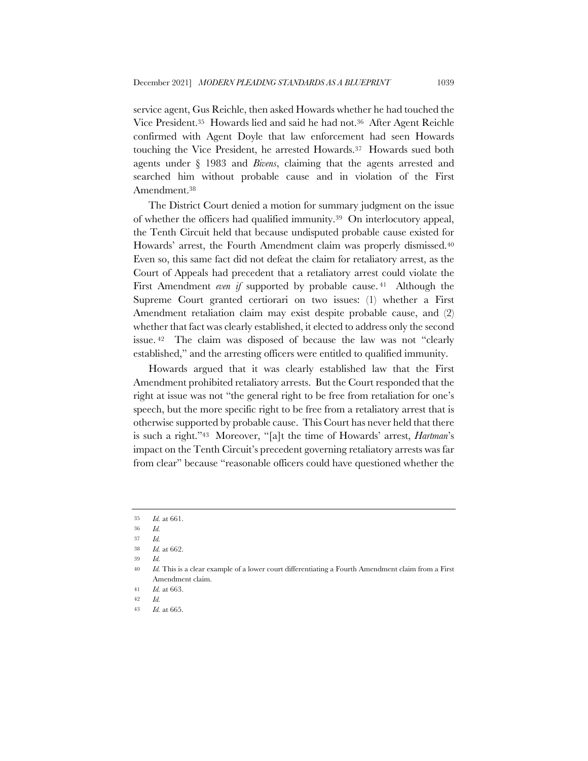service agent, Gus Reichle, then asked Howards whether he had touched the Vice President.[35] Howards lied and said he had not.[36] After Agent Reichle confirmed with Agent Doyle that law enforcement had seen Howards touching the Vice President, he arrested Howards.[37] Howards sued both agents under § 1983 and *Bivens*, claiming that the agents arrested and searched him without probable cause and in violation of the First Amendment.[38]

The District Court denied a motion for summary judgment on the issue of whether the officers had qualified immunity.[39] On interlocutory appeal, the Tenth Circuit held that because undisputed probable cause existed for Howards' arrest, the Fourth Amendment claim was properly dismissed.[40] Even so, this same fact did not defeat the claim for retaliatory arrest, as the Court of Appeals had precedent that a retaliatory arrest could violate the First Amendment *even if* supported by probable cause.[41] Although the Supreme Court granted certiorari on two issues: (1) whether a First Amendment retaliation claim may exist despite probable cause, and (2) whether that fact was clearly established, it elected to address only the second issue.[42] The claim was disposed of because the law was not "clearly established," and the arresting officers were entitled to qualified immunity.

Howards argued that it was clearly established law that the First Amendment prohibited retaliatory arrests. But the Court responded that the right at issue was not "the general right to be free from retaliation for one's speech, but the more specific right to be free from a retaliatory arrest that is otherwise supported by probable cause. This Court has never held that there is such a right."[43] Moreover, "[a]t the time of Howards' arrest, *Hartman*'s impact on the Tenth Circuit's precedent governing retaliatory arrests was far from clear" because "reasonable officers could have questioned whether the

---

[35] *Id.* at 661.

[36] *Id.*

[37] *Id.*

[38] *Id.* at 662.

[39] *Id.*

[40] *Id.* This is a clear example of a lower court differentiating a Fourth Amendment claim from a First Amendment claim.

[41] *Id.* at 663.

[42] *Id.*

[43] *Id.* at 665.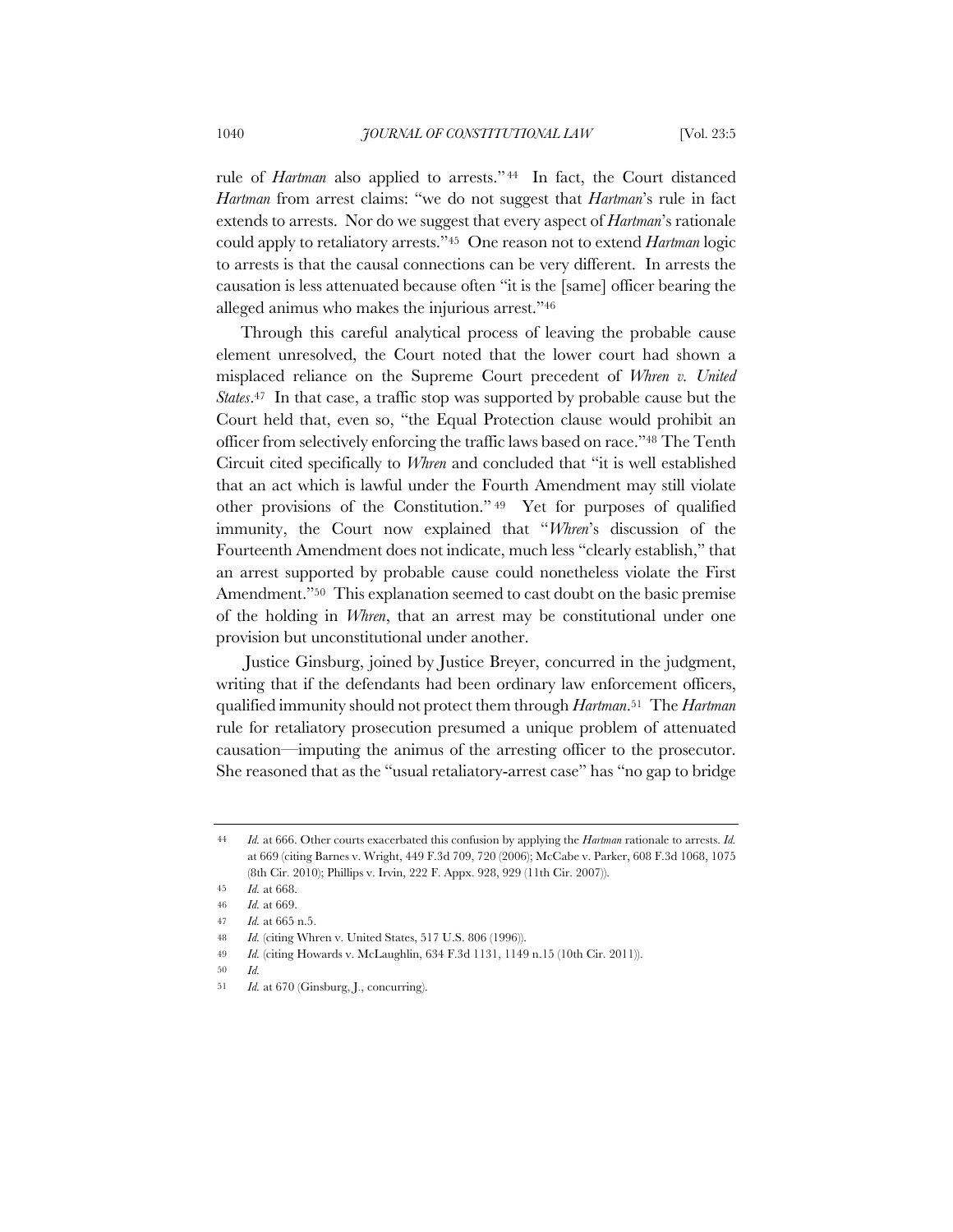rule of *Hartman* also applied to arrests."[44] In fact, the Court distanced *Hartman* from arrest claims: "we do not suggest that *Hartman*'s rule in fact extends to arrests. Nor do we suggest that every aspect of *Hartman*'s rationale could apply to retaliatory arrests."[45] One reason not to extend *Hartman* logic to arrests is that the causal connections can be very different. In arrests the causation is less attenuated because often "it is the [same] officer bearing the alleged animus who makes the injurious arrest."[46]

Through this careful analytical process of leaving the probable cause element unresolved, the Court noted that the lower court had shown a misplaced reliance on the Supreme Court precedent of *Whren v. United States*.[47] In that case, a traffic stop was supported by probable cause but the Court held that, even so, "the Equal Protection clause would prohibit an officer from selectively enforcing the traffic laws based on race."[48] The Tenth Circuit cited specifically to *Whren* and concluded that "it is well established that an act which is lawful under the Fourth Amendment may still violate other provisions of the Constitution."[49] Yet for purposes of qualified immunity, the Court now explained that "*Whren*'s discussion of the Fourteenth Amendment does not indicate, much less "clearly establish," that an arrest supported by probable cause could nonetheless violate the First Amendment."[50] This explanation seemed to cast doubt on the basic premise of the holding in *Whren*, that an arrest may be constitutional under one provision but unconstitutional under another.

Justice Ginsburg, joined by Justice Breyer, concurred in the judgment, writing that if the defendants had been ordinary law enforcement officers, qualified immunity should not protect them through *Hartman*.[51] The *Hartman* rule for retaliatory prosecution presumed a unique problem of attenuated causation—imputing the animus of the arresting officer to the prosecutor. She reasoned that as the "usual retaliatory-arrest case" has "no gap to bridge

---

44 *Id.* at 666. Other courts exacerbated this confusion by applying the *Hartman* rationale to arrests. *Id.* at 669 (citing Barnes v. Wright, 449 F.3d 709, 720 (2006); McCabe v. Parker, 608 F.3d 1068, 1075 (8th Cir. 2010); Phillips v. Irvin, 222 F. Appx. 928, 929 (11th Cir. 2007)).

45 *Id.* at 668.

46 *Id.* at 669.

47 *Id.* at 665 n.5.

48 *Id.* (citing Whren v. United States, 517 U.S. 806 (1996)).

49 *Id.* (citing Howards v. McLaughlin, 634 F.3d 1131, 1149 n.15 (10th Cir. 2011)).

50 *Id.*

51 *Id.* at 670 (Ginsburg, J., concurring).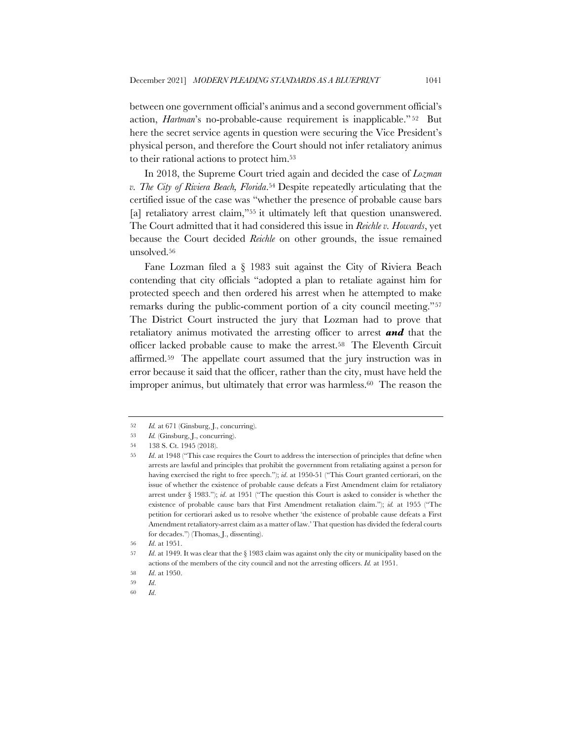between one government official's animus and a second government official's action, *Hartman*'s no-probable-cause requirement is inapplicable."[52] But here the secret service agents in question were securing the Vice President's physical person, and therefore the Court should not infer retaliatory animus to their rational actions to protect him.[53]

In 2018, the Supreme Court tried again and decided the case of *Lozman v. The City of Riviera Beach, Florida*.[54] Despite repeatedly articulating that the certified issue of the case was "whether the presence of probable cause bars [a] retaliatory arrest claim,"[55] it ultimately left that question unanswered. The Court admitted that it had considered this issue in *Reichle v. Howards*, yet because the Court decided *Reichle* on other grounds, the issue remained unsolved.[56]

Fane Lozman filed a § 1983 suit against the City of Riviera Beach contending that city officials "adopted a plan to retaliate against him for protected speech and then ordered his arrest when he attempted to make remarks during the public-comment portion of a city council meeting."[57] The District Court instructed the jury that Lozman had to prove that retaliatory animus motivated the arresting officer to arrest ***and*** that the officer lacked probable cause to make the arrest.[58] The Eleventh Circuit affirmed.[59] The appellate court assumed that the jury instruction was in error because it said that the officer, rather than the city, must have held the improper animus, but ultimately that error was harmless.[60] The reason the

---

52 *Id.* at 671 (Ginsburg, J., concurring).

53 *Id.* (Ginsburg, J., concurring).

54 138 S. Ct. 1945 (2018).

55 *Id*. at 1948 ("This case requires the Court to address the intersection of principles that define when arrests are lawful and principles that prohibit the government from retaliating against a person for having exercised the right to free speech."); *id*. at 1950-51 ("This Court granted certiorari, on the issue of whether the existence of probable cause defeats a First Amendment claim for retaliatory arrest under § 1983."); *id*. at 1951 ("The question this Court is asked to consider is whether the existence of probable cause bars that First Amendment retaliation claim."); *id.* at 1955 ("The petition for certiorari asked us to resolve whether 'the existence of probable cause defeats a First Amendment retaliatory-arrest claim as a matter of law.' That question has divided the federal courts for decades.") (Thomas, J., dissenting).

56 *Id*. at 1951.

57 *Id*. at 1949. It was clear that the § 1983 claim was against only the city or municipality based on the actions of the members of the city council and not the arresting officers. *Id.* at 1951.

58 *Id*. at 1950.

59 *Id*.

60 *Id*.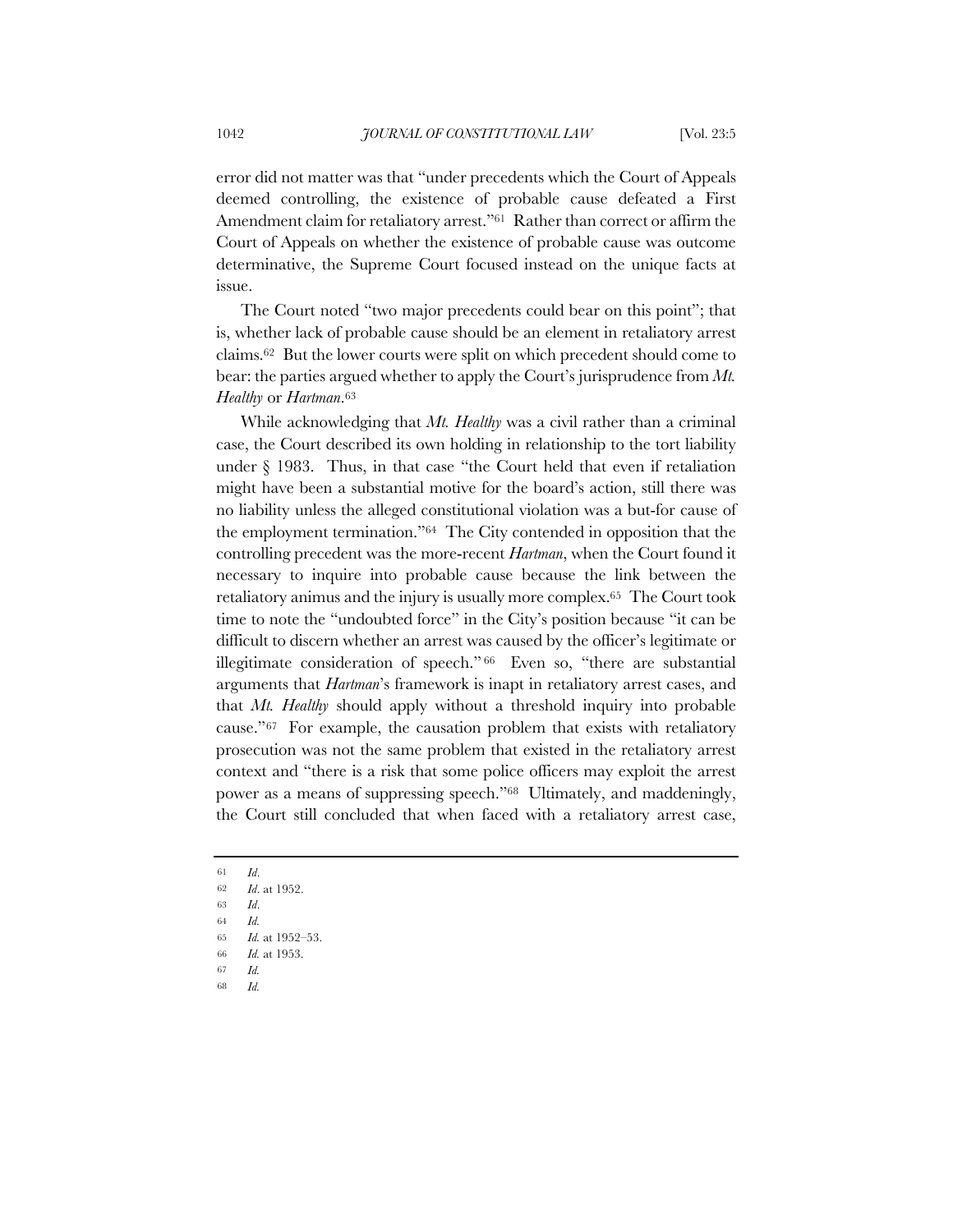error did not matter was that "under precedents which the Court of Appeals deemed controlling, the existence of probable cause defeated a First Amendment claim for retaliatory arrest."[61] Rather than correct or affirm the Court of Appeals on whether the existence of probable cause was outcome determinative, the Supreme Court focused instead on the unique facts at issue.

The Court noted "two major precedents could bear on this point"; that is, whether lack of probable cause should be an element in retaliatory arrest claims.[62] But the lower courts were split on which precedent should come to bear: the parties argued whether to apply the Court's jurisprudence from *Mt. Healthy* or *Hartman*.[63]

While acknowledging that *Mt. Healthy* was a civil rather than a criminal case, the Court described its own holding in relationship to the tort liability under § 1983. Thus, in that case "the Court held that even if retaliation might have been a substantial motive for the board's action, still there was no liability unless the alleged constitutional violation was a but-for cause of the employment termination."[64] The City contended in opposition that the controlling precedent was the more-recent *Hartman*, when the Court found it necessary to inquire into probable cause because the link between the retaliatory animus and the injury is usually more complex.[65] The Court took time to note the "undoubted force" in the City's position because "it can be difficult to discern whether an arrest was caused by the officer's legitimate or illegitimate consideration of speech."[66] Even so, "there are substantial arguments that *Hartman*'s framework is inapt in retaliatory arrest cases, and that *Mt. Healthy* should apply without a threshold inquiry into probable cause."[67] For example, the causation problem that exists with retaliatory prosecution was not the same problem that existed in the retaliatory arrest context and "there is a risk that some police officers may exploit the arrest power as a means of suppressing speech."[68] Ultimately, and maddeningly, the Court still concluded that when faced with a retaliatory arrest case,

---

61 *Id*.

62 *Id*. at 1952.

63 *Id*.

64 *Id.*

65 *Id.* at 1952–53.

66 *Id.* at 1953.

67 *Id.*

68 *Id.*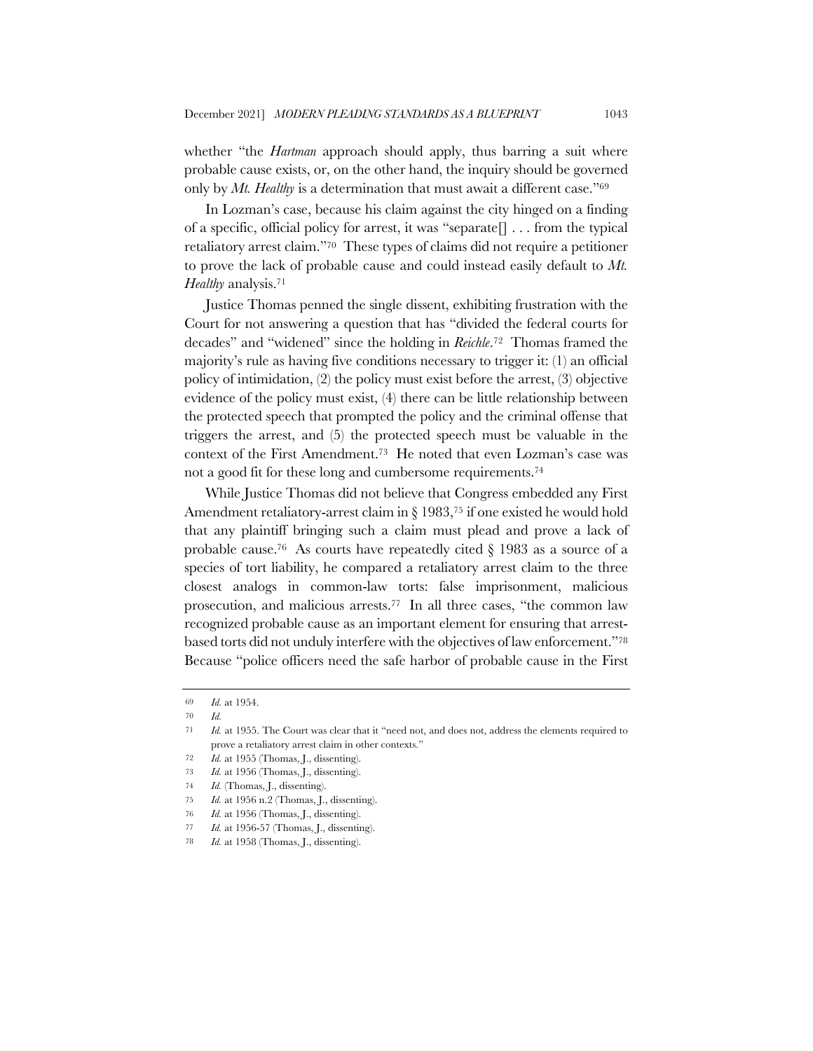whether "the *Hartman* approach should apply, thus barring a suit where probable cause exists, or, on the other hand, the inquiry should be governed only by *Mt. Healthy* is a determination that must await a different case."[69]

In Lozman's case, because his claim against the city hinged on a finding of a specific, official policy for arrest, it was "separate[] . . . from the typical retaliatory arrest claim."[70] These types of claims did not require a petitioner to prove the lack of probable cause and could instead easily default to *Mt. Healthy* analysis.[71]

Justice Thomas penned the single dissent, exhibiting frustration with the Court for not answering a question that has "divided the federal courts for decades" and "widened" since the holding in *Reichle*.[72] Thomas framed the majority's rule as having five conditions necessary to trigger it: (1) an official policy of intimidation, (2) the policy must exist before the arrest, (3) objective evidence of the policy must exist, (4) there can be little relationship between the protected speech that prompted the policy and the criminal offense that triggers the arrest, and (5) the protected speech must be valuable in the context of the First Amendment.[73] He noted that even Lozman's case was not a good fit for these long and cumbersome requirements.[74]

While Justice Thomas did not believe that Congress embedded any First Amendment retaliatory-arrest claim in § 1983,[75] if one existed he would hold that any plaintiff bringing such a claim must plead and prove a lack of probable cause.[76] As courts have repeatedly cited § 1983 as a source of a species of tort liability, he compared a retaliatory arrest claim to the three closest analogs in common-law torts: false imprisonment, malicious prosecution, and malicious arrests.[77] In all three cases, "the common law recognized probable cause as an important element for ensuring that arrest-based torts did not unduly interfere with the objectives of law enforcement."[78] Because "police officers need the safe harbor of probable cause in the First

---

[69] *Id.* at 1954.

[70] *Id.*

[71] *Id.* at 1955. The Court was clear that it "need not, and does not, address the elements required to prove a retaliatory arrest claim in other contexts."

[72] *Id.* at 1955 (Thomas, J., dissenting).

[73] *Id.* at 1956 (Thomas, J., dissenting).

[74] *Id.* (Thomas, J., dissenting).

[75] *Id.* at 1956 n.2 (Thomas, J., dissenting).

[76] *Id.* at 1956 (Thomas, J., dissenting).

[77] *Id.* at 1956-57 (Thomas, J., dissenting).

[78] *Id.* at 1958 (Thomas, J., dissenting).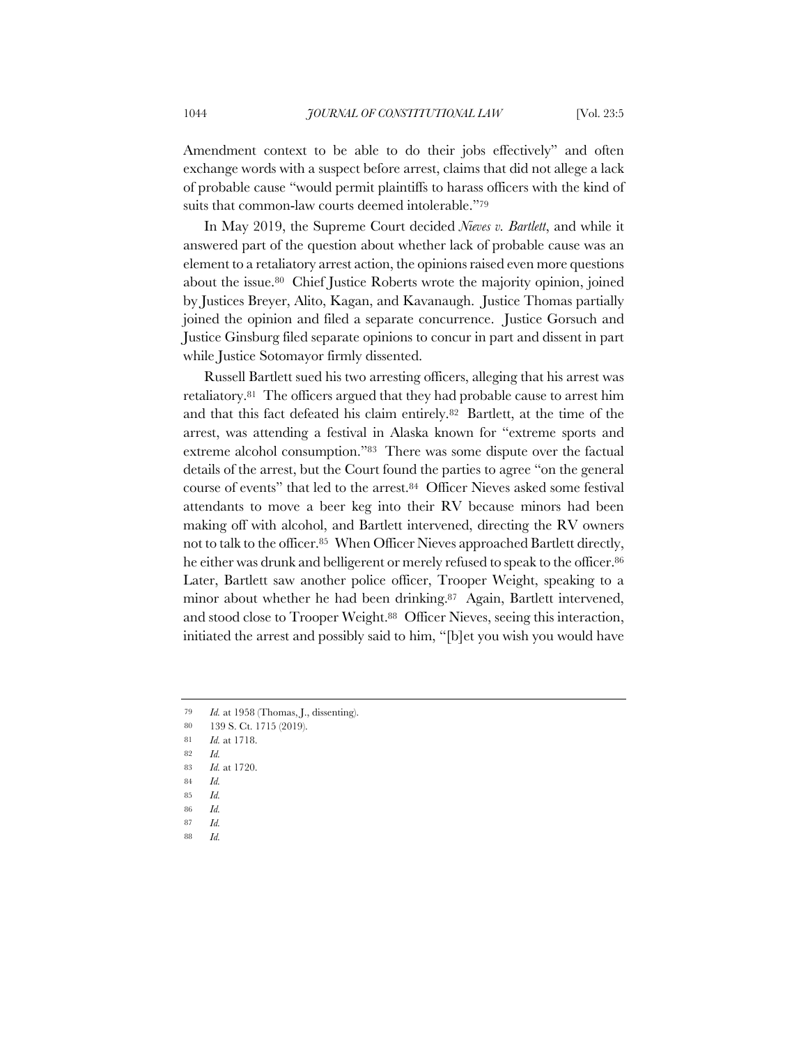Amendment context to be able to do their jobs effectively" and often exchange words with a suspect before arrest, claims that did not allege a lack of probable cause "would permit plaintiffs to harass officers with the kind of suits that common-law courts deemed intolerable."[79]

In May 2019, the Supreme Court decided *Nieves v. Bartlett*, and while it answered part of the question about whether lack of probable cause was an element to a retaliatory arrest action, the opinions raised even more questions about the issue.[80] Chief Justice Roberts wrote the majority opinion, joined by Justices Breyer, Alito, Kagan, and Kavanaugh. Justice Thomas partially joined the opinion and filed a separate concurrence. Justice Gorsuch and Justice Ginsburg filed separate opinions to concur in part and dissent in part while Justice Sotomayor firmly dissented.

Russell Bartlett sued his two arresting officers, alleging that his arrest was retaliatory.[81] The officers argued that they had probable cause to arrest him and that this fact defeated his claim entirely.[82] Bartlett, at the time of the arrest, was attending a festival in Alaska known for "extreme sports and extreme alcohol consumption."[83] There was some dispute over the factual details of the arrest, but the Court found the parties to agree "on the general course of events" that led to the arrest.[84] Officer Nieves asked some festival attendants to move a beer keg into their RV because minors had been making off with alcohol, and Bartlett intervened, directing the RV owners not to talk to the officer.[85] When Officer Nieves approached Bartlett directly, he either was drunk and belligerent or merely refused to speak to the officer.[86] Later, Bartlett saw another police officer, Trooper Weight, speaking to a minor about whether he had been drinking.[87] Again, Bartlett intervened, and stood close to Trooper Weight.[88] Officer Nieves, seeing this interaction, initiated the arrest and possibly said to him, "[b]et you wish you would have

---

79 *Id.* at 1958 (Thomas, J., dissenting).

80 139 S. Ct. 1715 (2019).

81 *Id.* at 1718.

82 *Id.*

83 *Id.* at 1720.

84 *Id.*

85 *Id.*

86 *Id.*

87 *Id.*

88 *Id.*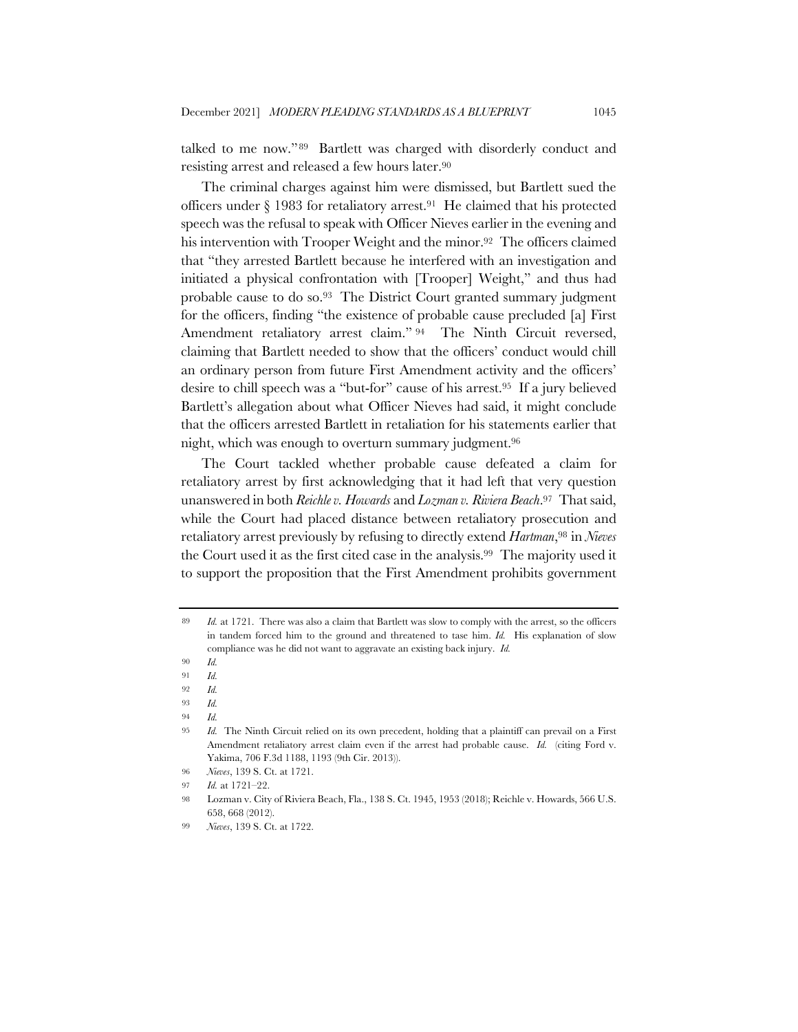talked to me now."[89] Bartlett was charged with disorderly conduct and resisting arrest and released a few hours later.[90]

The criminal charges against him were dismissed, but Bartlett sued the officers under § 1983 for retaliatory arrest.[91] He claimed that his protected speech was the refusal to speak with Officer Nieves earlier in the evening and his intervention with Trooper Weight and the minor.[92] The officers claimed that "they arrested Bartlett because he interfered with an investigation and initiated a physical confrontation with [Trooper] Weight," and thus had probable cause to do so.[93] The District Court granted summary judgment for the officers, finding "the existence of probable cause precluded [a] First Amendment retaliatory arrest claim."[94] The Ninth Circuit reversed, claiming that Bartlett needed to show that the officers' conduct would chill an ordinary person from future First Amendment activity and the officers' desire to chill speech was a "but-for" cause of his arrest.[95] If a jury believed Bartlett's allegation about what Officer Nieves had said, it might conclude that the officers arrested Bartlett in retaliation for his statements earlier that night, which was enough to overturn summary judgment.[96]

The Court tackled whether probable cause defeated a claim for retaliatory arrest by first acknowledging that it had left that very question unanswered in both *Reichle v. Howards* and *Lozman v. Riviera Beach*.[97] That said, while the Court had placed distance between retaliatory prosecution and retaliatory arrest previously by refusing to directly extend *Hartman*,[98] in *Nieves* the Court used it as the first cited case in the analysis.[99] The majority used it to support the proposition that the First Amendment prohibits government

---

89 *Id.* at 1721. There was also a claim that Bartlett was slow to comply with the arrest, so the officers in tandem forced him to the ground and threatened to tase him. *Id.* His explanation of slow compliance was he did not want to aggravate an existing back injury. *Id.*

90 *Id.*

91 *Id.*

92 *Id.*

93 *Id.*

94 *Id.*

95 *Id.* The Ninth Circuit relied on its own precedent, holding that a plaintiff can prevail on a First Amendment retaliatory arrest claim even if the arrest had probable cause. *Id.* (citing Ford v. Yakima, 706 F.3d 1188, 1193 (9th Cir. 2013)).

96 *Nieves*, 139 S. Ct. at 1721.

97 *Id.* at 1721–22.

98 Lozman v. City of Riviera Beach, Fla., 138 S. Ct. 1945, 1953 (2018); Reichle v. Howards, 566 U.S. 658, 668 (2012).

99 *Nieves*, 139 S. Ct. at 1722.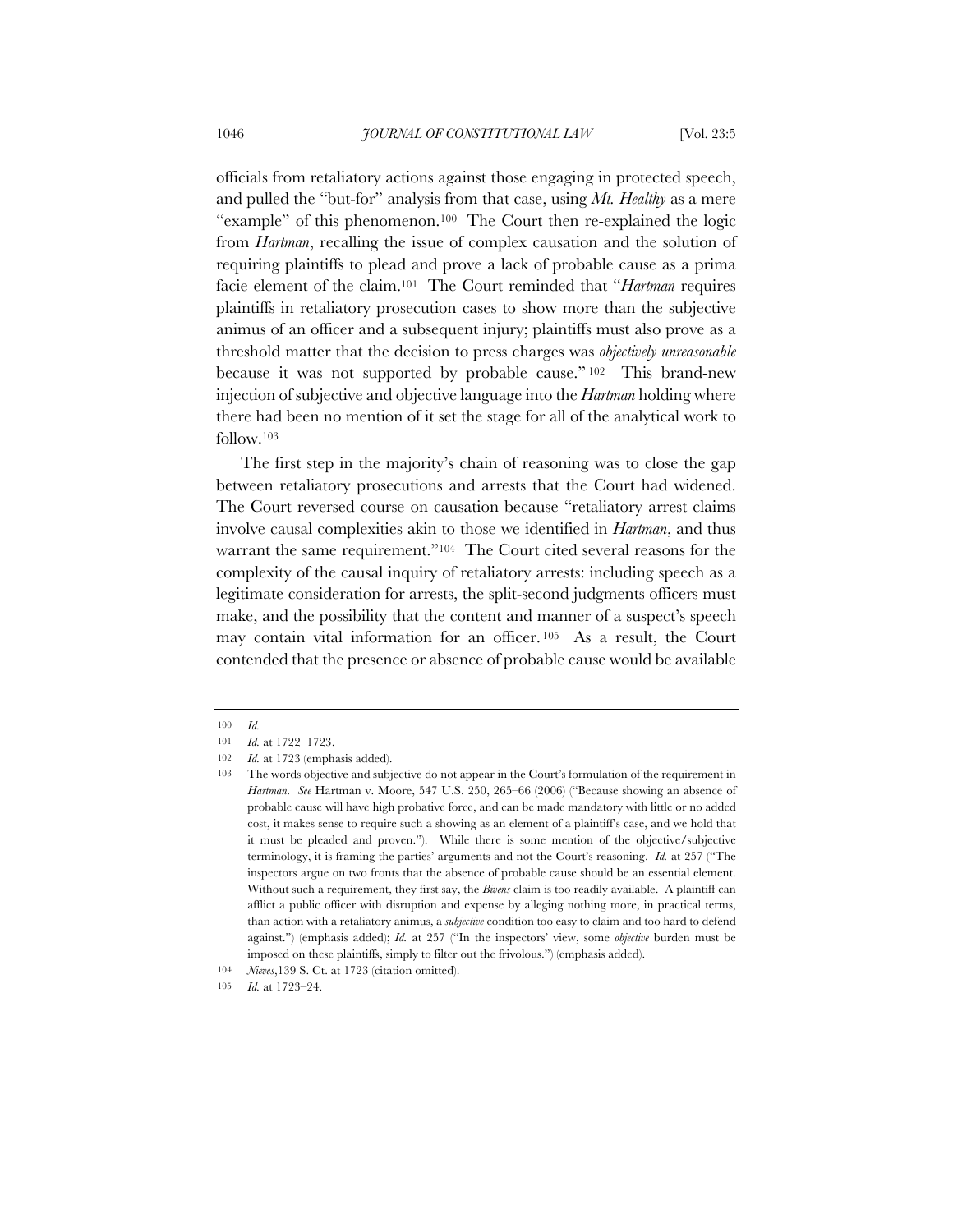officials from retaliatory actions against those engaging in protected speech, and pulled the "but-for" analysis from that case, using *Mt. Healthy* as a mere "example" of this phenomenon.[100] The Court then re-explained the logic from *Hartman*, recalling the issue of complex causation and the solution of requiring plaintiffs to plead and prove a lack of probable cause as a prima facie element of the claim.[101] The Court reminded that "*Hartman* requires plaintiffs in retaliatory prosecution cases to show more than the subjective animus of an officer and a subsequent injury; plaintiffs must also prove as a threshold matter that the decision to press charges was *objectively unreasonable* because it was not supported by probable cause."[102] This brand-new injection of subjective and objective language into the *Hartman* holding where there had been no mention of it set the stage for all of the analytical work to follow.[103]

The first step in the majority's chain of reasoning was to close the gap between retaliatory prosecutions and arrests that the Court had widened. The Court reversed course on causation because "retaliatory arrest claims involve causal complexities akin to those we identified in *Hartman*, and thus warrant the same requirement."[104] The Court cited several reasons for the complexity of the causal inquiry of retaliatory arrests: including speech as a legitimate consideration for arrests, the split-second judgments officers must make, and the possibility that the content and manner of a suspect's speech may contain vital information for an officer.[105] As a result, the Court contended that the presence or absence of probable cause would be available

---

100 *Id.*

101 *Id.* at 1722–1723.

102 *Id.* at 1723 (emphasis added).

103 The words objective and subjective do not appear in the Court's formulation of the requirement in *Hartman*. *See* Hartman v. Moore, 547 U.S. 250, 265–66 (2006) ("Because showing an absence of probable cause will have high probative force, and can be made mandatory with little or no added cost, it makes sense to require such a showing as an element of a plaintiff's case, and we hold that it must be pleaded and proven."). While there is some mention of the objective/subjective terminology, it is framing the parties' arguments and not the Court's reasoning. *Id.* at 257 ("The inspectors argue on two fronts that the absence of probable cause should be an essential element. Without such a requirement, they first say, the *Bivens* claim is too readily available. A plaintiff can afflict a public officer with disruption and expense by alleging nothing more, in practical terms, than action with a retaliatory animus, a *subjective* condition too easy to claim and too hard to defend against.") (emphasis added); *Id.* at 257 ("In the inspectors' view, some *objective* burden must be imposed on these plaintiffs, simply to filter out the frivolous.") (emphasis added).

104 *Nieves*,139 S. Ct. at 1723 (citation omitted).

105 *Id.* at 1723–24.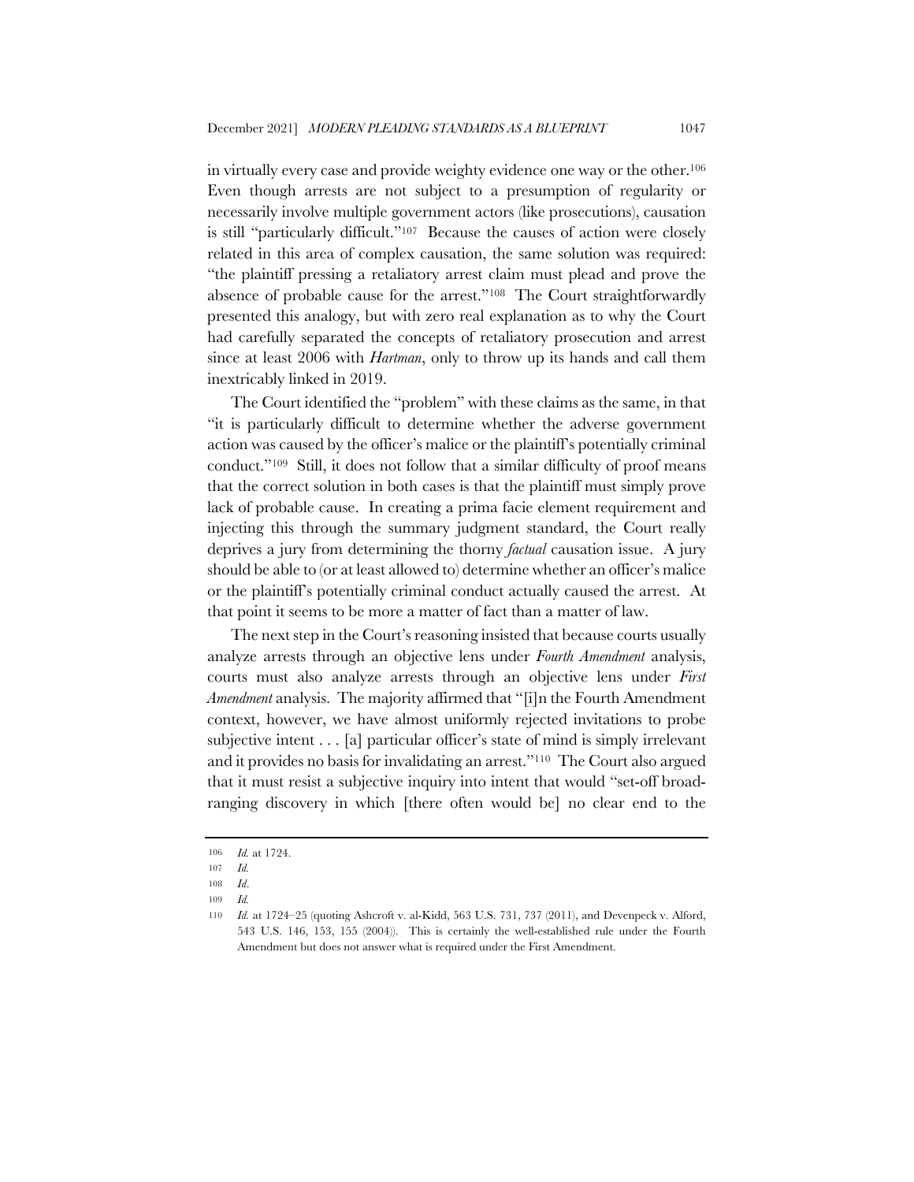in virtually every case and provide weighty evidence one way or the other.[106] Even though arrests are not subject to a presumption of regularity or necessarily involve multiple government actors (like prosecutions), causation is still "particularly difficult."[107] Because the causes of action were closely related in this area of complex causation, the same solution was required: "the plaintiff pressing a retaliatory arrest claim must plead and prove the absence of probable cause for the arrest."[108] The Court straightforwardly presented this analogy, but with zero real explanation as to why the Court had carefully separated the concepts of retaliatory prosecution and arrest since at least 2006 with *Hartman*, only to throw up its hands and call them inextricably linked in 2019.

The Court identified the "problem" with these claims as the same, in that "it is particularly difficult to determine whether the adverse government action was caused by the officer's malice or the plaintiff's potentially criminal conduct."[109] Still, it does not follow that a similar difficulty of proof means that the correct solution in both cases is that the plaintiff must simply prove lack of probable cause. In creating a prima facie element requirement and injecting this through the summary judgment standard, the Court really deprives a jury from determining the thorny *factual* causation issue. A jury should be able to (or at least allowed to) determine whether an officer's malice or the plaintiff's potentially criminal conduct actually caused the arrest. At that point it seems to be more a matter of fact than a matter of law.

The next step in the Court's reasoning insisted that because courts usually analyze arrests through an objective lens under *Fourth Amendment* analysis, courts must also analyze arrests through an objective lens under *First Amendment* analysis. The majority affirmed that "[i]n the Fourth Amendment context, however, we have almost uniformly rejected invitations to probe subjective intent . . . [a] particular officer's state of mind is simply irrelevant and it provides no basis for invalidating an arrest."[110] The Court also argued that it must resist a subjective inquiry into intent that would "set-off broad-ranging discovery in which [there often would be] no clear end to the

---

106 *Id.* at 1724.

107 *Id.*

108 *Id*.

109 *Id.*

110 *Id.* at 1724–25 (quoting Ashcroft v. al-Kidd, 563 U.S. 731, 737 (2011), and Devenpeck v. Alford, 543 U.S. 146, 153, 155 (2004)). This is certainly the well-established rule under the Fourth Amendment but does not answer what is required under the First Amendment.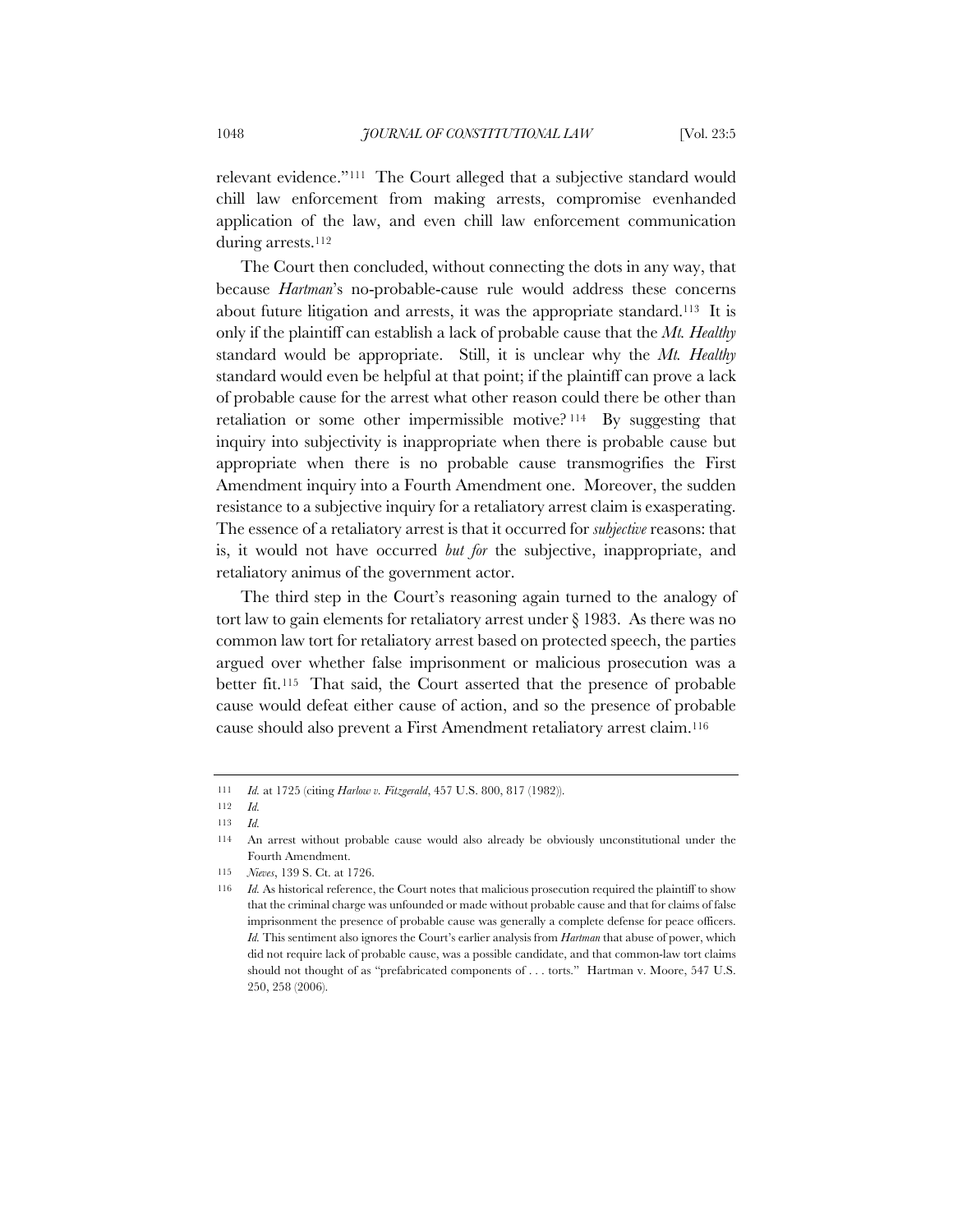relevant evidence."[111] The Court alleged that a subjective standard would chill law enforcement from making arrests, compromise evenhanded application of the law, and even chill law enforcement communication during arrests.[112]

The Court then concluded, without connecting the dots in any way, that because *Hartman*'s no-probable-cause rule would address these concerns about future litigation and arrests, it was the appropriate standard.[113] It is only if the plaintiff can establish a lack of probable cause that the *Mt. Healthy* standard would be appropriate. Still, it is unclear why the *Mt. Healthy* standard would even be helpful at that point; if the plaintiff can prove a lack of probable cause for the arrest what other reason could there be other than retaliation or some other impermissible motive?[114] By suggesting that inquiry into subjectivity is inappropriate when there is probable cause but appropriate when there is no probable cause transmogrifies the First Amendment inquiry into a Fourth Amendment one. Moreover, the sudden resistance to a subjective inquiry for a retaliatory arrest claim is exasperating. The essence of a retaliatory arrest is that it occurred for *subjective* reasons: that is, it would not have occurred *but for* the subjective, inappropriate, and retaliatory animus of the government actor.

The third step in the Court's reasoning again turned to the analogy of tort law to gain elements for retaliatory arrest under § 1983. As there was no common law tort for retaliatory arrest based on protected speech, the parties argued over whether false imprisonment or malicious prosecution was a better fit.[115] That said, the Court asserted that the presence of probable cause would defeat either cause of action, and so the presence of probable cause should also prevent a First Amendment retaliatory arrest claim.[116]

---

111 *Id.* at 1725 (citing *Harlow v. Fitzgerald*, 457 U.S. 800, 817 (1982)).

112 *Id.*

113 *Id.*

114 An arrest without probable cause would also already be obviously unconstitutional under the Fourth Amendment.

115 *Nieves*, 139 S. Ct. at 1726.

116 *Id.* As historical reference, the Court notes that malicious prosecution required the plaintiff to show that the criminal charge was unfounded or made without probable cause and that for claims of false imprisonment the presence of probable cause was generally a complete defense for peace officers. *Id.* This sentiment also ignores the Court's earlier analysis from *Hartman* that abuse of power, which did not require lack of probable cause, was a possible candidate, and that common-law tort claims should not thought of as "prefabricated components of . . . torts." Hartman v. Moore, 547 U.S. 250, 258 (2006).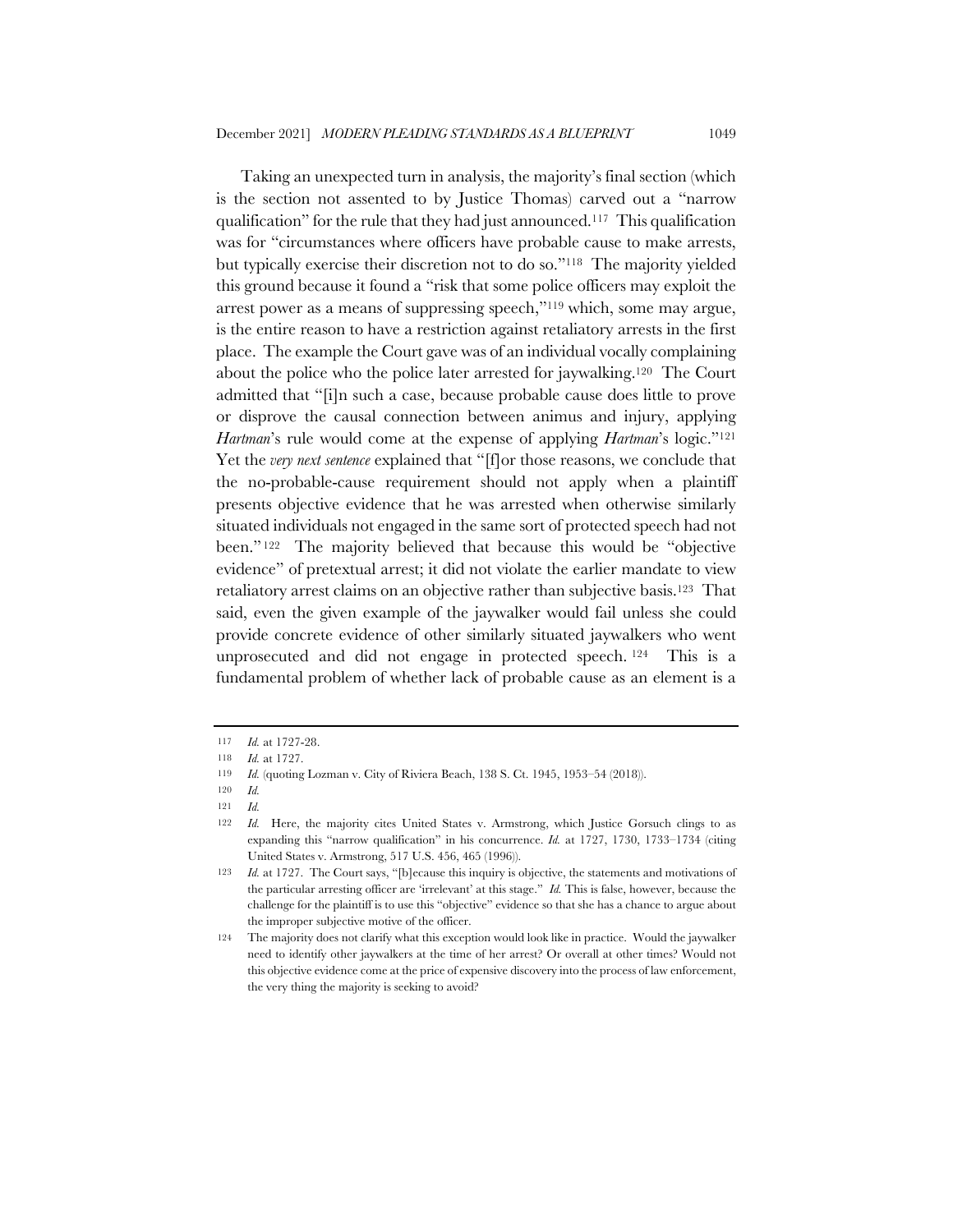Taking an unexpected turn in analysis, the majority's final section (which is the section not assented to by Justice Thomas) carved out a "narrow qualification" for the rule that they had just announced.[117] This qualification was for "circumstances where officers have probable cause to make arrests, but typically exercise their discretion not to do so."[118] The majority yielded this ground because it found a "risk that some police officers may exploit the arrest power as a means of suppressing speech,"[119] which, some may argue, is the entire reason to have a restriction against retaliatory arrests in the first place. The example the Court gave was of an individual vocally complaining about the police who the police later arrested for jaywalking.[120] The Court admitted that "[i]n such a case, because probable cause does little to prove or disprove the causal connection between animus and injury, applying *Hartman*'s rule would come at the expense of applying *Hartman*'s logic."[121] Yet the *very next sentence* explained that "[f]or those reasons, we conclude that the no-probable-cause requirement should not apply when a plaintiff presents objective evidence that he was arrested when otherwise similarly situated individuals not engaged in the same sort of protected speech had not been."[122] The majority believed that because this would be "objective evidence" of pretextual arrest; it did not violate the earlier mandate to view retaliatory arrest claims on an objective rather than subjective basis.[123] That said, even the given example of the jaywalker would fail unless she could provide concrete evidence of other similarly situated jaywalkers who went unprosecuted and did not engage in protected speech.[124] This is a fundamental problem of whether lack of probable cause as an element is a

---

117 *Id.* at 1727-28.

118 *Id.* at 1727.

119 *Id.* (quoting Lozman v. City of Riviera Beach, 138 S. Ct. 1945, 1953–54 (2018)).

120 *Id.*

121 *Id.*

122 *Id.* Here, the majority cites United States v. Armstrong, which Justice Gorsuch clings to as expanding this "narrow qualification" in his concurrence. *Id.* at 1727, 1730, 1733–1734 (citing United States v. Armstrong, 517 U.S. 456, 465 (1996)).

123 *Id.* at 1727. The Court says, "[b]ecause this inquiry is objective, the statements and motivations of the particular arresting officer are 'irrelevant' at this stage." *Id.* This is false, however, because the challenge for the plaintiff is to use this "objective" evidence so that she has a chance to argue about the improper subjective motive of the officer.

124 The majority does not clarify what this exception would look like in practice. Would the jaywalker need to identify other jaywalkers at the time of her arrest? Or overall at other times? Would not this objective evidence come at the price of expensive discovery into the process of law enforcement, the very thing the majority is seeking to avoid?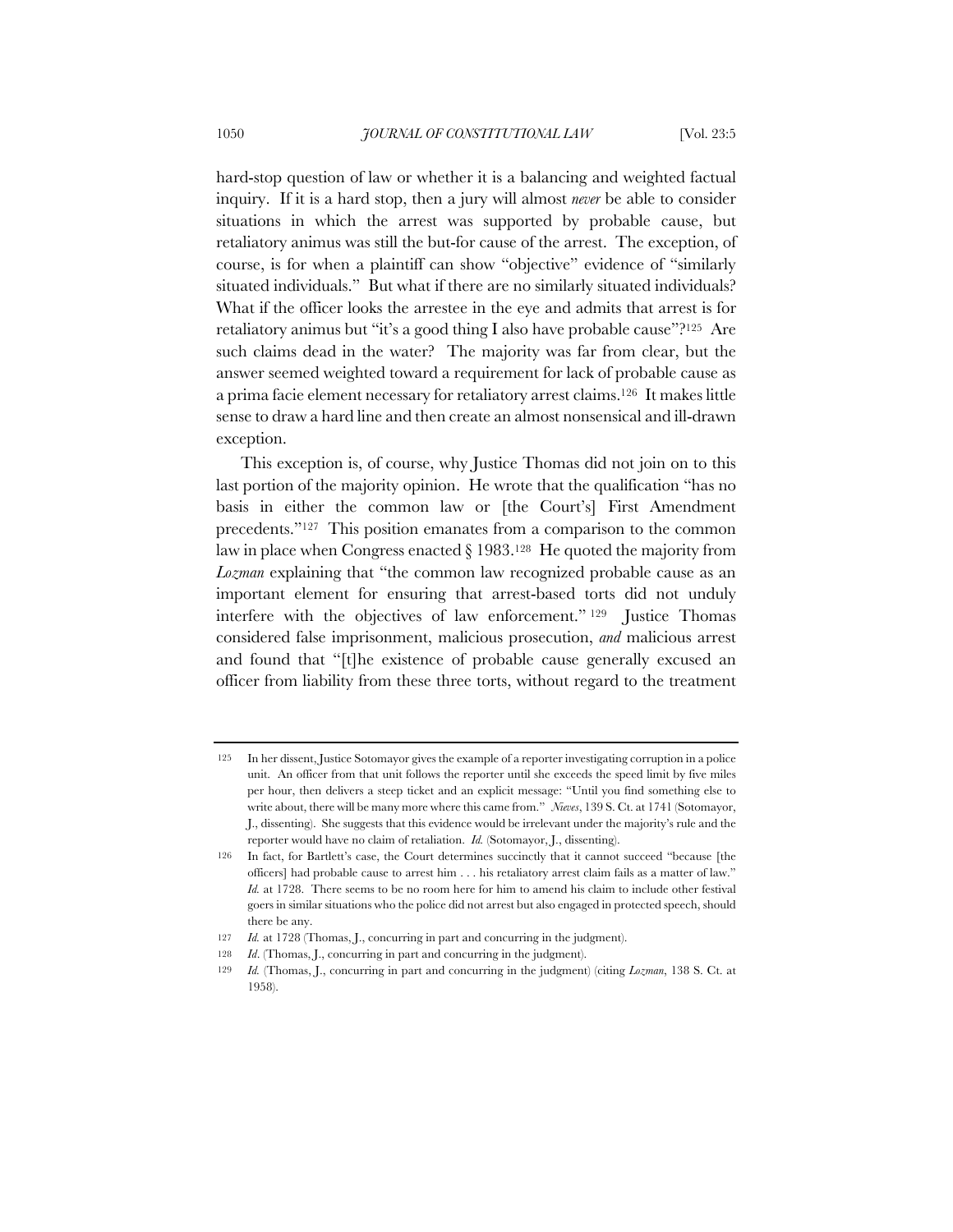hard-stop question of law or whether it is a balancing and weighted factual inquiry. If it is a hard stop, then a jury will almost *never* be able to consider situations in which the arrest was supported by probable cause, but retaliatory animus was still the but-for cause of the arrest. The exception, of course, is for when a plaintiff can show "objective" evidence of "similarly situated individuals." But what if there are no similarly situated individuals? What if the officer looks the arrestee in the eye and admits that arrest is for retaliatory animus but "it's a good thing I also have probable cause"?[125] Are such claims dead in the water? The majority was far from clear, but the answer seemed weighted toward a requirement for lack of probable cause as a prima facie element necessary for retaliatory arrest claims.[126] It makes little sense to draw a hard line and then create an almost nonsensical and ill-drawn exception.

This exception is, of course, why Justice Thomas did not join on to this last portion of the majority opinion. He wrote that the qualification "has no basis in either the common law or [the Court's] First Amendment precedents."[127] This position emanates from a comparison to the common law in place when Congress enacted § 1983.[128] He quoted the majority from *Lozman* explaining that "the common law recognized probable cause as an important element for ensuring that arrest-based torts did not unduly interfere with the objectives of law enforcement."[129] Justice Thomas considered false imprisonment, malicious prosecution, *and* malicious arrest and found that "[t]he existence of probable cause generally excused an officer from liability from these three torts, without regard to the treatment

---

125 In her dissent, Justice Sotomayor gives the example of a reporter investigating corruption in a police unit. An officer from that unit follows the reporter until she exceeds the speed limit by five miles per hour, then delivers a steep ticket and an explicit message: "Until you find something else to write about, there will be many more where this came from." *Nieves*, 139 S. Ct. at 1741 (Sotomayor, J., dissenting). She suggests that this evidence would be irrelevant under the majority's rule and the reporter would have no claim of retaliation. *Id.* (Sotomayor, J., dissenting).

126 In fact, for Bartlett's case, the Court determines succinctly that it cannot succeed "because [the officers] had probable cause to arrest him . . . his retaliatory arrest claim fails as a matter of law." *Id.* at 1728. There seems to be no room here for him to amend his claim to include other festival goers in similar situations who the police did not arrest but also engaged in protected speech, should there be any.

127 *Id.* at 1728 (Thomas, J., concurring in part and concurring in the judgment).

128 *Id*. (Thomas, J., concurring in part and concurring in the judgment).

129 *Id.* (Thomas, J., concurring in part and concurring in the judgment) (citing *Lozman*, 138 S. Ct. at 1958).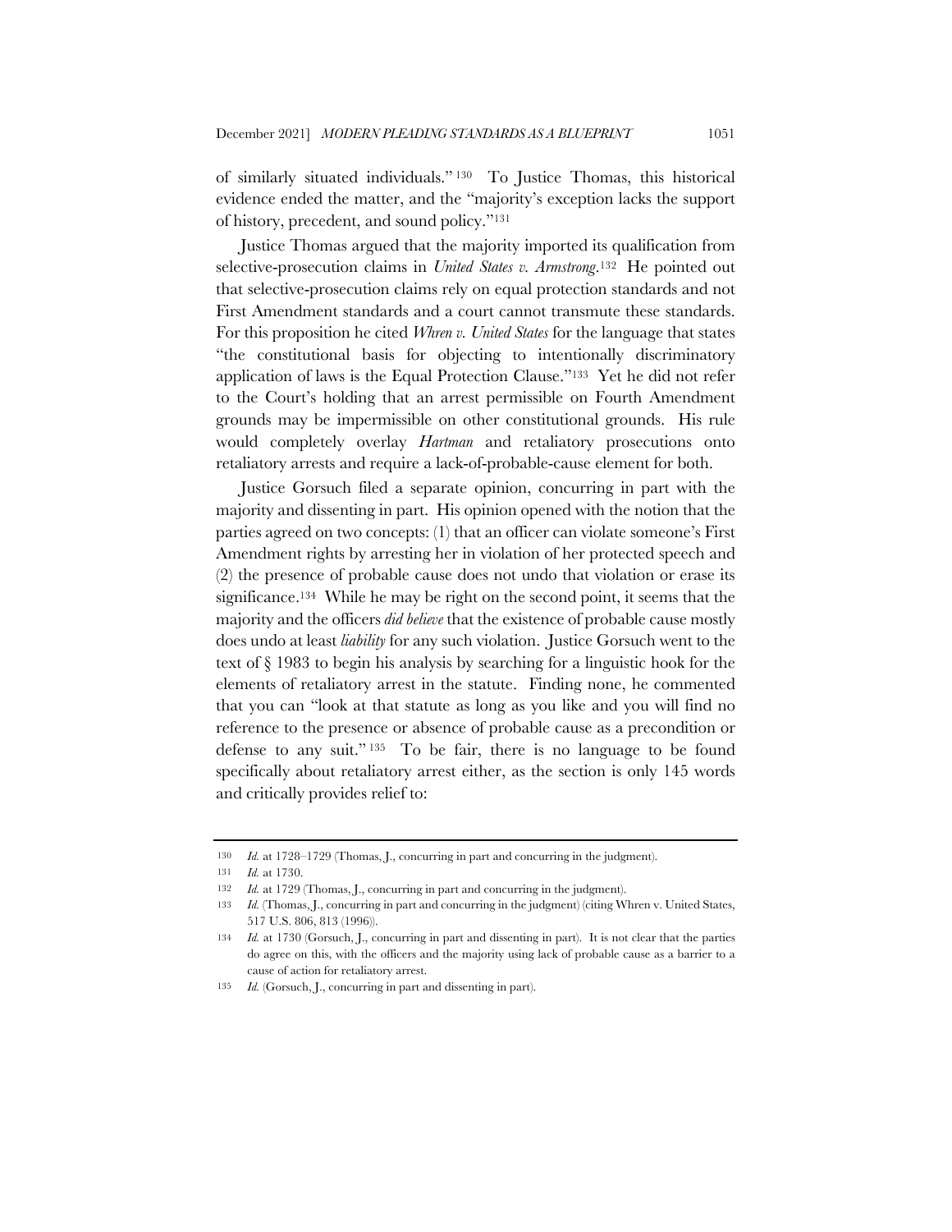of similarly situated individuals."[130] To Justice Thomas, this historical evidence ended the matter, and the "majority's exception lacks the support of history, precedent, and sound policy."[131]

Justice Thomas argued that the majority imported its qualification from selective-prosecution claims in *United States v. Armstrong*.[132] He pointed out that selective-prosecution claims rely on equal protection standards and not First Amendment standards and a court cannot transmute these standards. For this proposition he cited *Whren v. United States* for the language that states "the constitutional basis for objecting to intentionally discriminatory application of laws is the Equal Protection Clause."[133] Yet he did not refer to the Court's holding that an arrest permissible on Fourth Amendment grounds may be impermissible on other constitutional grounds. His rule would completely overlay *Hartman* and retaliatory prosecutions onto retaliatory arrests and require a lack-of-probable-cause element for both.

Justice Gorsuch filed a separate opinion, concurring in part with the majority and dissenting in part. His opinion opened with the notion that the parties agreed on two concepts: (1) that an officer can violate someone's First Amendment rights by arresting her in violation of her protected speech and (2) the presence of probable cause does not undo that violation or erase its significance.[134] While he may be right on the second point, it seems that the majority and the officers *did believe* that the existence of probable cause mostly does undo at least *liability* for any such violation. Justice Gorsuch went to the text of § 1983 to begin his analysis by searching for a linguistic hook for the elements of retaliatory arrest in the statute. Finding none, he commented that you can "look at that statute as long as you like and you will find no reference to the presence or absence of probable cause as a precondition or defense to any suit."[135] To be fair, there is no language to be found specifically about retaliatory arrest either, as the section is only 145 words and critically provides relief to:

---

130 *Id.* at 1728–1729 (Thomas, J., concurring in part and concurring in the judgment).

131 *Id.* at 1730.

132 *Id.* at 1729 (Thomas, J., concurring in part and concurring in the judgment).

133 *Id.* (Thomas, J., concurring in part and concurring in the judgment) (citing Whren v. United States, 517 U.S. 806, 813 (1996)).

134 *Id.* at 1730 (Gorsuch, J., concurring in part and dissenting in part). It is not clear that the parties do agree on this, with the officers and the majority using lack of probable cause as a barrier to a cause of action for retaliatory arrest.

135 *Id.* (Gorsuch, J., concurring in part and dissenting in part).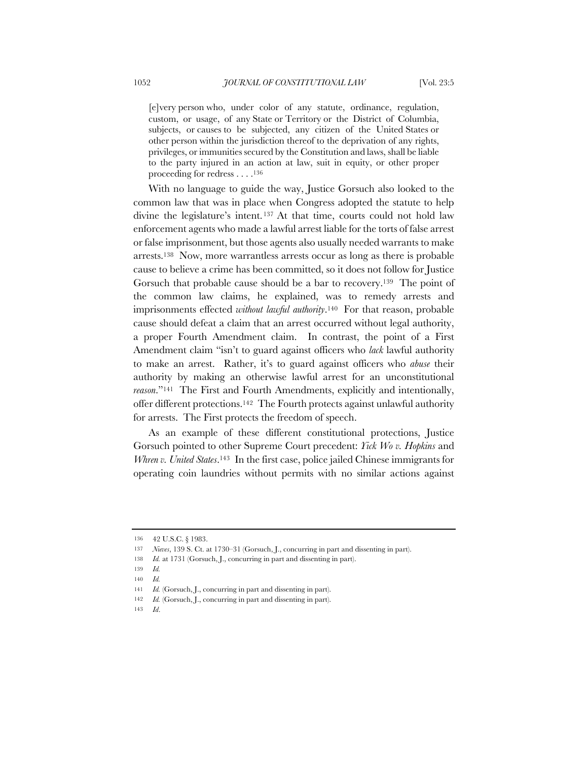> [e]very person who, under color of any statute, ordinance, regulation, custom, or usage, of any State or Territory or the District of Columbia, subjects, or causes to be subjected, any citizen of the United States or other person within the jurisdiction thereof to the deprivation of any rights, privileges, or immunities secured by the Constitution and laws, shall be liable to the party injured in an action at law, suit in equity, or other proper proceeding for redress . . . .[136]

With no language to guide the way, Justice Gorsuch also looked to the common law that was in place when Congress adopted the statute to help divine the legislature's intent.[137] At that time, courts could not hold law enforcement agents who made a lawful arrest liable for the torts of false arrest or false imprisonment, but those agents also usually needed warrants to make arrests.[138] Now, more warrantless arrests occur as long as there is probable cause to believe a crime has been committed, so it does not follow for Justice Gorsuch that probable cause should be a bar to recovery.[139] The point of the common law claims, he explained, was to remedy arrests and imprisonments effected *without lawful authority*.[140] For that reason, probable cause should defeat a claim that an arrest occurred without legal authority, a proper Fourth Amendment claim. In contrast, the point of a First Amendment claim "isn't to guard against officers who *lack* lawful authority to make an arrest. Rather, it's to guard against officers who *abuse* their authority by making an otherwise lawful arrest for an unconstitutional *reason*."[141] The First and Fourth Amendments, explicitly and intentionally, offer different protections.[142] The Fourth protects against unlawful authority for arrests. The First protects the freedom of speech.

As an example of these different constitutional protections, Justice Gorsuch pointed to other Supreme Court precedent: *Yick Wo v. Hopkins* and *Whren v. United States*.[143] In the first case, police jailed Chinese immigrants for operating coin laundries without permits with no similar actions against

---

136 42 U.S.C. § 1983.

137 *Nieves*, 139 S. Ct. at 1730–31 (Gorsuch, J., concurring in part and dissenting in part).

138 *Id.* at 1731 (Gorsuch, J., concurring in part and dissenting in part).

139 *Id.*

140 *Id.*

141 *Id.* (Gorsuch, J., concurring in part and dissenting in part).

142 *Id.* (Gorsuch, J., concurring in part and dissenting in part).

143 *Id*.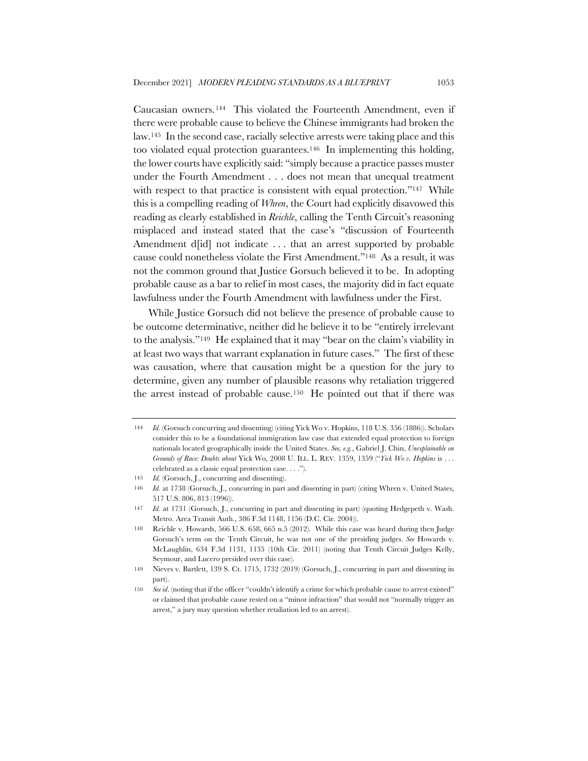Caucasian owners.[144] This violated the Fourteenth Amendment, even if there were probable cause to believe the Chinese immigrants had broken the law.[145] In the second case, racially selective arrests were taking place and this too violated equal protection guarantees.[146] In implementing this holding, the lower courts have explicitly said: "simply because a practice passes muster under the Fourth Amendment . . . does not mean that unequal treatment with respect to that practice is consistent with equal protection."[147] While this is a compelling reading of *Whren*, the Court had explicitly disavowed this reading as clearly established in *Reichle*, calling the Tenth Circuit's reasoning misplaced and instead stated that the case's "discussion of Fourteenth Amendment d[id] not indicate . . . that an arrest supported by probable cause could nonetheless violate the First Amendment."[148] As a result, it was not the common ground that Justice Gorsuch believed it to be. In adopting probable cause as a bar to relief in most cases, the majority did in fact equate lawfulness under the Fourth Amendment with lawfulness under the First.

While Justice Gorsuch did not believe the presence of probable cause to be outcome determinative, neither did he believe it to be "entirely irrelevant to the analysis."[149] He explained that it may "bear on the claim's viability in at least two ways that warrant explanation in future cases." The first of these was causation, where that causation might be a question for the jury to determine, given any number of plausible reasons why retaliation triggered the arrest instead of probable cause.[150] He pointed out that if there was

---

144 *Id.* (Gorsuch concurring and dissenting) (citing Yick Wo v. Hopkins, 118 U.S. 356 (1886)). Scholars consider this to be a foundational immigration law case that extended equal protection to foreign nationals located geographically inside the United States. *See, e.g.*, Gabriel J. Chin, *Unexplainable on Grounds of Race: Doubts about* Yick Wo, 2008 U. ILL. L. REV. 1359, 1359 ("*Yick Wo v. Hopkins* is . . . celebrated as a classic equal protection case. . . .").

145 *Id.* (Gorsuch, J., concurring and dissenting).

146 *Id.* at 1738 (Gorsuch, J., concurring in part and dissenting in part) (citing Whren v. United States, 517 U.S. 806, 813 (1996)).

147 *Id.* at 1731 (Gorsuch, J., concurring in part and dissenting in part) (quoting Hedgepeth v. Wash. Metro. Area Transit Auth., 386 F.3d 1148, 1156 (D.C. Cir. 2004)).

148 Reichle v. Howards, 566 U.S. 658, 665 n.5 (2012). While this case was heard during then Judge Gorsuch's term on the Tenth Circuit, he was not one of the presiding judges. *See* Howards v. McLaughlin, 634 F.3d 1131, 1135 (10th Cir. 2011) (noting that Tenth Circuit Judges Kelly, Seymour, and Lucero presided over this case).

149 Nieves v. Bartlett, 139 S. Ct. 1715, 1732 (2019) (Gorsuch, J., concurring in part and dissenting in part).

150 *See id*. (noting that if the officer "couldn't identify a crime for which probable cause to arrest existed" or claimed that probable cause rested on a "minor infraction" that would not "normally trigger an arrest," a jury may question whether retaliation led to an arrest).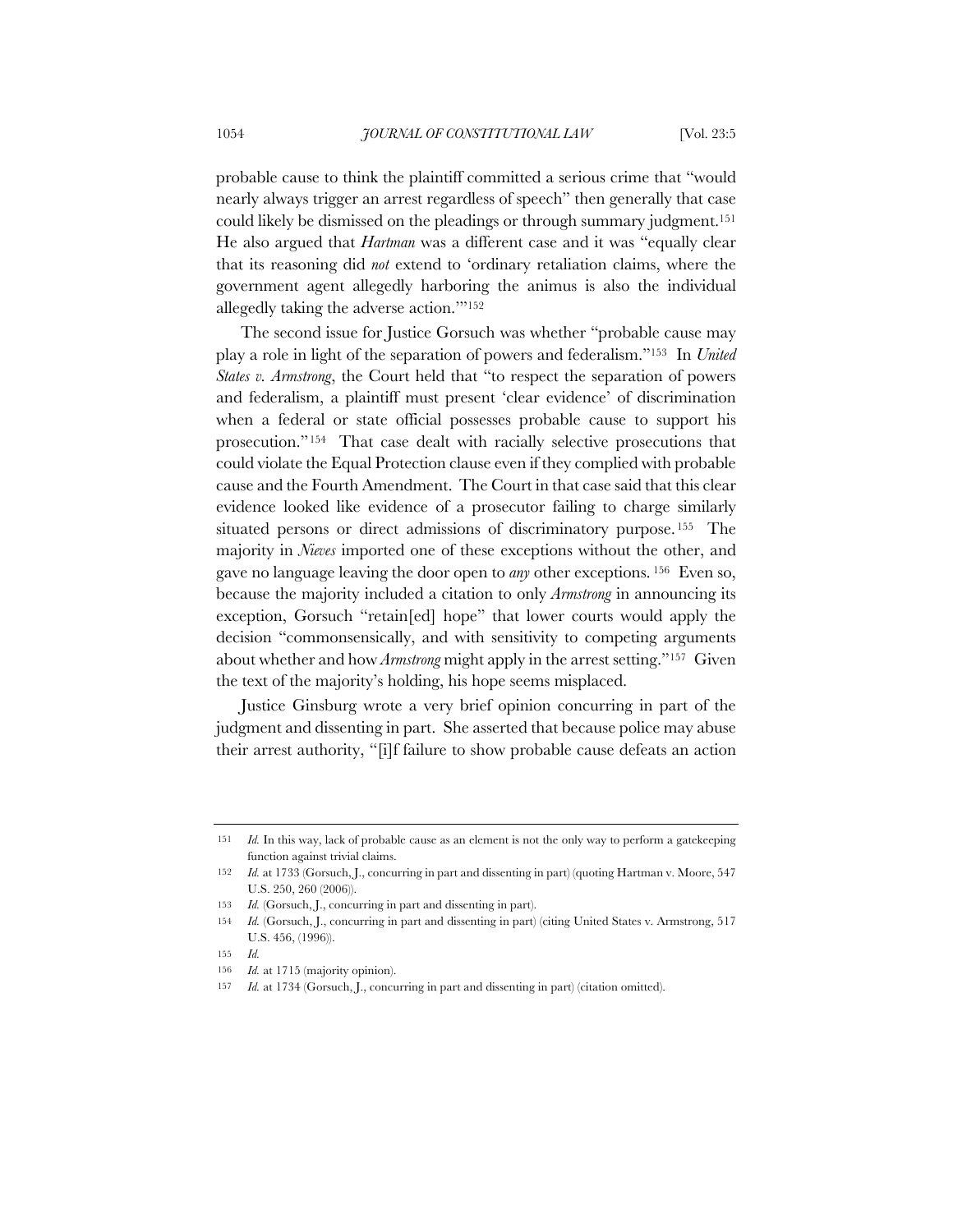probable cause to think the plaintiff committed a serious crime that "would nearly always trigger an arrest regardless of speech" then generally that case could likely be dismissed on the pleadings or through summary judgment.[151] He also argued that *Hartman* was a different case and it was "equally clear that its reasoning did *not* extend to 'ordinary retaliation claims, where the government agent allegedly harboring the animus is also the individual allegedly taking the adverse action.'"[152]

The second issue for Justice Gorsuch was whether "probable cause may play a role in light of the separation of powers and federalism."[153] In *United States v. Armstrong*, the Court held that "to respect the separation of powers and federalism, a plaintiff must present 'clear evidence' of discrimination when a federal or state official possesses probable cause to support his prosecution."[154] That case dealt with racially selective prosecutions that could violate the Equal Protection clause even if they complied with probable cause and the Fourth Amendment. The Court in that case said that this clear evidence looked like evidence of a prosecutor failing to charge similarly situated persons or direct admissions of discriminatory purpose.[155] The majority in *Nieves* imported one of these exceptions without the other, and gave no language leaving the door open to *any* other exceptions.[156] Even so, because the majority included a citation to only *Armstrong* in announcing its exception, Gorsuch "retain[ed] hope" that lower courts would apply the decision "commonsensically, and with sensitivity to competing arguments about whether and how *Armstrong* might apply in the arrest setting."[157] Given the text of the majority's holding, his hope seems misplaced.

Justice Ginsburg wrote a very brief opinion concurring in part of the judgment and dissenting in part. She asserted that because police may abuse their arrest authority, "[i]f failure to show probable cause defeats an action

---

151 *Id.* In this way, lack of probable cause as an element is not the only way to perform a gatekeeping function against trivial claims.

152 *Id.* at 1733 (Gorsuch, J., concurring in part and dissenting in part) (quoting Hartman v. Moore, 547 U.S. 250, 260 (2006)).

153 *Id.* (Gorsuch, J., concurring in part and dissenting in part).

154 *Id.* (Gorsuch, J., concurring in part and dissenting in part) (citing United States v. Armstrong, 517 U.S. 456, (1996)).

155 *Id.*

156 *Id.* at 1715 (majority opinion).

157 *Id.* at 1734 (Gorsuch, J., concurring in part and dissenting in part) (citation omitted).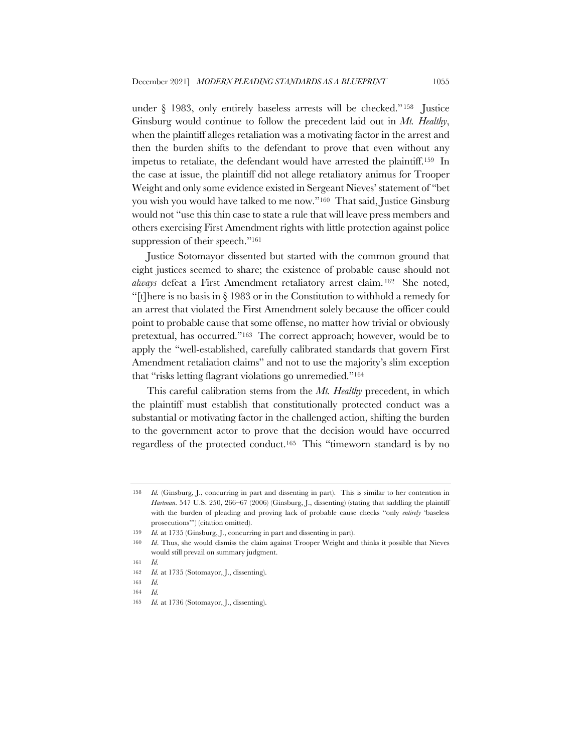under § 1983, only entirely baseless arrests will be checked."[158] Justice Ginsburg would continue to follow the precedent laid out in *Mt. Healthy*, when the plaintiff alleges retaliation was a motivating factor in the arrest and then the burden shifts to the defendant to prove that even without any impetus to retaliate, the defendant would have arrested the plaintiff.[159] In the case at issue, the plaintiff did not allege retaliatory animus for Trooper Weight and only some evidence existed in Sergeant Nieves' statement of "bet you wish you would have talked to me now."[160] That said, Justice Ginsburg would not "use this thin case to state a rule that will leave press members and others exercising First Amendment rights with little protection against police suppression of their speech."[161]

Justice Sotomayor dissented but started with the common ground that eight justices seemed to share; the existence of probable cause should not *always* defeat a First Amendment retaliatory arrest claim.[162] She noted, "[t]here is no basis in § 1983 or in the Constitution to withhold a remedy for an arrest that violated the First Amendment solely because the officer could point to probable cause that some offense, no matter how trivial or obviously pretextual, has occurred."[163] The correct approach; however, would be to apply the "well-established, carefully calibrated standards that govern First Amendment retaliation claims" and not to use the majority's slim exception that "risks letting flagrant violations go unremedied."[164]

This careful calibration stems from the *Mt. Healthy* precedent, in which the plaintiff must establish that constitutionally protected conduct was a substantial or motivating factor in the challenged action, shifting the burden to the government actor to prove that the decision would have occurred regardless of the protected conduct.[165] This "timeworn standard is by no

---

158 *Id.* (Ginsburg, J., concurring in part and dissenting in part). This is similar to her contention in *Hartman*. 547 U.S. 250, 266–67 (2006) (Ginsburg, J., dissenting) (stating that saddling the plaintiff with the burden of pleading and proving lack of probable cause checks "only *entirely* 'baseless prosecutions'") (citation omitted).

159 *Id.* at 1735 (Ginsburg, J., concurring in part and dissenting in part).

160 *Id*. Thus, she would dismiss the claim against Trooper Weight and thinks it possible that Nieves would still prevail on summary judgment.

161 *Id.*

162 *Id.* at 1735 (Sotomayor, J., dissenting).

163 *Id.*

164 *Id.*

165 *Id.* at 1736 (Sotomayor, J., dissenting).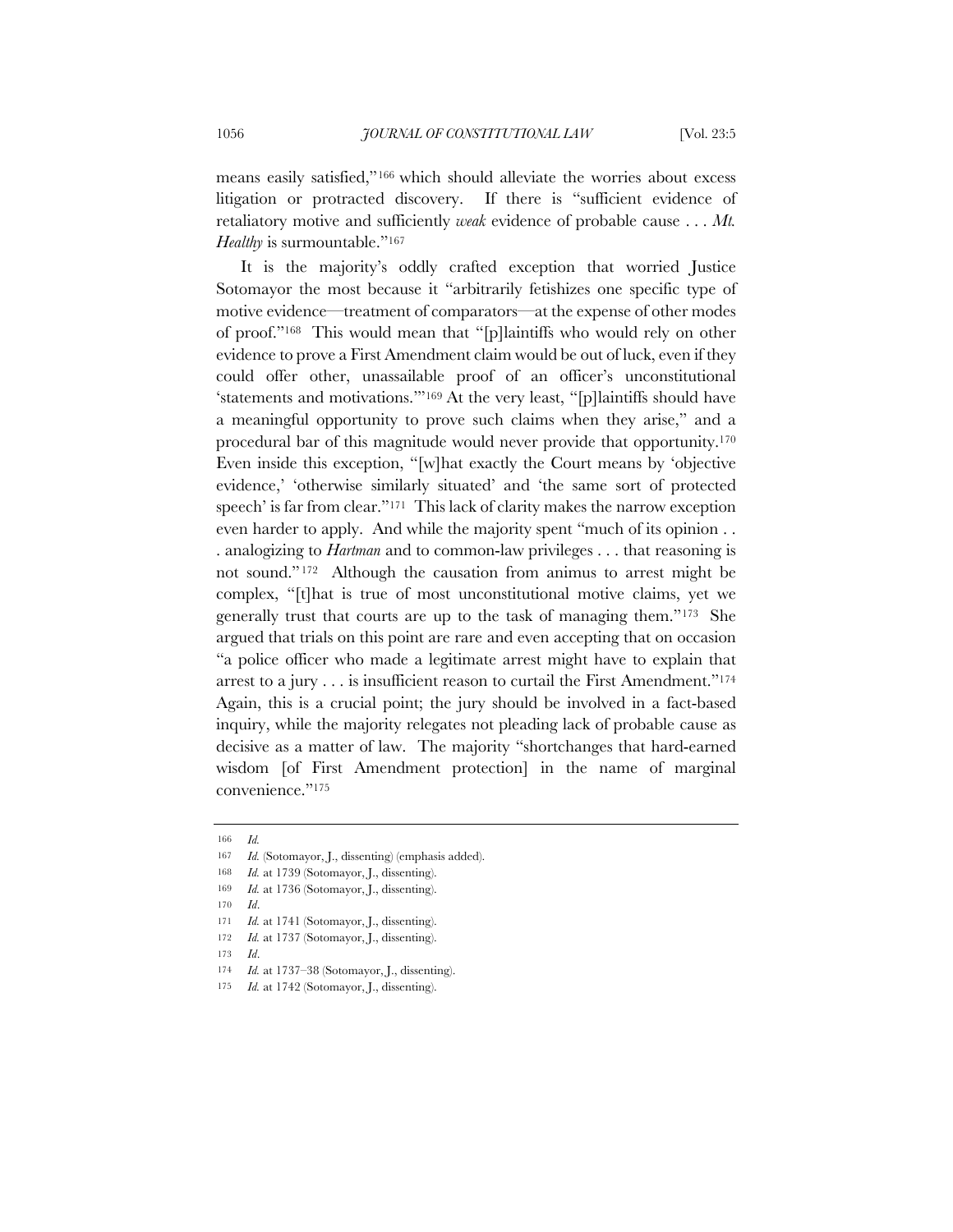means easily satisfied,"[166] which should alleviate the worries about excess litigation or protracted discovery. If there is "sufficient evidence of retaliatory motive and sufficiently *weak* evidence of probable cause . . . *Mt. Healthy* is surmountable."[167]

It is the majority's oddly crafted exception that worried Justice Sotomayor the most because it "arbitrarily fetishizes one specific type of motive evidence—treatment of comparators—at the expense of other modes of proof."[168] This would mean that "[p]laintiffs who would rely on other evidence to prove a First Amendment claim would be out of luck, even if they could offer other, unassailable proof of an officer's unconstitutional 'statements and motivations.'"[169] At the very least, "[p]laintiffs should have a meaningful opportunity to prove such claims when they arise," and a procedural bar of this magnitude would never provide that opportunity.[170] Even inside this exception, "[w]hat exactly the Court means by 'objective evidence,' 'otherwise similarly situated' and 'the same sort of protected speech' is far from clear."[171] This lack of clarity makes the narrow exception even harder to apply. And while the majority spent "much of its opinion . . . analogizing to *Hartman* and to common-law privileges . . . that reasoning is not sound."[172] Although the causation from animus to arrest might be complex, "[t]hat is true of most unconstitutional motive claims, yet we generally trust that courts are up to the task of managing them."[173] She argued that trials on this point are rare and even accepting that on occasion "a police officer who made a legitimate arrest might have to explain that arrest to a jury . . . is insufficient reason to curtail the First Amendment."[174] Again, this is a crucial point; the jury should be involved in a fact-based inquiry, while the majority relegates not pleading lack of probable cause as decisive as a matter of law. The majority "shortchanges that hard-earned wisdom [of First Amendment protection] in the name of marginal convenience."[175]

---

166 *Id.*

167 *Id.* (Sotomayor, J., dissenting) (emphasis added).

168 *Id.* at 1739 (Sotomayor, J., dissenting).

169 *Id.* at 1736 (Sotomayor, J., dissenting).

170 *Id*.

171 *Id.* at 1741 (Sotomayor, J., dissenting).

172 *Id.* at 1737 (Sotomayor, J., dissenting).

173 *Id*.

174 *Id.* at 1737–38 (Sotomayor, J., dissenting).

175 *Id.* at 1742 (Sotomayor, J., dissenting).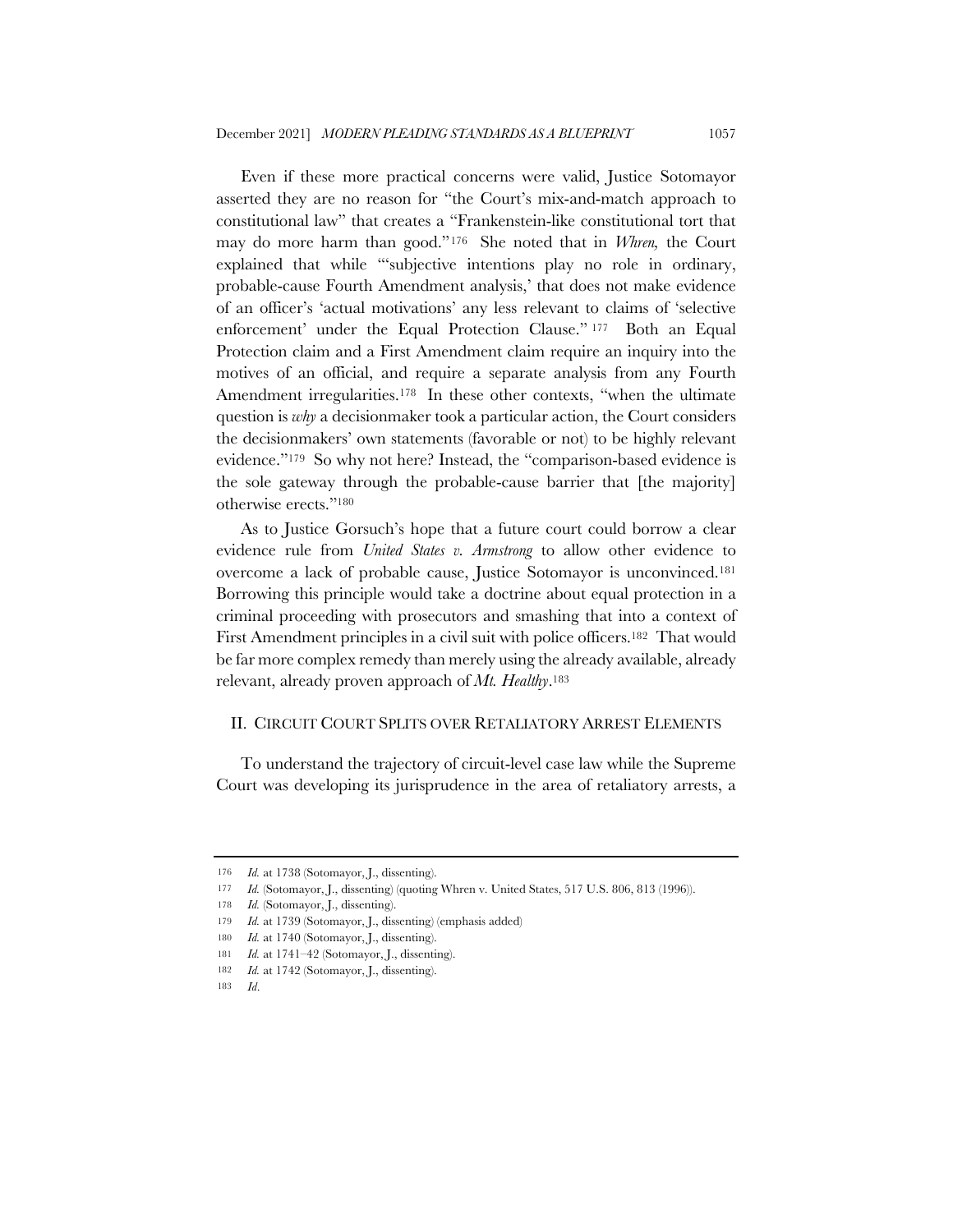Even if these more practical concerns were valid, Justice Sotomayor asserted they are no reason for "the Court's mix-and-match approach to constitutional law" that creates a "Frankenstein-like constitutional tort that may do more harm than good."[176] She noted that in *Whren,* the Court explained that while "'subjective intentions play no role in ordinary, probable-cause Fourth Amendment analysis,' that does not make evidence of an officer's 'actual motivations' any less relevant to claims of 'selective enforcement' under the Equal Protection Clause."[177] Both an Equal Protection claim and a First Amendment claim require an inquiry into the motives of an official, and require a separate analysis from any Fourth Amendment irregularities.[178] In these other contexts, "when the ultimate question is *why* a decisionmaker took a particular action, the Court considers the decisionmakers' own statements (favorable or not) to be highly relevant evidence."[179] So why not here? Instead, the "comparison-based evidence is the sole gateway through the probable-cause barrier that [the majority] otherwise erects."[180]

As to Justice Gorsuch's hope that a future court could borrow a clear evidence rule from *United States v. Armstrong* to allow other evidence to overcome a lack of probable cause, Justice Sotomayor is unconvinced.[181] Borrowing this principle would take a doctrine about equal protection in a criminal proceeding with prosecutors and smashing that into a context of First Amendment principles in a civil suit with police officers.[182] That would be far more complex remedy than merely using the already available, already relevant, already proven approach of *Mt. Healthy*.[183]

## II. CIRCUIT COURT SPLITS OVER RETALIATORY ARREST ELEMENTS

To understand the trajectory of circuit-level case law while the Supreme Court was developing its jurisprudence in the area of retaliatory arrests, a

---

176 *Id.* at 1738 (Sotomayor, J., dissenting).

177 *Id.* (Sotomayor, J., dissenting) (quoting Whren v. United States, 517 U.S. 806, 813 (1996)).

178 *Id.* (Sotomayor, J., dissenting).

179 *Id.* at 1739 (Sotomayor, J., dissenting) (emphasis added)

180 *Id.* at 1740 (Sotomayor, J., dissenting).

181 *Id.* at 1741–42 (Sotomayor, J., dissenting).

182 *Id.* at 1742 (Sotomayor, J., dissenting).

183 *Id*.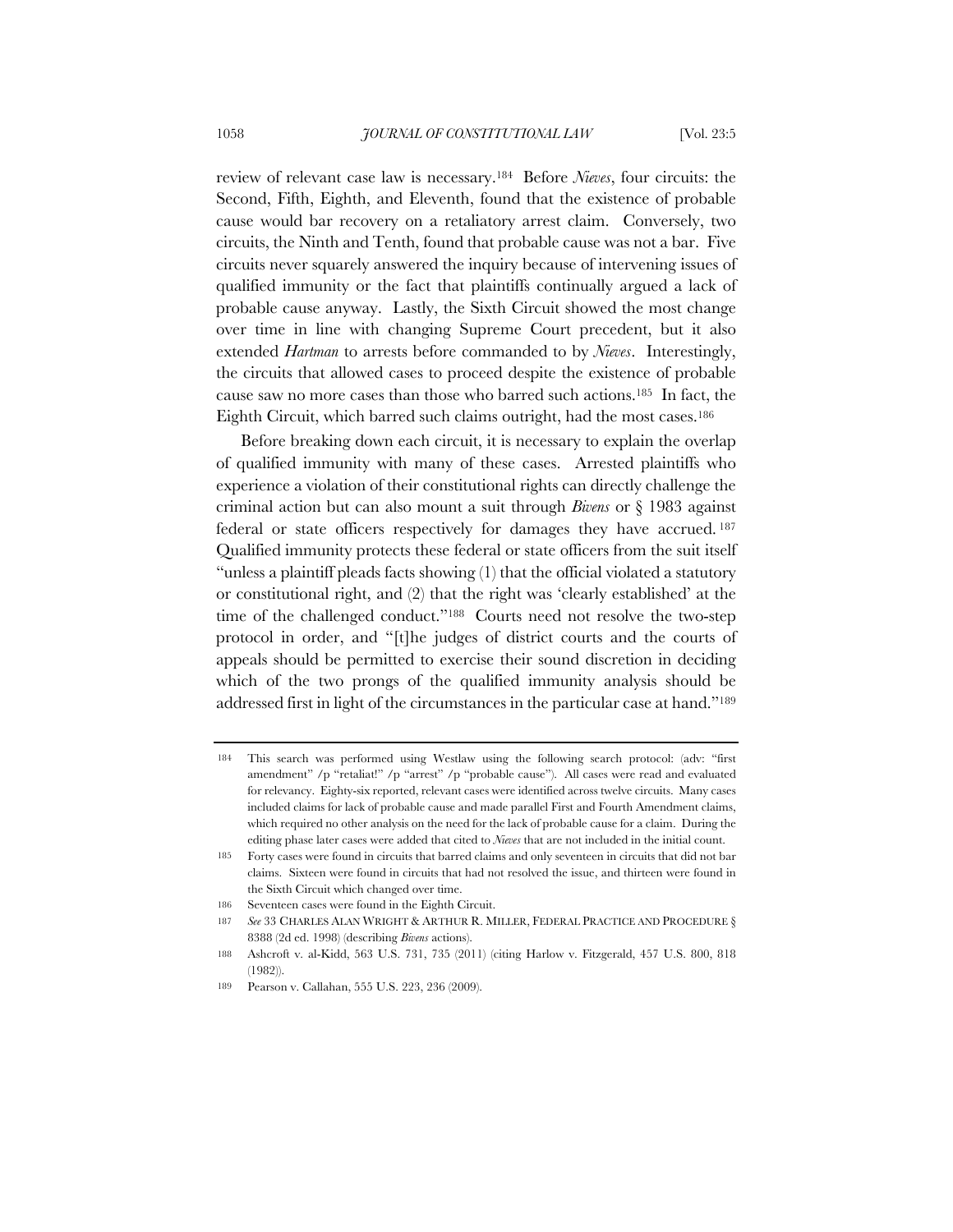review of relevant case law is necessary.[184] Before *Nieves*, four circuits: the Second, Fifth, Eighth, and Eleventh, found that the existence of probable cause would bar recovery on a retaliatory arrest claim. Conversely, two circuits, the Ninth and Tenth, found that probable cause was not a bar. Five circuits never squarely answered the inquiry because of intervening issues of qualified immunity or the fact that plaintiffs continually argued a lack of probable cause anyway. Lastly, the Sixth Circuit showed the most change over time in line with changing Supreme Court precedent, but it also extended *Hartman* to arrests before commanded to by *Nieves*. Interestingly, the circuits that allowed cases to proceed despite the existence of probable cause saw no more cases than those who barred such actions.[185] In fact, the Eighth Circuit, which barred such claims outright, had the most cases.[186]

Before breaking down each circuit, it is necessary to explain the overlap of qualified immunity with many of these cases. Arrested plaintiffs who experience a violation of their constitutional rights can directly challenge the criminal action but can also mount a suit through *Bivens* or § 1983 against federal or state officers respectively for damages they have accrued.[187] Qualified immunity protects these federal or state officers from the suit itself "unless a plaintiff pleads facts showing (1) that the official violated a statutory or constitutional right, and (2) that the right was 'clearly established' at the time of the challenged conduct."[188] Courts need not resolve the two-step protocol in order, and "[t]he judges of district courts and the courts of appeals should be permitted to exercise their sound discretion in deciding which of the two prongs of the qualified immunity analysis should be addressed first in light of the circumstances in the particular case at hand."[189]

---

184 This search was performed using Westlaw using the following search protocol: (adv: "first amendment" /p "retaliat!" /p "arrest" /p "probable cause"). All cases were read and evaluated for relevancy. Eighty-six reported, relevant cases were identified across twelve circuits. Many cases included claims for lack of probable cause and made parallel First and Fourth Amendment claims, which required no other analysis on the need for the lack of probable cause for a claim. During the editing phase later cases were added that cited to *Nieves* that are not included in the initial count.

185 Forty cases were found in circuits that barred claims and only seventeen in circuits that did not bar claims. Sixteen were found in circuits that had not resolved the issue, and thirteen were found in the Sixth Circuit which changed over time.

186 Seventeen cases were found in the Eighth Circuit.

187 *See* 33 CHARLES ALAN WRIGHT & ARTHUR R. MILLER, FEDERAL PRACTICE AND PROCEDURE § 8388 (2d ed. 1998) (describing *Bivens* actions).

188 Ashcroft v. al-Kidd, 563 U.S. 731, 735 (2011) (citing Harlow v. Fitzgerald, 457 U.S. 800, 818 (1982)).

189 Pearson v. Callahan, 555 U.S. 223, 236 (2009).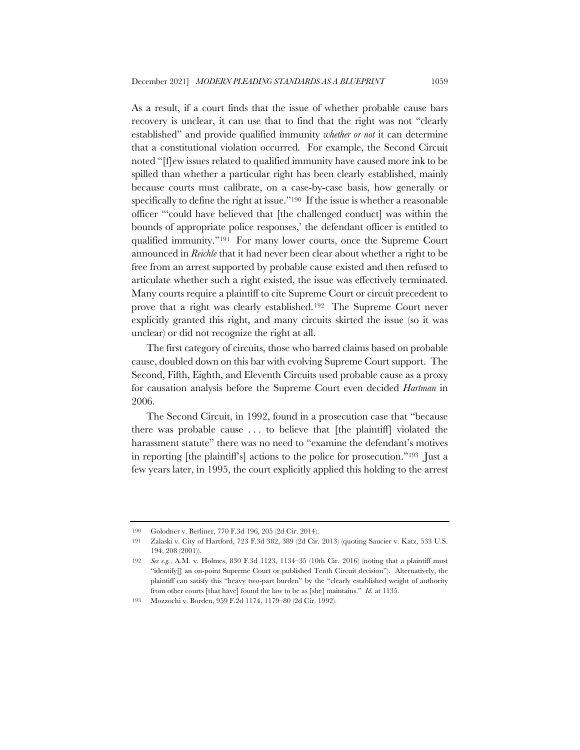As a result, if a court finds that the issue of whether probable cause bars recovery is unclear, it can use that to find that the right was not "clearly established" and provide qualified immunity *whether or not* it can determine that a constitutional violation occurred. For example, the Second Circuit noted "[f]ew issues related to qualified immunity have caused more ink to be spilled than whether a particular right has been clearly established, mainly because courts must calibrate, on a case-by-case basis, how generally or specifically to define the right at issue."[190] If the issue is whether a reasonable officer "'could have believed that [the challenged conduct] was within the bounds of appropriate police responses,' the defendant officer is entitled to qualified immunity."[191] For many lower courts, once the Supreme Court announced in *Reichle* that it had never been clear about whether a right to be free from an arrest supported by probable cause existed and then refused to articulate whether such a right existed, the issue was effectively terminated. Many courts require a plaintiff to cite Supreme Court or circuit precedent to prove that a right was clearly established.[192] The Supreme Court never explicitly granted this right, and many circuits skirted the issue (so it was unclear) or did not recognize the right at all.

The first category of circuits, those who barred claims based on probable cause, doubled down on this bar with evolving Supreme Court support. The Second, Fifth, Eighth, and Eleventh Circuits used probable cause as a proxy for causation analysis before the Supreme Court even decided *Hartman* in 2006.

The Second Circuit, in 1992, found in a prosecution case that "because there was probable cause . . . to believe that [the plaintiff] violated the harassment statute" there was no need to "examine the defendant's motives in reporting [the plaintiff's] actions to the police for prosecution."[193] Just a few years later, in 1995, the court explicitly applied this holding to the arrest

---

190 Golodner v. Berliner, 770 F.3d 196, 205 (2d Cir. 2014).

191 Zalaski v. City of Hartford, 723 F.3d 382, 389 (2d Cir. 2013) (quoting Saucier v. Katz, 533 U.S. 194, 208 (2001)).

192 *See e.g.*, A.M. v. Holmes, 830 F.3d 1123, 1134–35 (10th Cir. 2016) (noting that a plaintiff must "identify[] an on-point Supreme Court or published Tenth Circuit decision"). Alternatively, the plaintiff can satisfy this "heavy two-part burden" by the "clearly established weight of authority from other courts [that have] found the law to be as [she] maintains." *Id.* at 1135.

193 Mozzochi v. Borden, 959 F.2d 1174, 1179–80 (2d Cir. 1992).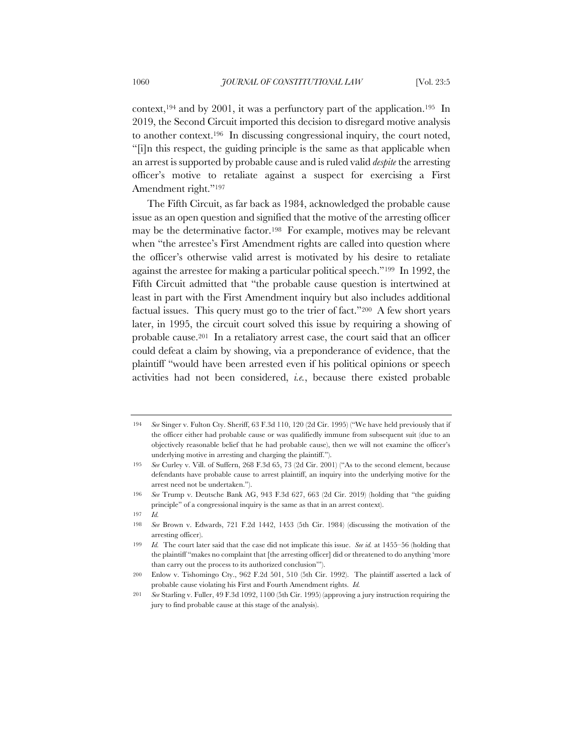context,[194] and by 2001, it was a perfunctory part of the application.[195] In 2019, the Second Circuit imported this decision to disregard motive analysis to another context.[196] In discussing congressional inquiry, the court noted, "[i]n this respect, the guiding principle is the same as that applicable when an arrest is supported by probable cause and is ruled valid *despite* the arresting officer's motive to retaliate against a suspect for exercising a First Amendment right."[197]

The Fifth Circuit, as far back as 1984, acknowledged the probable cause issue as an open question and signified that the motive of the arresting officer may be the determinative factor.[198] For example, motives may be relevant when "the arrestee's First Amendment rights are called into question where the officer's otherwise valid arrest is motivated by his desire to retaliate against the arrestee for making a particular political speech."[199] In 1992, the Fifth Circuit admitted that "the probable cause question is intertwined at least in part with the First Amendment inquiry but also includes additional factual issues. This query must go to the trier of fact."[200] A few short years later, in 1995, the circuit court solved this issue by requiring a showing of probable cause.[201] In a retaliatory arrest case, the court said that an officer could defeat a claim by showing, via a preponderance of evidence, that the plaintiff "would have been arrested even if his political opinions or speech activities had not been considered, *i.e.*, because there existed probable

---

194 *See* Singer v. Fulton Cty. Sheriff, 63 F.3d 110, 120 (2d Cir. 1995) ("We have held previously that if the officer either had probable cause or was qualifiedly immune from subsequent suit (due to an objectively reasonable belief that he had probable cause), then we will not examine the officer's underlying motive in arresting and charging the plaintiff.").

195 *See* Curley v. Vill. of Suffern, 268 F.3d 65, 73 (2d Cir. 2001) ("As to the second element, because defendants have probable cause to arrest plaintiff, an inquiry into the underlying motive for the arrest need not be undertaken.").

196 *See* Trump v. Deutsche Bank AG, 943 F.3d 627, 663 (2d Cir. 2019) (holding that "the guiding principle" of a congressional inquiry is the same as that in an arrest context).

197 *Id.*

198 *See* Brown v. Edwards, 721 F.2d 1442, 1453 (5th Cir. 1984) (discussing the motivation of the arresting officer).

199 *Id.* The court later said that the case did not implicate this issue. *See id.* at 1455–56 (holding that the plaintiff "makes no complaint that [the arresting officer] did or threatened to do anything 'more than carry out the process to its authorized conclusion'").

200 Enlow v. Tishomingo Cty., 962 F.2d 501, 510 (5th Cir. 1992). The plaintiff asserted a lack of probable cause violating his First and Fourth Amendment rights. *Id.*

201 *See* Starling v. Fuller, 49 F.3d 1092, 1100 (5th Cir. 1995) (approving a jury instruction requiring the jury to find probable cause at this stage of the analysis).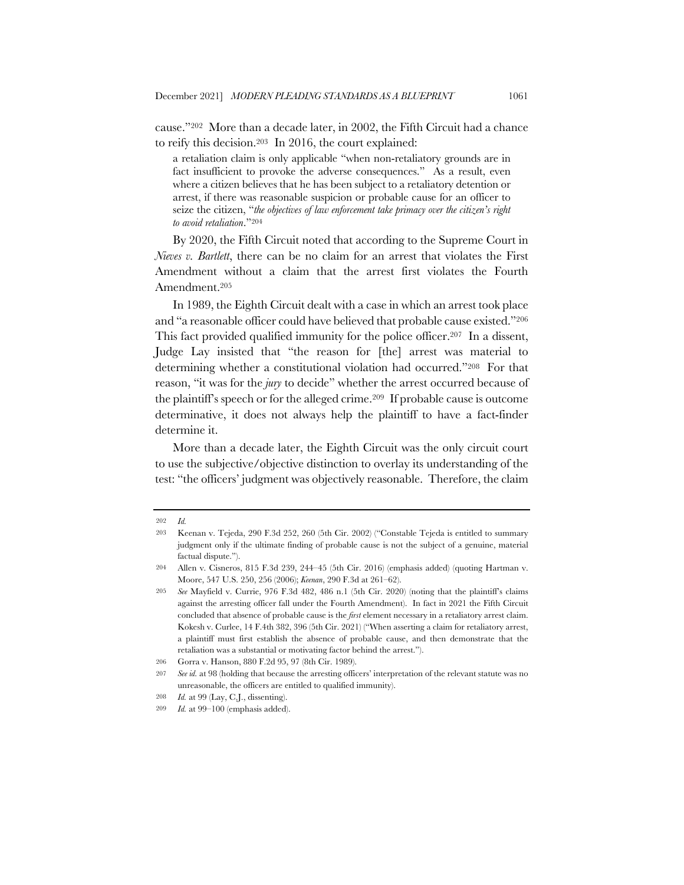cause."[202] More than a decade later, in 2002, the Fifth Circuit had a chance to reify this decision.[203] In 2016, the court explained:

> a retaliation claim is only applicable "when non-retaliatory grounds are in fact insufficient to provoke the adverse consequences." As a result, even where a citizen believes that he has been subject to a retaliatory detention or arrest, if there was reasonable suspicion or probable cause for an officer to seize the citizen, "*the objectives of law enforcement take primacy over the citizen's right to avoid retaliation*."[204]

By 2020, the Fifth Circuit noted that according to the Supreme Court in *Nieves v. Bartlett*, there can be no claim for an arrest that violates the First Amendment without a claim that the arrest first violates the Fourth Amendment.[205]

In 1989, the Eighth Circuit dealt with a case in which an arrest took place and "a reasonable officer could have believed that probable cause existed."[206] This fact provided qualified immunity for the police officer.[207] In a dissent, Judge Lay insisted that "the reason for [the] arrest was material to determining whether a constitutional violation had occurred."[208] For that reason, "it was for the *jury* to decide" whether the arrest occurred because of the plaintiff's speech or for the alleged crime.[209] If probable cause is outcome determinative, it does not always help the plaintiff to have a fact-finder determine it.

More than a decade later, the Eighth Circuit was the only circuit court to use the subjective/objective distinction to overlay its understanding of the test: "the officers' judgment was objectively reasonable. Therefore, the claim

---

202 *Id.*

203 Keenan v. Tejeda, 290 F.3d 252, 260 (5th Cir. 2002) ("Constable Tejeda is entitled to summary judgment only if the ultimate finding of probable cause is not the subject of a genuine, material factual dispute.").

204 Allen v. Cisneros, 815 F.3d 239, 244–45 (5th Cir. 2016) (emphasis added) (quoting Hartman v. Moore, 547 U.S. 250, 256 (2006); *Keenan*, 290 F.3d at 261–62).

205 *See* Mayfield v. Currie, 976 F.3d 482, 486 n.1 (5th Cir. 2020) (noting that the plaintiff's claims against the arresting officer fall under the Fourth Amendment). In fact in 2021 the Fifth Circuit concluded that absence of probable cause is the *first* element necessary in a retaliatory arrest claim. Kokesh v. Curlee, 14 F.4th 382, 396 (5th Cir. 2021) ("When asserting a claim for retaliatory arrest, a plaintiff must first establish the absence of probable cause, and then demonstrate that the retaliation was a substantial or motivating factor behind the arrest.").

206 Gorra v. Hanson, 880 F.2d 95, 97 (8th Cir. 1989).

207 *See id.* at 98 (holding that because the arresting officers' interpretation of the relevant statute was no unreasonable, the officers are entitled to qualified immunity).

208 *Id.* at 99 (Lay, C.J., dissenting).

209 *Id.* at 99–100 (emphasis added).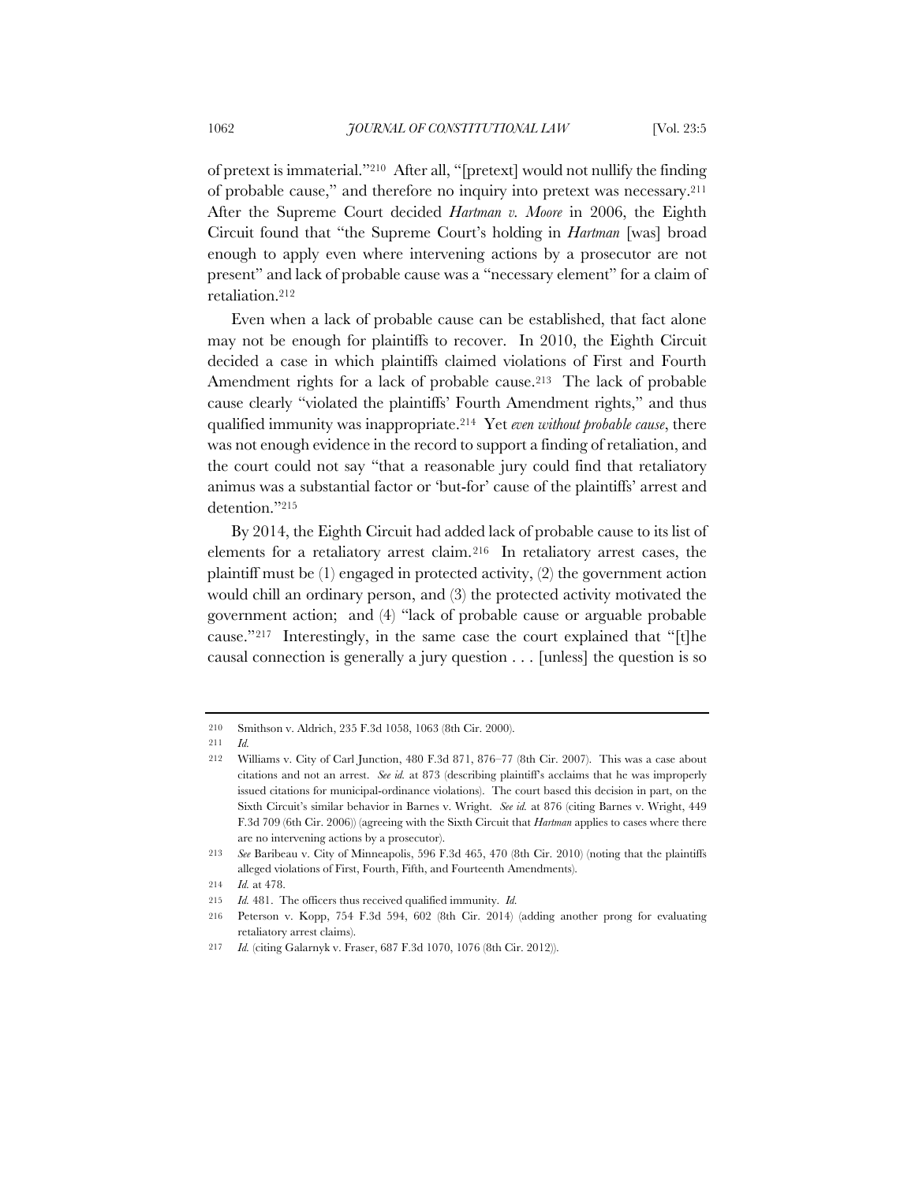of pretext is immaterial."[210] After all, "[pretext] would not nullify the finding of probable cause," and therefore no inquiry into pretext was necessary.[211] After the Supreme Court decided *Hartman v. Moore* in 2006, the Eighth Circuit found that "the Supreme Court's holding in *Hartman* [was] broad enough to apply even where intervening actions by a prosecutor are not present" and lack of probable cause was a "necessary element" for a claim of retaliation.[212]

Even when a lack of probable cause can be established, that fact alone may not be enough for plaintiffs to recover. In 2010, the Eighth Circuit decided a case in which plaintiffs claimed violations of First and Fourth Amendment rights for a lack of probable cause.[213] The lack of probable cause clearly "violated the plaintiffs' Fourth Amendment rights," and thus qualified immunity was inappropriate.[214] Yet *even without probable cause*, there was not enough evidence in the record to support a finding of retaliation, and the court could not say "that a reasonable jury could find that retaliatory animus was a substantial factor or 'but-for' cause of the plaintiffs' arrest and detention."[215]

By 2014, the Eighth Circuit had added lack of probable cause to its list of elements for a retaliatory arrest claim.[216] In retaliatory arrest cases, the plaintiff must be (1) engaged in protected activity, (2) the government action would chill an ordinary person, and (3) the protected activity motivated the government action; and (4) "lack of probable cause or arguable probable cause."[217] Interestingly, in the same case the court explained that "[t]he causal connection is generally a jury question . . . [unless] the question is so

---

210 Smithson v. Aldrich, 235 F.3d 1058, 1063 (8th Cir. 2000).

211 *Id.*

212 Williams v. City of Carl Junction, 480 F.3d 871, 876–77 (8th Cir. 2007). This was a case about citations and not an arrest. *See id.* at 873 (describing plaintiff's acclaims that he was improperly issued citations for municipal-ordinance violations). The court based this decision in part, on the Sixth Circuit's similar behavior in Barnes v. Wright. *See id.* at 876 (citing Barnes v. Wright, 449 F.3d 709 (6th Cir. 2006)) (agreeing with the Sixth Circuit that *Hartman* applies to cases where there are no intervening actions by a prosecutor).

213 *See* Baribeau v. City of Minneapolis, 596 F.3d 465, 470 (8th Cir. 2010) (noting that the plaintiffs alleged violations of First, Fourth, Fifth, and Fourteenth Amendments).

214 *Id.* at 478.

215 *Id.* 481. The officers thus received qualified immunity. *Id.*

216 Peterson v. Kopp, 754 F.3d 594, 602 (8th Cir. 2014) (adding another prong for evaluating retaliatory arrest claims).

217 *Id.* (citing Galarnyk v. Fraser, 687 F.3d 1070, 1076 (8th Cir. 2012)).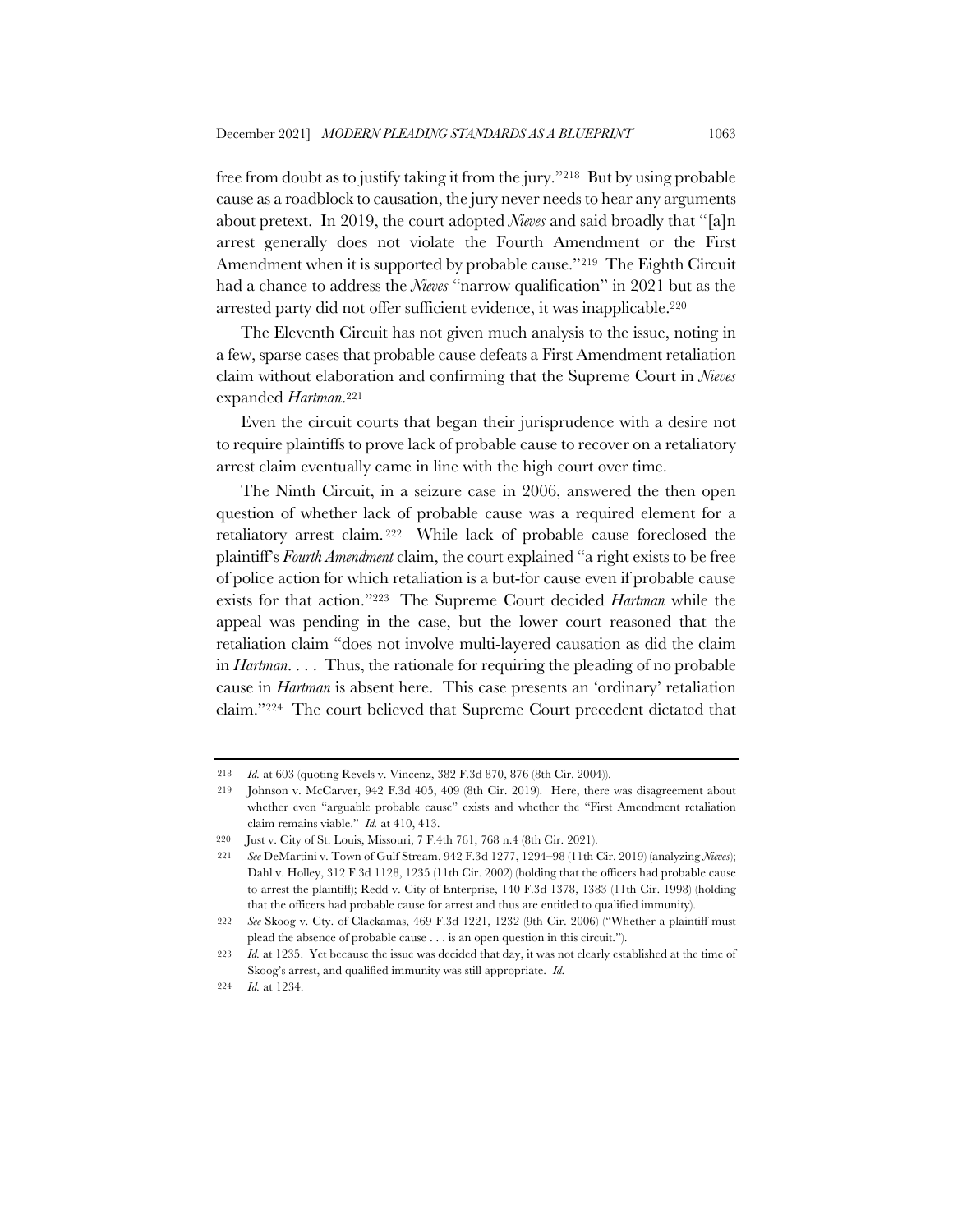free from doubt as to justify taking it from the jury."[218] But by using probable cause as a roadblock to causation, the jury never needs to hear any arguments about pretext. In 2019, the court adopted *Nieves* and said broadly that "[a]n arrest generally does not violate the Fourth Amendment or the First Amendment when it is supported by probable cause."[219] The Eighth Circuit had a chance to address the *Nieves* "narrow qualification" in 2021 but as the arrested party did not offer sufficient evidence, it was inapplicable.[220]

The Eleventh Circuit has not given much analysis to the issue, noting in a few, sparse cases that probable cause defeats a First Amendment retaliation claim without elaboration and confirming that the Supreme Court in *Nieves* expanded *Hartman*.[221]

Even the circuit courts that began their jurisprudence with a desire not to require plaintiffs to prove lack of probable cause to recover on a retaliatory arrest claim eventually came in line with the high court over time.

The Ninth Circuit, in a seizure case in 2006, answered the then open question of whether lack of probable cause was a required element for a retaliatory arrest claim.[222] While lack of probable cause foreclosed the plaintiff's *Fourth Amendment* claim, the court explained "a right exists to be free of police action for which retaliation is a but-for cause even if probable cause exists for that action."[223] The Supreme Court decided *Hartman* while the appeal was pending in the case, but the lower court reasoned that the retaliation claim "does not involve multi-layered causation as did the claim in *Hartman*. . . . Thus, the rationale for requiring the pleading of no probable cause in *Hartman* is absent here. This case presents an 'ordinary' retaliation claim."[224] The court believed that Supreme Court precedent dictated that

---

218 *Id.* at 603 (quoting Revels v. Vincenz, 382 F.3d 870, 876 (8th Cir. 2004)).

219 Johnson v. McCarver, 942 F.3d 405, 409 (8th Cir. 2019). Here, there was disagreement about whether even "arguable probable cause" exists and whether the "First Amendment retaliation claim remains viable." *Id.* at 410, 413.

220 Just v. City of St. Louis, Missouri, 7 F.4th 761, 768 n.4 (8th Cir. 2021).

221 *See* DeMartini v. Town of Gulf Stream, 942 F.3d 1277, 1294–98 (11th Cir. 2019) (analyzing *Nieves*); Dahl v. Holley, 312 F.3d 1128, 1235 (11th Cir. 2002) (holding that the officers had probable cause to arrest the plaintiff); Redd v. City of Enterprise, 140 F.3d 1378, 1383 (11th Cir. 1998) (holding that the officers had probable cause for arrest and thus are entitled to qualified immunity).

222 *See* Skoog v. Cty. of Clackamas, 469 F.3d 1221, 1232 (9th Cir. 2006) ("Whether a plaintiff must plead the absence of probable cause . . . is an open question in this circuit.").

223 *Id.* at 1235. Yet because the issue was decided that day, it was not clearly established at the time of Skoog's arrest, and qualified immunity was still appropriate. *Id.*

224 *Id.* at 1234.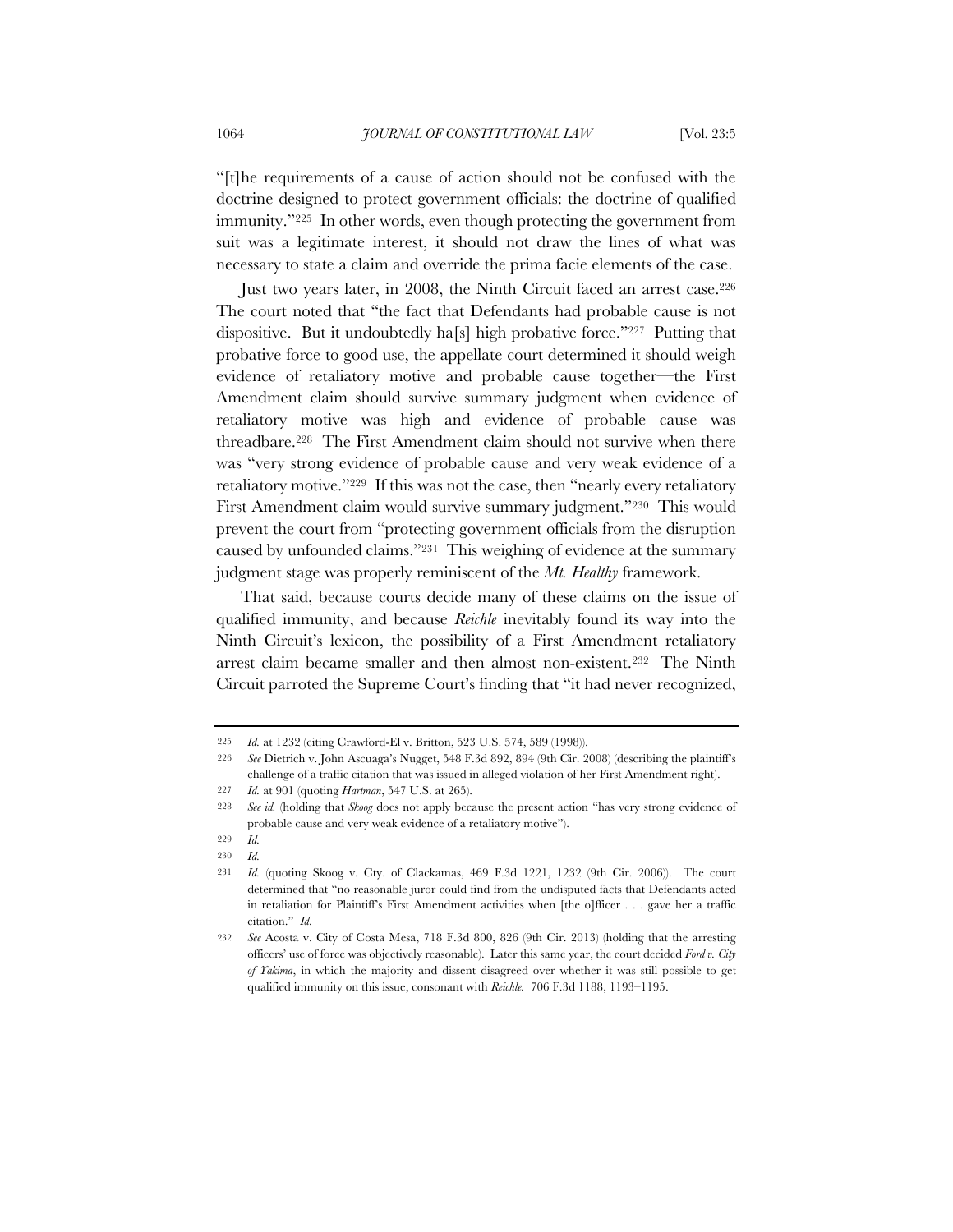"[t]he requirements of a cause of action should not be confused with the doctrine designed to protect government officials: the doctrine of qualified immunity."[225] In other words, even though protecting the government from suit was a legitimate interest, it should not draw the lines of what was necessary to state a claim and override the prima facie elements of the case.

Just two years later, in 2008, the Ninth Circuit faced an arrest case.[226] The court noted that "the fact that Defendants had probable cause is not dispositive. But it undoubtedly ha[s] high probative force."[227] Putting that probative force to good use, the appellate court determined it should weigh evidence of retaliatory motive and probable cause together—the First Amendment claim should survive summary judgment when evidence of retaliatory motive was high and evidence of probable cause was threadbare.[228] The First Amendment claim should not survive when there was "very strong evidence of probable cause and very weak evidence of a retaliatory motive."[229] If this was not the case, then "nearly every retaliatory First Amendment claim would survive summary judgment."[230] This would prevent the court from "protecting government officials from the disruption caused by unfounded claims."[231] This weighing of evidence at the summary judgment stage was properly reminiscent of the *Mt. Healthy* framework.

That said, because courts decide many of these claims on the issue of qualified immunity, and because *Reichle* inevitably found its way into the Ninth Circuit's lexicon, the possibility of a First Amendment retaliatory arrest claim became smaller and then almost non-existent.[232] The Ninth Circuit parroted the Supreme Court's finding that "it had never recognized,

---

225 *Id.* at 1232 (citing Crawford-El v. Britton, 523 U.S. 574, 589 (1998)).

226 *See* Dietrich v. John Ascuaga's Nugget, 548 F.3d 892, 894 (9th Cir. 2008) (describing the plaintiff's challenge of a traffic citation that was issued in alleged violation of her First Amendment right).

227 *Id.* at 901 (quoting *Hartman*, 547 U.S. at 265).

228 *See id.* (holding that *Skoog* does not apply because the present action "has very strong evidence of probable cause and very weak evidence of a retaliatory motive").

229 *Id.*

230 *Id.*

231 *Id.* (quoting Skoog v. Cty. of Clackamas, 469 F.3d 1221, 1232 (9th Cir. 2006)). The court determined that "no reasonable juror could find from the undisputed facts that Defendants acted in retaliation for Plaintiff's First Amendment activities when [the o]fficer . . . gave her a traffic citation." *Id.*

232 *See* Acosta v. City of Costa Mesa, 718 F.3d 800, 826 (9th Cir. 2013) (holding that the arresting officers' use of force was objectively reasonable). Later this same year, the court decided *Ford v. City of Yakima*, in which the majority and dissent disagreed over whether it was still possible to get qualified immunity on this issue, consonant with *Reichle*. 706 F.3d 1188, 1193–1195.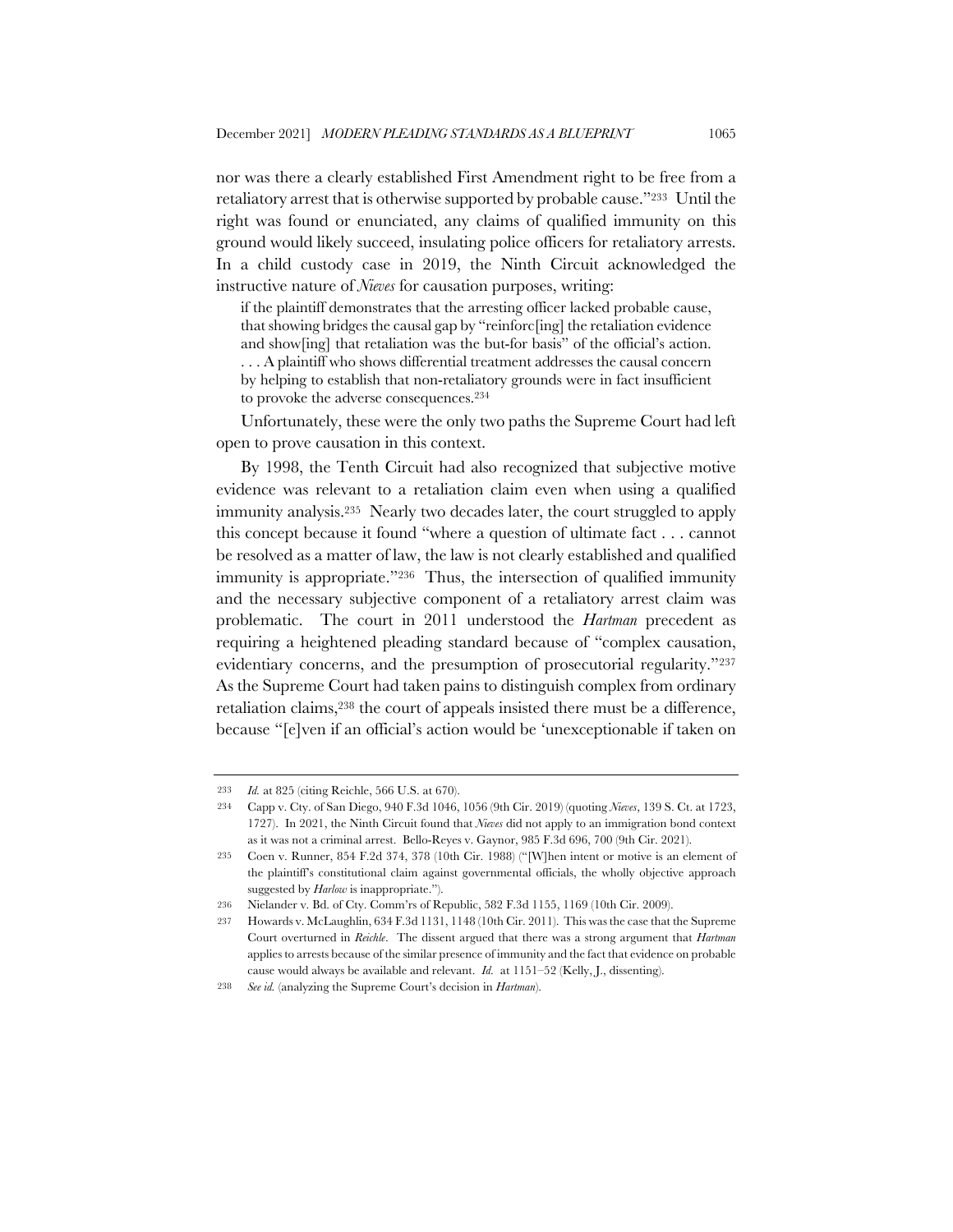nor was there a clearly established First Amendment right to be free from a retaliatory arrest that is otherwise supported by probable cause."[233] Until the right was found or enunciated, any claims of qualified immunity on this ground would likely succeed, insulating police officers for retaliatory arrests. In a child custody case in 2019, the Ninth Circuit acknowledged the instructive nature of *Nieves* for causation purposes, writing:

> if the plaintiff demonstrates that the arresting officer lacked probable cause, that showing bridges the causal gap by "reinforc[ing] the retaliation evidence and show[ing] that retaliation was the but-for basis" of the official's action. . . . A plaintiff who shows differential treatment addresses the causal concern by helping to establish that non-retaliatory grounds were in fact insufficient to provoke the adverse consequences.[234]

Unfortunately, these were the only two paths the Supreme Court had left open to prove causation in this context.

By 1998, the Tenth Circuit had also recognized that subjective motive evidence was relevant to a retaliation claim even when using a qualified immunity analysis.[235] Nearly two decades later, the court struggled to apply this concept because it found "where a question of ultimate fact . . . cannot be resolved as a matter of law, the law is not clearly established and qualified immunity is appropriate."[236] Thus, the intersection of qualified immunity and the necessary subjective component of a retaliatory arrest claim was problematic. The court in 2011 understood the *Hartman* precedent as requiring a heightened pleading standard because of "complex causation, evidentiary concerns, and the presumption of prosecutorial regularity."[237] As the Supreme Court had taken pains to distinguish complex from ordinary retaliation claims,[238] the court of appeals insisted there must be a difference, because "[e]ven if an official's action would be 'unexceptionable if taken on

---

233 *Id.* at 825 (citing Reichle, 566 U.S. at 670).

234 Capp v. Cty. of San Diego, 940 F.3d 1046, 1056 (9th Cir. 2019) (quoting *Nieves*, 139 S. Ct. at 1723, 1727). In 2021, the Ninth Circuit found that *Nieves* did not apply to an immigration bond context as it was not a criminal arrest. Bello-Reyes v. Gaynor, 985 F.3d 696, 700 (9th Cir. 2021).

235 Coen v. Runner, 854 F.2d 374, 378 (10th Cir. 1988) ("[W]hen intent or motive is an element of the plaintiff's constitutional claim against governmental officials, the wholly objective approach suggested by *Harlow* is inappropriate.").

236 Nielander v. Bd. of Cty. Comm'rs of Republic, 582 F.3d 1155, 1169 (10th Cir. 2009).

237 Howards v. McLaughlin, 634 F.3d 1131, 1148 (10th Cir. 2011). This was the case that the Supreme Court overturned in *Reichle*. The dissent argued that there was a strong argument that *Hartman* applies to arrests because of the similar presence of immunity and the fact that evidence on probable cause would always be available and relevant. *Id.* at 1151–52 (Kelly, J., dissenting).

238 *See id.* (analyzing the Supreme Court's decision in *Hartman*).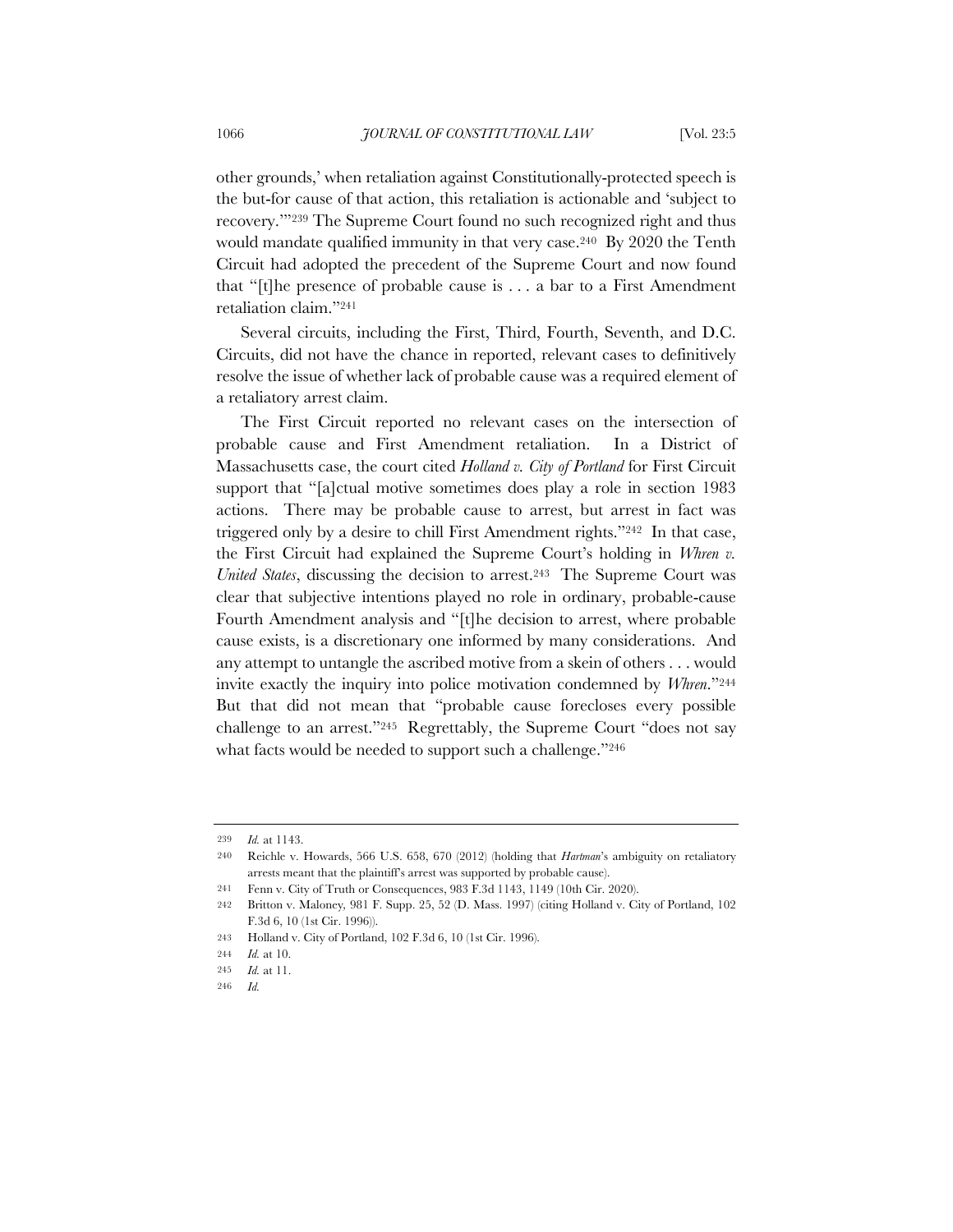other grounds,' when retaliation against Constitutionally-protected speech is the but-for cause of that action, this retaliation is actionable and 'subject to recovery.'"[239] The Supreme Court found no such recognized right and thus would mandate qualified immunity in that very case.[240] By 2020 the Tenth Circuit had adopted the precedent of the Supreme Court and now found that "[t]he presence of probable cause is . . . a bar to a First Amendment retaliation claim."[241]

Several circuits, including the First, Third, Fourth, Seventh, and D.C. Circuits, did not have the chance in reported, relevant cases to definitively resolve the issue of whether lack of probable cause was a required element of a retaliatory arrest claim.

The First Circuit reported no relevant cases on the intersection of probable cause and First Amendment retaliation. In a District of Massachusetts case, the court cited *Holland v. City of Portland* for First Circuit support that "[a]ctual motive sometimes does play a role in section 1983 actions. There may be probable cause to arrest, but arrest in fact was triggered only by a desire to chill First Amendment rights."[242] In that case, the First Circuit had explained the Supreme Court's holding in *Whren v. United States*, discussing the decision to arrest.[243] The Supreme Court was clear that subjective intentions played no role in ordinary, probable-cause Fourth Amendment analysis and "[t]he decision to arrest, where probable cause exists, is a discretionary one informed by many considerations. And any attempt to untangle the ascribed motive from a skein of others . . . would invite exactly the inquiry into police motivation condemned by *Whren*."[244] But that did not mean that "probable cause forecloses every possible challenge to an arrest."[245] Regrettably, the Supreme Court "does not say what facts would be needed to support such a challenge."[246]

---

239 *Id.* at 1143.

240 Reichle v. Howards, 566 U.S. 658, 670 (2012) (holding that *Hartman*'s ambiguity on retaliatory arrests meant that the plaintiff's arrest was supported by probable cause).

241 Fenn v. City of Truth or Consequences, 983 F.3d 1143, 1149 (10th Cir. 2020).

242 Britton v. Maloney, 981 F. Supp. 25, 52 (D. Mass. 1997) (citing Holland v. City of Portland, 102 F.3d 6, 10 (1st Cir. 1996)).

243 Holland v. City of Portland, 102 F.3d 6, 10 (1st Cir. 1996).

244 *Id.* at 10.

245 *Id.* at 11.

246 *Id.*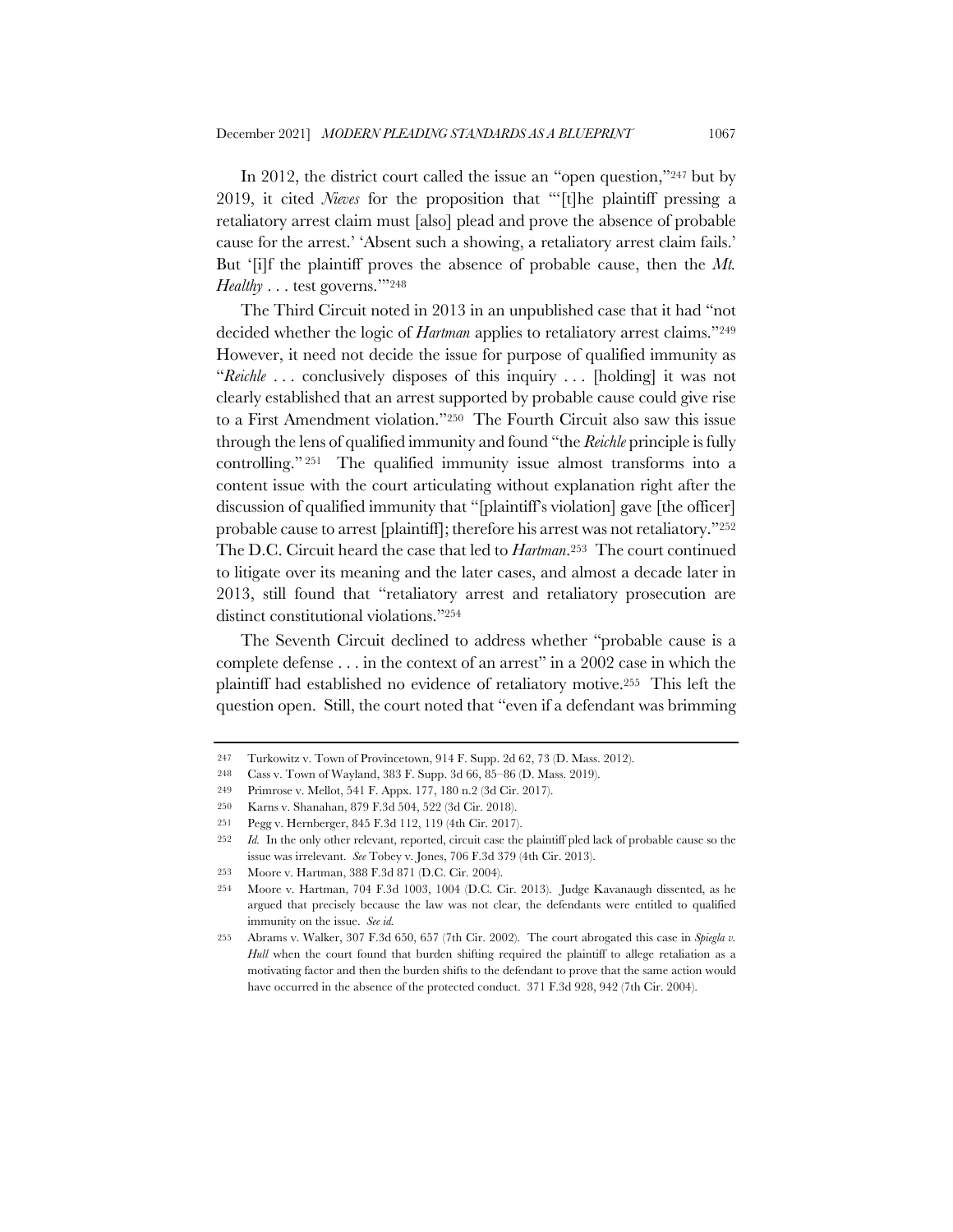In 2012, the district court called the issue an "open question,"[247] but by 2019, it cited *Nieves* for the proposition that "'[t]he plaintiff pressing a retaliatory arrest claim must [also] plead and prove the absence of probable cause for the arrest.' 'Absent such a showing, a retaliatory arrest claim fails.' But '[i]f the plaintiff proves the absence of probable cause, then the *Mt. Healthy* . . . test governs.'"[248]

The Third Circuit noted in 2013 in an unpublished case that it had "not decided whether the logic of *Hartman* applies to retaliatory arrest claims."[249] However, it need not decide the issue for purpose of qualified immunity as "*Reichle* . . . conclusively disposes of this inquiry . . . [holding] it was not clearly established that an arrest supported by probable cause could give rise to a First Amendment violation."[250] The Fourth Circuit also saw this issue through the lens of qualified immunity and found "the *Reichle* principle is fully controlling."[251] The qualified immunity issue almost transforms into a content issue with the court articulating without explanation right after the discussion of qualified immunity that "[plaintiff's violation] gave [the officer] probable cause to arrest [plaintiff]; therefore his arrest was not retaliatory."[252] The D.C. Circuit heard the case that led to *Hartman*.[253] The court continued to litigate over its meaning and the later cases, and almost a decade later in 2013, still found that "retaliatory arrest and retaliatory prosecution are distinct constitutional violations."[254]

The Seventh Circuit declined to address whether "probable cause is a complete defense . . . in the context of an arrest" in a 2002 case in which the plaintiff had established no evidence of retaliatory motive.[255] This left the question open. Still, the court noted that "even if a defendant was brimming

---

247 Turkowitz v. Town of Provincetown, 914 F. Supp. 2d 62, 73 (D. Mass. 2012).

248 Cass v. Town of Wayland, 383 F. Supp. 3d 66, 85–86 (D. Mass. 2019).

249 Primrose v. Mellot, 541 F. Appx. 177, 180 n.2 (3d Cir. 2017).

250 Karns v. Shanahan, 879 F.3d 504, 522 (3d Cir. 2018).

251 Pegg v. Hernberger, 845 F.3d 112, 119 (4th Cir. 2017).

252 *Id.* In the only other relevant, reported, circuit case the plaintiff pled lack of probable cause so the issue was irrelevant. *See* Tobey v. Jones, 706 F.3d 379 (4th Cir. 2013).

253 Moore v. Hartman, 388 F.3d 871 (D.C. Cir. 2004).

254 Moore v. Hartman, 704 F.3d 1003, 1004 (D.C. Cir. 2013). Judge Kavanaugh dissented, as he argued that precisely because the law was not clear, the defendants were entitled to qualified immunity on the issue. *See id.*

255 Abrams v. Walker, 307 F.3d 650, 657 (7th Cir. 2002). The court abrogated this case in *Spiegla v. Hull* when the court found that burden shifting required the plaintiff to allege retaliation as a motivating factor and then the burden shifts to the defendant to prove that the same action would have occurred in the absence of the protected conduct. 371 F.3d 928, 942 (7th Cir. 2004).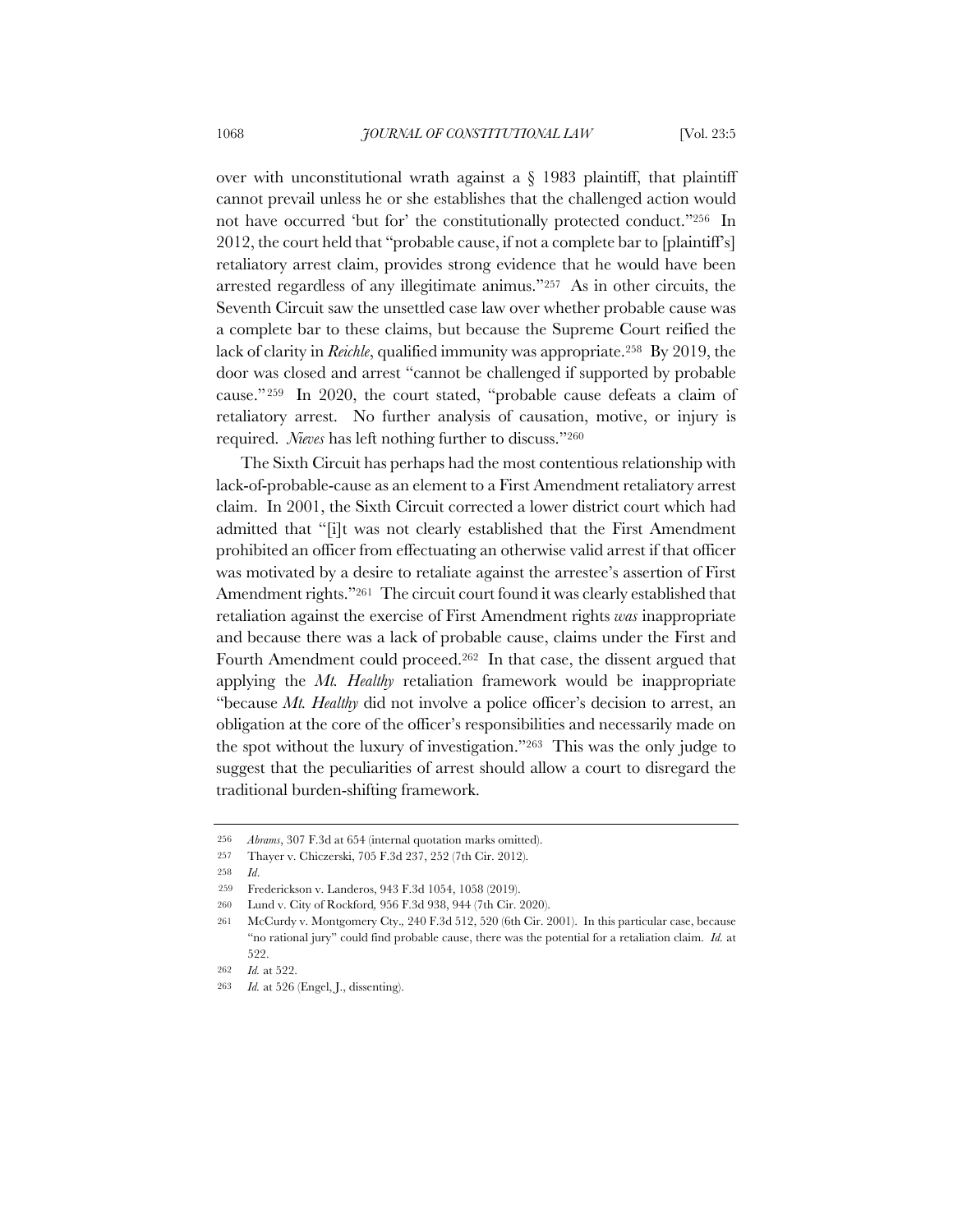over with unconstitutional wrath against a § 1983 plaintiff, that plaintiff cannot prevail unless he or she establishes that the challenged action would not have occurred 'but for' the constitutionally protected conduct."[256] In 2012, the court held that "probable cause, if not a complete bar to [plaintiff's] retaliatory arrest claim, provides strong evidence that he would have been arrested regardless of any illegitimate animus."[257] As in other circuits, the Seventh Circuit saw the unsettled case law over whether probable cause was a complete bar to these claims, but because the Supreme Court reified the lack of clarity in *Reichle*, qualified immunity was appropriate.[258] By 2019, the door was closed and arrest "cannot be challenged if supported by probable cause."[259] In 2020, the court stated, "probable cause defeats a claim of retaliatory arrest. No further analysis of causation, motive, or injury is required. *Nieves* has left nothing further to discuss."[260]

The Sixth Circuit has perhaps had the most contentious relationship with lack-of-probable-cause as an element to a First Amendment retaliatory arrest claim. In 2001, the Sixth Circuit corrected a lower district court which had admitted that "[i]t was not clearly established that the First Amendment prohibited an officer from effectuating an otherwise valid arrest if that officer was motivated by a desire to retaliate against the arrestee's assertion of First Amendment rights."[261] The circuit court found it was clearly established that retaliation against the exercise of First Amendment rights *was* inappropriate and because there was a lack of probable cause, claims under the First and Fourth Amendment could proceed.[262] In that case, the dissent argued that applying the *Mt. Healthy* retaliation framework would be inappropriate "because *Mt. Healthy* did not involve a police officer's decision to arrest, an obligation at the core of the officer's responsibilities and necessarily made on the spot without the luxury of investigation."[263] This was the only judge to suggest that the peculiarities of arrest should allow a court to disregard the traditional burden-shifting framework.

---

256 *Abrams*, 307 F.3d at 654 (internal quotation marks omitted).

257 Thayer v. Chiczerski, 705 F.3d 237, 252 (7th Cir. 2012).

258 *Id*.

259 Frederickson v. Landeros, 943 F.3d 1054, 1058 (2019).

260 Lund v. City of Rockford, 956 F.3d 938, 944 (7th Cir. 2020).

261 McCurdy v. Montgomery Cty., 240 F.3d 512, 520 (6th Cir. 2001). In this particular case, because "no rational jury" could find probable cause, there was the potential for a retaliation claim. *Id.* at 522.

262 *Id.* at 522.

263 *Id.* at 526 (Engel, J., dissenting).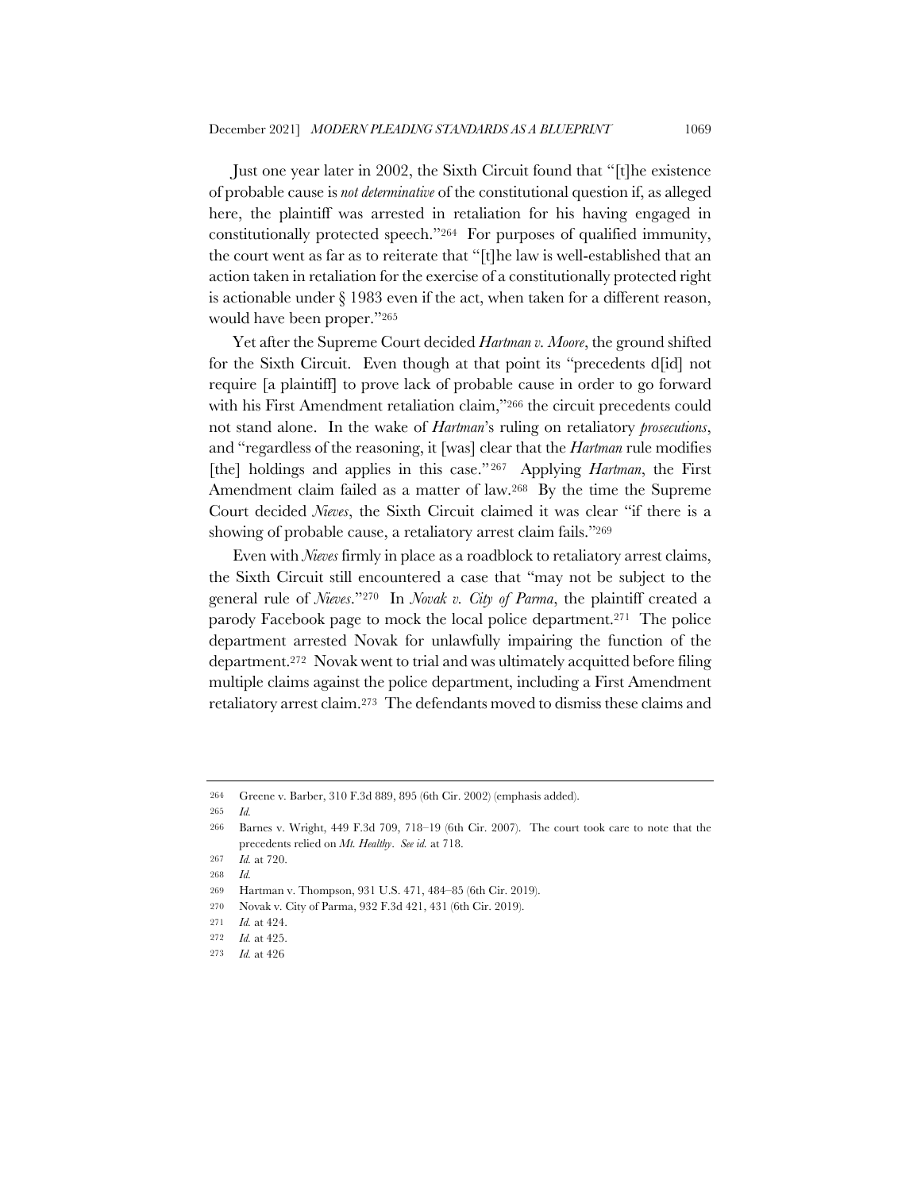Just one year later in 2002, the Sixth Circuit found that "[t]he existence of probable cause is *not determinative* of the constitutional question if, as alleged here, the plaintiff was arrested in retaliation for his having engaged in constitutionally protected speech."[264] For purposes of qualified immunity, the court went as far as to reiterate that "[t]he law is well-established that an action taken in retaliation for the exercise of a constitutionally protected right is actionable under § 1983 even if the act, when taken for a different reason, would have been proper."[265]

Yet after the Supreme Court decided *Hartman v. Moore*, the ground shifted for the Sixth Circuit. Even though at that point its "precedents d[id] not require [a plaintiff] to prove lack of probable cause in order to go forward with his First Amendment retaliation claim,"[266] the circuit precedents could not stand alone. In the wake of *Hartman*'s ruling on retaliatory *prosecutions*, and "regardless of the reasoning, it [was] clear that the *Hartman* rule modifies [the] holdings and applies in this case."[267] Applying *Hartman*, the First Amendment claim failed as a matter of law.[268] By the time the Supreme Court decided *Nieves*, the Sixth Circuit claimed it was clear "if there is a showing of probable cause, a retaliatory arrest claim fails."[269]

Even with *Nieves* firmly in place as a roadblock to retaliatory arrest claims, the Sixth Circuit still encountered a case that "may not be subject to the general rule of *Nieves*."[270] In *Novak v. City of Parma*, the plaintiff created a parody Facebook page to mock the local police department.[271] The police department arrested Novak for unlawfully impairing the function of the department.[272] Novak went to trial and was ultimately acquitted before filing multiple claims against the police department, including a First Amendment retaliatory arrest claim.[273] The defendants moved to dismiss these claims and

---

264 Greene v. Barber, 310 F.3d 889, 895 (6th Cir. 2002) (emphasis added).

265 *Id.*

266 Barnes v. Wright, 449 F.3d 709, 718–19 (6th Cir. 2007). The court took care to note that the precedents relied on *Mt. Healthy*. *See id.* at 718.

267 *Id.* at 720.

268 *Id.*

269 Hartman v. Thompson, 931 U.S. 471, 484–85 (6th Cir. 2019).

270 Novak v. City of Parma, 932 F.3d 421, 431 (6th Cir. 2019).

271 *Id.* at 424.

272 *Id.* at 425.

273 *Id.* at 426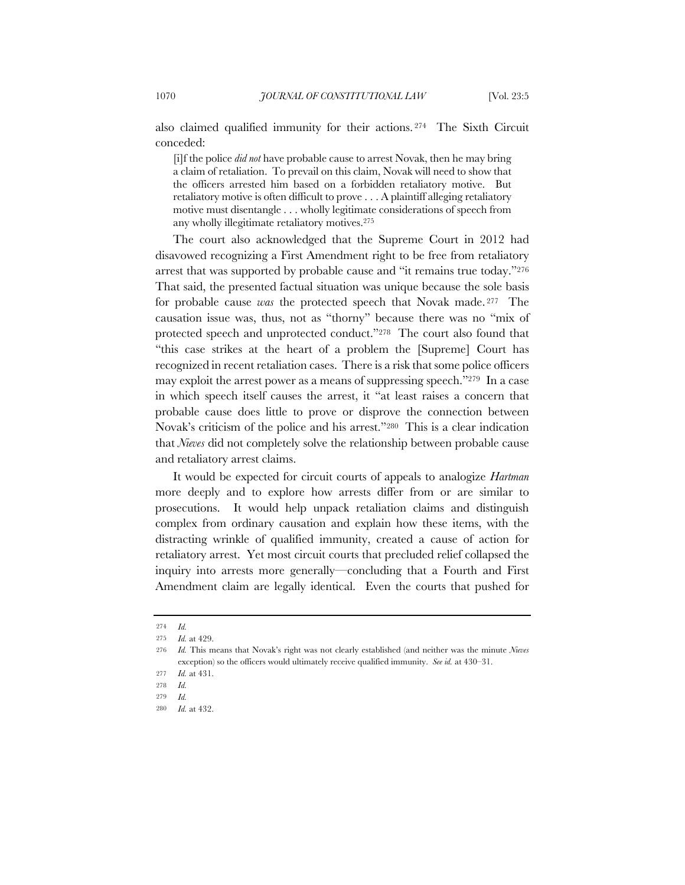also claimed qualified immunity for their actions.[274] The Sixth Circuit conceded:

> [i]f the police *did not* have probable cause to arrest Novak, then he may bring a claim of retaliation. To prevail on this claim, Novak will need to show that the officers arrested him based on a forbidden retaliatory motive. But retaliatory motive is often difficult to prove . . . A plaintiff alleging retaliatory motive must disentangle . . . wholly legitimate considerations of speech from any wholly illegitimate retaliatory motives.[275]

The court also acknowledged that the Supreme Court in 2012 had disavowed recognizing a First Amendment right to be free from retaliatory arrest that was supported by probable cause and "it remains true today."[276] That said, the presented factual situation was unique because the sole basis for probable cause *was* the protected speech that Novak made.[277] The causation issue was, thus, not as "thorny" because there was no "mix of protected speech and unprotected conduct."[278] The court also found that "this case strikes at the heart of a problem the [Supreme] Court has recognized in recent retaliation cases. There is a risk that some police officers may exploit the arrest power as a means of suppressing speech."[279] In a case in which speech itself causes the arrest, it "at least raises a concern that probable cause does little to prove or disprove the connection between Novak's criticism of the police and his arrest."[280] This is a clear indication that *Nieves* did not completely solve the relationship between probable cause and retaliatory arrest claims.

It would be expected for circuit courts of appeals to analogize *Hartman* more deeply and to explore how arrests differ from or are similar to prosecutions. It would help unpack retaliation claims and distinguish complex from ordinary causation and explain how these items, with the distracting wrinkle of qualified immunity, created a cause of action for retaliatory arrest. Yet most circuit courts that precluded relief collapsed the inquiry into arrests more generally—concluding that a Fourth and First Amendment claim are legally identical. Even the courts that pushed for

---

274 *Id.*

275 *Id.* at 429.

276 *Id.* This means that Novak's right was not clearly established (and neither was the minute *Nieves* exception) so the officers would ultimately receive qualified immunity. *See id.* at 430–31.

277 *Id.* at 431.

278 *Id.*

279 *Id.*

280 *Id.* at 432.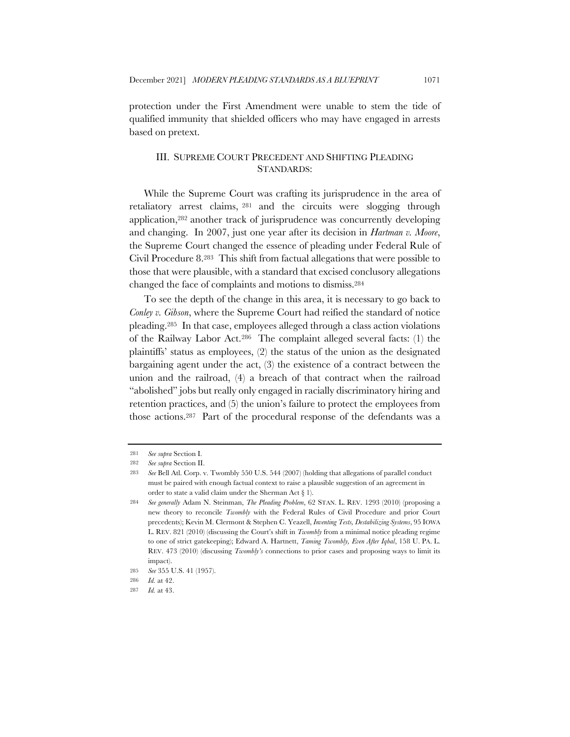protection under the First Amendment were unable to stem the tide of qualified immunity that shielded officers who may have engaged in arrests based on pretext.

## III. SUPREME COURT PRECEDENT AND SHIFTING PLEADING STANDARDS:

While the Supreme Court was crafting its jurisprudence in the area of retaliatory arrest claims, [281] and the circuits were slogging through application,[282] another track of jurisprudence was concurrently developing and changing. In 2007, just one year after its decision in *Hartman v. Moore*, the Supreme Court changed the essence of pleading under Federal Rule of Civil Procedure 8.[283] This shift from factual allegations that were possible to those that were plausible, with a standard that excised conclusory allegations changed the face of complaints and motions to dismiss.[284]

To see the depth of the change in this area, it is necessary to go back to *Conley v. Gibson*, where the Supreme Court had reified the standard of notice pleading.[285] In that case, employees alleged through a class action violations of the Railway Labor Act.[286] The complaint alleged several facts: (1) the plaintiffs' status as employees, (2) the status of the union as the designated bargaining agent under the act, (3) the existence of a contract between the union and the railroad, (4) a breach of that contract when the railroad "abolished" jobs but really only engaged in racially discriminatory hiring and retention practices, and (5) the union's failure to protect the employees from those actions.[287] Part of the procedural response of the defendants was a

---

281 *See supra* Section I.

282 *See supra* Section II.

283 *See* Bell Atl. Corp. v. Twombly 550 U.S. 544 (2007) (holding that allegations of parallel conduct must be paired with enough factual context to raise a plausible suggestion of an agreement in order to state a valid claim under the Sherman Act § 1).

284 *See generally* Adam N. Steinman, *The Pleading Problem*, 62 STAN. L. REV. 1293 (2010) (proposing a new theory to reconcile *Twombly* with the Federal Rules of Civil Procedure and prior Court precedents); Kevin M. Clermont & Stephen C. Yeazell, *Inventing Tests, Destabilizing Systems*, 95 IOWA L. REV. 821 (2010) (discussing the Court's shift in *Twombly* from a minimal notice pleading regime to one of strict gatekeeping); Edward A. Hartnett, *Taming Twombly, Even After Iqbal*, 158 U. PA. L. REV. 473 (2010) (discussing *Twombly's* connections to prior cases and proposing ways to limit its impact).

285 *See* 355 U.S. 41 (1957).

286 *Id.* at 42.

287 *Id.* at 43.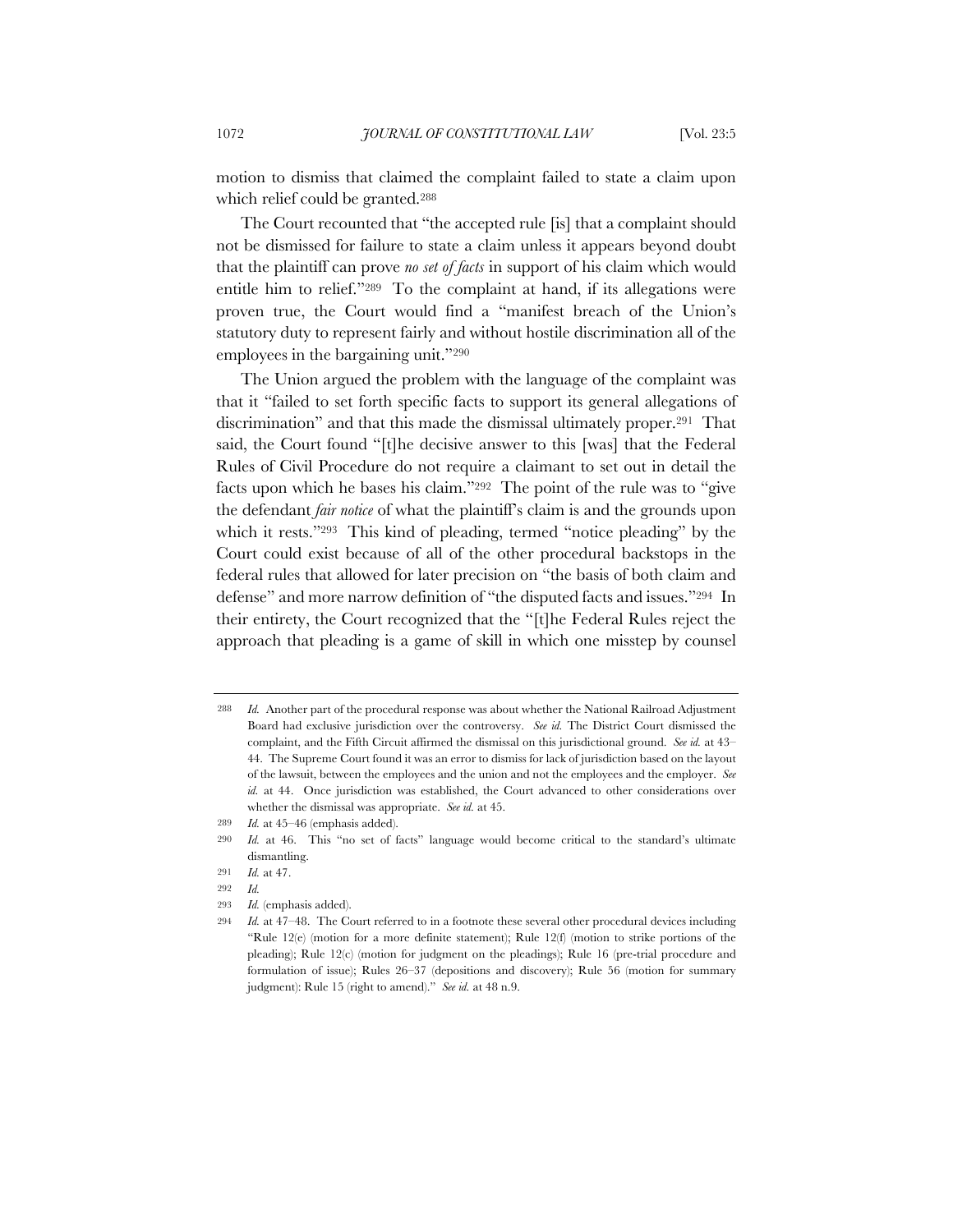motion to dismiss that claimed the complaint failed to state a claim upon which relief could be granted.[288]

The Court recounted that "the accepted rule [is] that a complaint should not be dismissed for failure to state a claim unless it appears beyond doubt that the plaintiff can prove *no set of facts* in support of his claim which would entitle him to relief."[289] To the complaint at hand, if its allegations were proven true, the Court would find a "manifest breach of the Union's statutory duty to represent fairly and without hostile discrimination all of the employees in the bargaining unit."[290]

The Union argued the problem with the language of the complaint was that it "failed to set forth specific facts to support its general allegations of discrimination" and that this made the dismissal ultimately proper.[291] That said, the Court found "[t]he decisive answer to this [was] that the Federal Rules of Civil Procedure do not require a claimant to set out in detail the facts upon which he bases his claim."[292] The point of the rule was to "give the defendant *fair notice* of what the plaintiff's claim is and the grounds upon which it rests."[293] This kind of pleading, termed "notice pleading" by the Court could exist because of all of the other procedural backstops in the federal rules that allowed for later precision on "the basis of both claim and defense" and more narrow definition of "the disputed facts and issues."[294] In their entirety, the Court recognized that the "[t]he Federal Rules reject the approach that pleading is a game of skill in which one misstep by counsel

---

288 *Id.* Another part of the procedural response was about whether the National Railroad Adjustment Board had exclusive jurisdiction over the controversy. *See id.* The District Court dismissed the complaint, and the Fifth Circuit affirmed the dismissal on this jurisdictional ground. *See id.* at 43–44. The Supreme Court found it was an error to dismiss for lack of jurisdiction based on the layout of the lawsuit, between the employees and the union and not the employees and the employer. *See id.* at 44. Once jurisdiction was established, the Court advanced to other considerations over whether the dismissal was appropriate. *See id.* at 45.

289 *Id.* at 45–46 (emphasis added).

290 *Id.* at 46. This "no set of facts" language would become critical to the standard's ultimate dismantling.

291 *Id.* at 47.

292 *Id.*

293 *Id.* (emphasis added).

294 *Id.* at 47–48. The Court referred to in a footnote these several other procedural devices including "Rule 12(e) (motion for a more definite statement); Rule 12(f) (motion to strike portions of the pleading); Rule 12(c) (motion for judgment on the pleadings); Rule 16 (pre-trial procedure and formulation of issue); Rules 26–37 (depositions and discovery); Rule 56 (motion for summary judgment): Rule 15 (right to amend)." *See id.* at 48 n.9.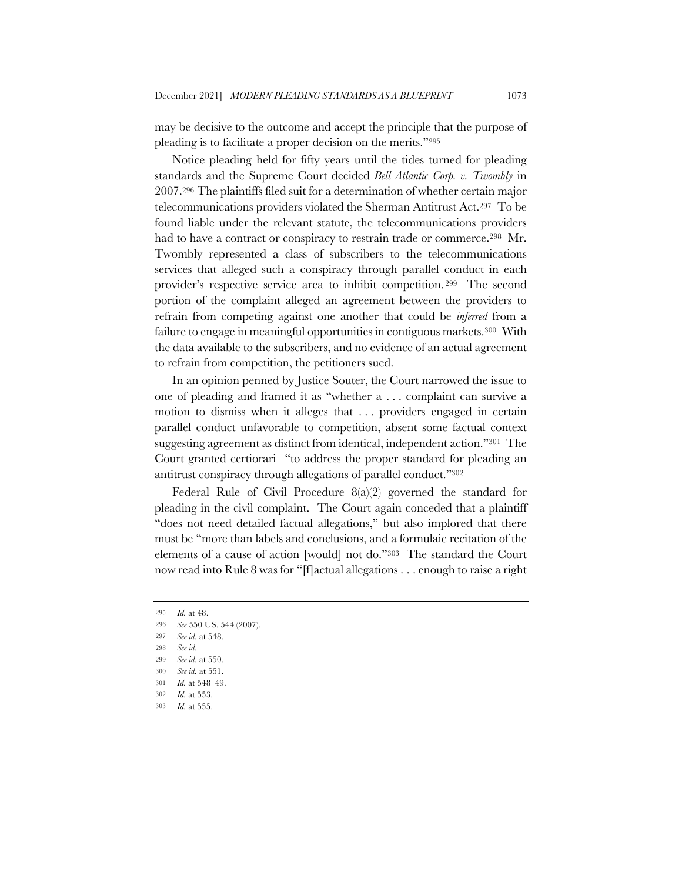may be decisive to the outcome and accept the principle that the purpose of pleading is to facilitate a proper decision on the merits."[295]

Notice pleading held for fifty years until the tides turned for pleading standards and the Supreme Court decided *Bell Atlantic Corp. v. Twombly* in 2007.[296] The plaintiffs filed suit for a determination of whether certain major telecommunications providers violated the Sherman Antitrust Act.[297] To be found liable under the relevant statute, the telecommunications providers had to have a contract or conspiracy to restrain trade or commerce.[298] Mr. Twombly represented a class of subscribers to the telecommunications services that alleged such a conspiracy through parallel conduct in each provider's respective service area to inhibit competition.[299] The second portion of the complaint alleged an agreement between the providers to refrain from competing against one another that could be *inferred* from a failure to engage in meaningful opportunities in contiguous markets.[300] With the data available to the subscribers, and no evidence of an actual agreement to refrain from competition, the petitioners sued.

In an opinion penned by Justice Souter, the Court narrowed the issue to one of pleading and framed it as "whether a . . . complaint can survive a motion to dismiss when it alleges that . . . providers engaged in certain parallel conduct unfavorable to competition, absent some factual context suggesting agreement as distinct from identical, independent action."[301] The Court granted certiorari "to address the proper standard for pleading an antitrust conspiracy through allegations of parallel conduct."[302]

Federal Rule of Civil Procedure 8(a)(2) governed the standard for pleading in the civil complaint. The Court again conceded that a plaintiff "does not need detailed factual allegations," but also implored that there must be "more than labels and conclusions, and a formulaic recitation of the elements of a cause of action [would] not do."[303] The standard the Court now read into Rule 8 was for "[f]actual allegations . . . enough to raise a right

---

295 *Id.* at 48.

296 *See* 550 US. 544 (2007).

297 *See id.* at 548.

298 *See id.*

299 *See id.* at 550.

300 *See id.* at 551.

301 *Id.* at 548–49.

302 *Id.* at 553.

303 *Id.* at 555.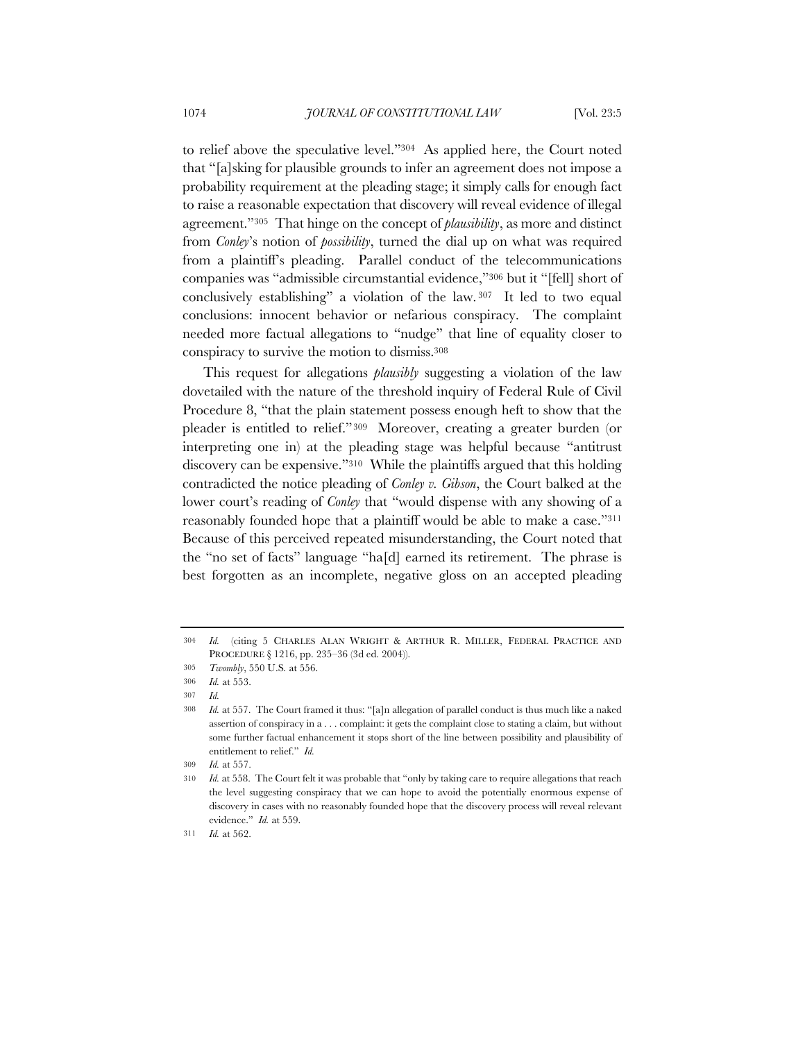to relief above the speculative level."[304] As applied here, the Court noted that "[a]sking for plausible grounds to infer an agreement does not impose a probability requirement at the pleading stage; it simply calls for enough fact to raise a reasonable expectation that discovery will reveal evidence of illegal agreement."[305] That hinge on the concept of *plausibility*, as more and distinct from *Conley*'s notion of *possibility*, turned the dial up on what was required from a plaintiff's pleading. Parallel conduct of the telecommunications companies was "admissible circumstantial evidence,"[306] but it "[fell] short of conclusively establishing" a violation of the law.[307] It led to two equal conclusions: innocent behavior or nefarious conspiracy. The complaint needed more factual allegations to "nudge" that line of equality closer to conspiracy to survive the motion to dismiss.[308]

This request for allegations *plausibly* suggesting a violation of the law dovetailed with the nature of the threshold inquiry of Federal Rule of Civil Procedure 8, "that the plain statement possess enough heft to show that the pleader is entitled to relief."[309] Moreover, creating a greater burden (or interpreting one in) at the pleading stage was helpful because "antitrust discovery can be expensive."[310] While the plaintiffs argued that this holding contradicted the notice pleading of *Conley v. Gibson*, the Court balked at the lower court's reading of *Conley* that "would dispense with any showing of a reasonably founded hope that a plaintiff would be able to make a case."[311] Because of this perceived repeated misunderstanding, the Court noted that the "no set of facts" language "ha[d] earned its retirement. The phrase is best forgotten as an incomplete, negative gloss on an accepted pleading

---

304 *Id.* (citing 5 CHARLES ALAN WRIGHT & ARTHUR R. MILLER, FEDERAL PRACTICE AND PROCEDURE § 1216, pp. 235–36 (3d ed. 2004)).

305 *Twombly*, 550 U.S. at 556.

306 *Id.* at 553.

307 *Id.*

308 *Id.* at 557. The Court framed it thus: "[a]n allegation of parallel conduct is thus much like a naked assertion of conspiracy in a . . . complaint: it gets the complaint close to stating a claim, but without some further factual enhancement it stops short of the line between possibility and plausibility of entitlement to relief." *Id.*

309 *Id.* at 557.

310 *Id.* at 558. The Court felt it was probable that "only by taking care to require allegations that reach the level suggesting conspiracy that we can hope to avoid the potentially enormous expense of discovery in cases with no reasonably founded hope that the discovery process will reveal relevant evidence." *Id.* at 559.

311 *Id.* at 562.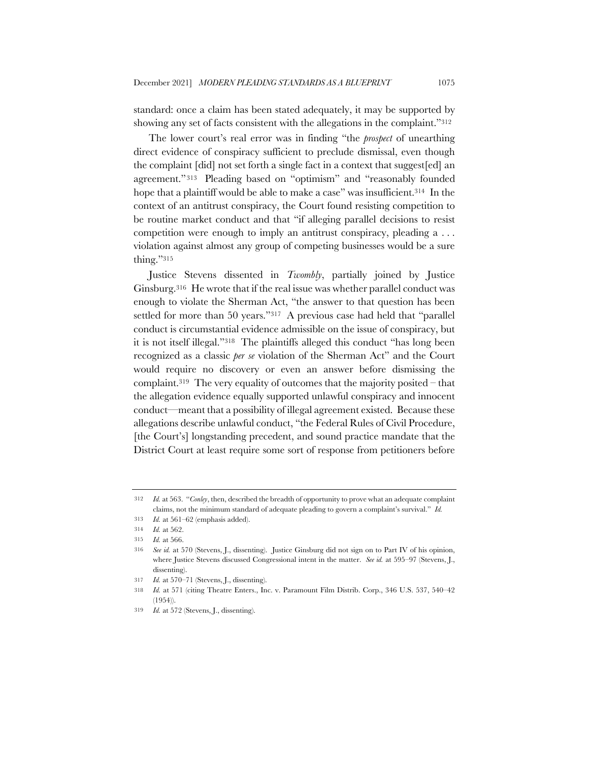standard: once a claim has been stated adequately, it may be supported by showing any set of facts consistent with the allegations in the complaint."[312]

The lower court's real error was in finding "the *prospect* of unearthing direct evidence of conspiracy sufficient to preclude dismissal, even though the complaint [did] not set forth a single fact in a context that suggest[ed] an agreement."[313] Pleading based on "optimism" and "reasonably founded hope that a plaintiff would be able to make a case" was insufficient.[314] In the context of an antitrust conspiracy, the Court found resisting competition to be routine market conduct and that "if alleging parallel decisions to resist competition were enough to imply an antitrust conspiracy, pleading a . . . violation against almost any group of competing businesses would be a sure thing."[315]

Justice Stevens dissented in *Twombly*, partially joined by Justice Ginsburg.[316] He wrote that if the real issue was whether parallel conduct was enough to violate the Sherman Act, "the answer to that question has been settled for more than 50 years."[317] A previous case had held that "parallel conduct is circumstantial evidence admissible on the issue of conspiracy, but it is not itself illegal."[318] The plaintiffs alleged this conduct "has long been recognized as a classic *per se* violation of the Sherman Act" and the Court would require no discovery or even an answer before dismissing the complaint.[319] The very equality of outcomes that the majority posited – that the allegation evidence equally supported unlawful conspiracy and innocent conduct—meant that a possibility of illegal agreement existed. Because these allegations describe unlawful conduct, "the Federal Rules of Civil Procedure, [the Court's] longstanding precedent, and sound practice mandate that the District Court at least require some sort of response from petitioners before

---

312 *Id.* at 563. "*Conley*, then, described the breadth of opportunity to prove what an adequate complaint claims, not the minimum standard of adequate pleading to govern a complaint's survival." *Id.*

313 *Id.* at 561–62 (emphasis added).

314 *Id.* at 562.

315 *Id.* at 566.

316 *See id.* at 570 (Stevens, J., dissenting). Justice Ginsburg did not sign on to Part IV of his opinion, where Justice Stevens discussed Congressional intent in the matter. *See id.* at 595–97 (Stevens, J., dissenting).

317 *Id.* at 570–71 (Stevens, J., dissenting).

318 *Id.* at 571 (citing Theatre Enters., Inc. v. Paramount Film Distrib. Corp., 346 U.S. 537, 540–42 (1954)).

319 *Id.* at 572 (Stevens, J., dissenting).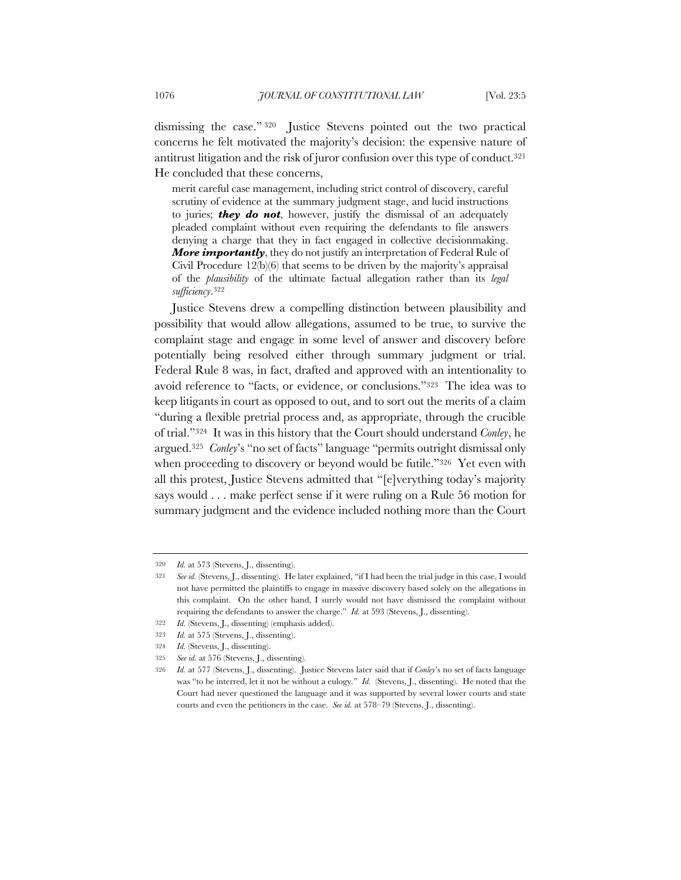dismissing the case."[320] Justice Stevens pointed out the two practical concerns he felt motivated the majority's decision: the expensive nature of antitrust litigation and the risk of juror confusion over this type of conduct.[321] He concluded that these concerns,

> merit careful case management, including strict control of discovery, careful scrutiny of evidence at the summary judgment stage, and lucid instructions to juries; ***they do not***, however, justify the dismissal of an adequately pleaded complaint without even requiring the defendants to file answers denying a charge that they in fact engaged in collective decisionmaking. ***More importantly***, they do not justify an interpretation of Federal Rule of Civil Procedure 12(b)(6) that seems to be driven by the majority's appraisal of the *plausibility* of the ultimate factual allegation rather than its *legal sufficiency*.[322]

Justice Stevens drew a compelling distinction between plausibility and possibility that would allow allegations, assumed to be true, to survive the complaint stage and engage in some level of answer and discovery before potentially being resolved either through summary judgment or trial. Federal Rule 8 was, in fact, drafted and approved with an intentionality to avoid reference to "facts, or evidence, or conclusions."[323] The idea was to keep litigants in court as opposed to out, and to sort out the merits of a claim "during a flexible pretrial process and, as appropriate, through the crucible of trial."[324] It was in this history that the Court should understand *Conley*, he argued.[325] *Conley*'s "no set of facts" language "permits outright dismissal only when proceeding to discovery or beyond would be futile."[326] Yet even with all this protest, Justice Stevens admitted that "[e]verything today's majority says would . . . make perfect sense if it were ruling on a Rule 56 motion for summary judgment and the evidence included nothing more than the Court

---

320 *Id.* at 573 (Stevens, J., dissenting).

321 *See id.* (Stevens, J., dissenting). He later explained, "if I had been the trial judge in this case, I would not have permitted the plaintiffs to engage in massive discovery based solely on the allegations in this complaint. On the other hand, I surely would not have dismissed the complaint without requiring the defendants to answer the charge." *Id.* at 593 (Stevens, J., dissenting).

322 *Id.* (Stevens, J., dissenting) (emphasis added).

323 *Id.* at 575 (Stevens, J., dissenting).

324 *Id.* (Stevens, J., dissenting).

325 *See id.* at 576 (Stevens, J., dissenting).

326 *Id.* at 577 (Stevens, J., dissenting). Justice Stevens later said that if *Conley*'s no set of facts language was "to be interred, let it not be without a eulogy." *Id.* (Stevens, J., dissenting). He noted that the Court had never questioned the language and it was supported by several lower courts and state courts and even the petitioners in the case. *See id.* at 578–79 (Stevens, J., dissenting).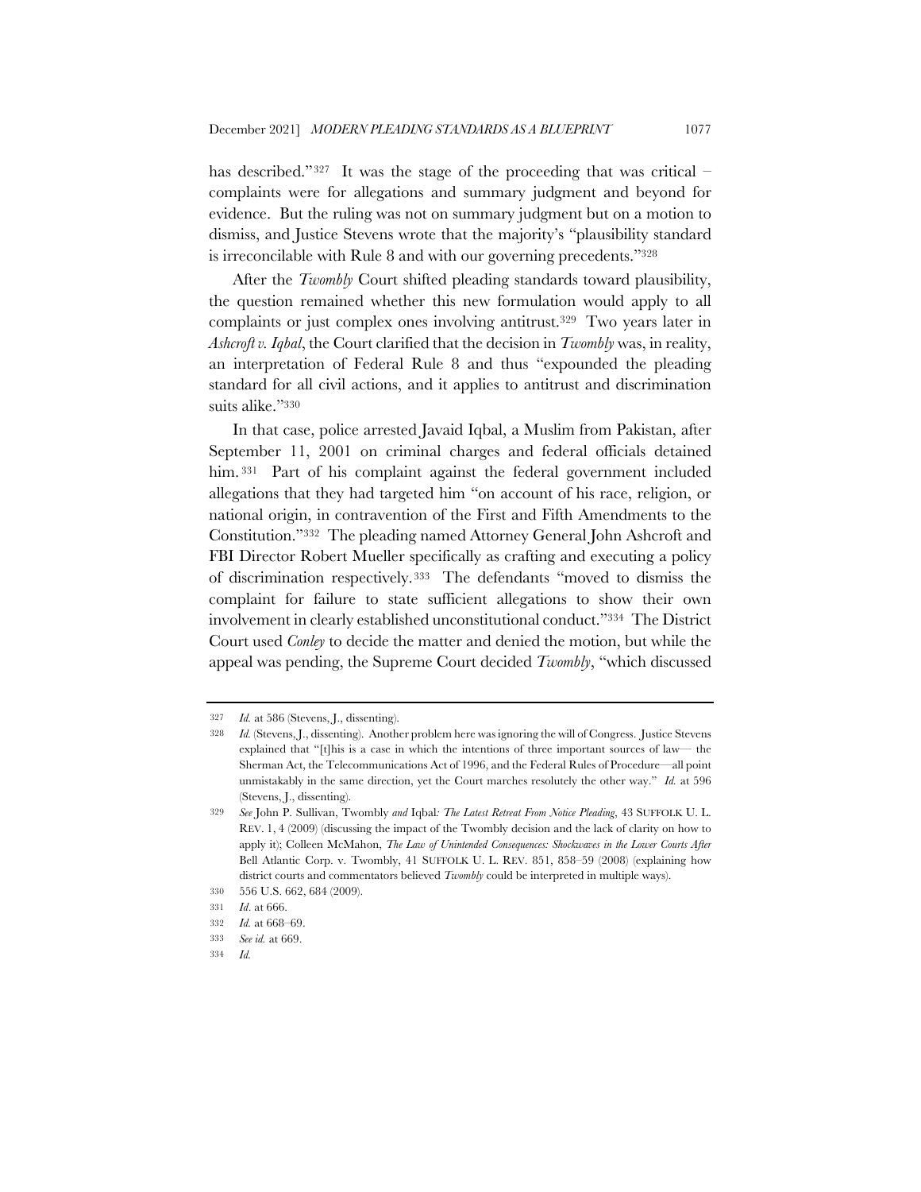has described."[327] It was the stage of the proceeding that was critical – complaints were for allegations and summary judgment and beyond for evidence. But the ruling was not on summary judgment but on a motion to dismiss, and Justice Stevens wrote that the majority's "plausibility standard is irreconcilable with Rule 8 and with our governing precedents."[328]

After the *Twombly* Court shifted pleading standards toward plausibility, the question remained whether this new formulation would apply to all complaints or just complex ones involving antitrust.[329] Two years later in *Ashcroft v. Iqbal*, the Court clarified that the decision in *Twombly* was, in reality, an interpretation of Federal Rule 8 and thus "expounded the pleading standard for all civil actions, and it applies to antitrust and discrimination suits alike."[330]

In that case, police arrested Javaid Iqbal, a Muslim from Pakistan, after September 11, 2001 on criminal charges and federal officials detained him.[331] Part of his complaint against the federal government included allegations that they had targeted him "on account of his race, religion, or national origin, in contravention of the First and Fifth Amendments to the Constitution."[332] The pleading named Attorney General John Ashcroft and FBI Director Robert Mueller specifically as crafting and executing a policy of discrimination respectively.[333] The defendants "moved to dismiss the complaint for failure to state sufficient allegations to show their own involvement in clearly established unconstitutional conduct."[334] The District Court used *Conley* to decide the matter and denied the motion, but while the appeal was pending, the Supreme Court decided *Twombly*, "which discussed

---

[327] *Id.* at 586 (Stevens, J., dissenting).

[328] *Id.* (Stevens, J., dissenting). Another problem here was ignoring the will of Congress. Justice Stevens explained that "[t]his is a case in which the intentions of three important sources of law— the Sherman Act, the Telecommunications Act of 1996, and the Federal Rules of Procedure—all point unmistakably in the same direction, yet the Court marches resolutely the other way." *Id.* at 596 (Stevens, J., dissenting).

[329] *See* John P. Sullivan, Twombly *and* Iqbal*: The Latest Retreat From Notice Pleading*, 43 SUFFOLK U. L. REV. 1, 4 (2009) (discussing the impact of the Twombly decision and the lack of clarity on how to apply it); Colleen McMahon, *The Law of Unintended Consequences: Shockwaves in the Lower Courts After* Bell Atlantic Corp. v. Twombly, 41 SUFFOLK U. L. REV. 851, 858–59 (2008) (explaining how district courts and commentators believed *Twombly* could be interpreted in multiple ways).

[330] 556 U.S. 662, 684 (2009).

[331] *Id*. at 666.

[332] *Id.* at 668–69.

[333] *See id.* at 669.

[334] *Id.*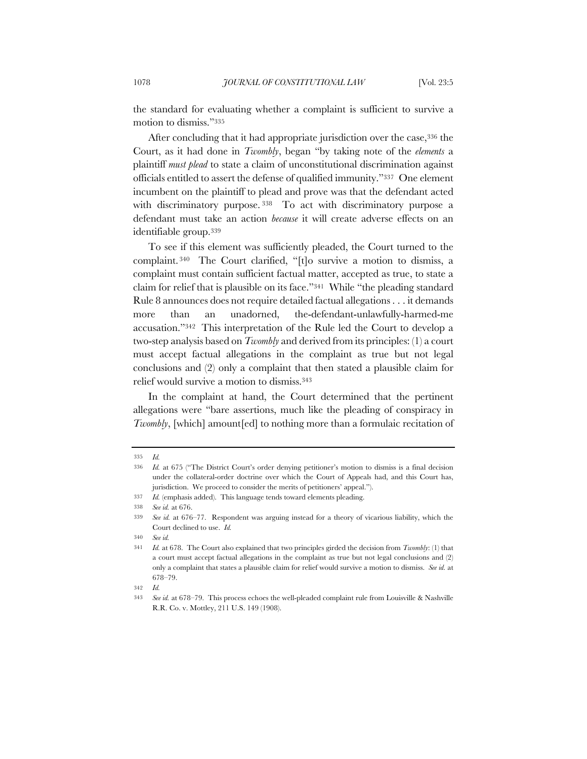the standard for evaluating whether a complaint is sufficient to survive a motion to dismiss."[335]

After concluding that it had appropriate jurisdiction over the case,[336] the Court, as it had done in *Twombly*, began "by taking note of the *elements* a plaintiff *must plead* to state a claim of unconstitutional discrimination against officials entitled to assert the defense of qualified immunity."[337] One element incumbent on the plaintiff to plead and prove was that the defendant acted with discriminatory purpose.[338] To act with discriminatory purpose a defendant must take an action *because* it will create adverse effects on an identifiable group.[339]

To see if this element was sufficiently pleaded, the Court turned to the complaint.[340] The Court clarified, "[t]o survive a motion to dismiss, a complaint must contain sufficient factual matter, accepted as true, to state a claim for relief that is plausible on its face."[341] While "the pleading standard Rule 8 announces does not require detailed factual allegations . . . it demands more than an unadorned, the-defendant-unlawfully-harmed-me accusation."[342] This interpretation of the Rule led the Court to develop a two-step analysis based on *Twombly* and derived from its principles: (1) a court must accept factual allegations in the complaint as true but not legal conclusions and (2) only a complaint that then stated a plausible claim for relief would survive a motion to dismiss.[343]

In the complaint at hand, the Court determined that the pertinent allegations were "bare assertions, much like the pleading of conspiracy in *Twombly*, [which] amount[ed] to nothing more than a formulaic recitation of

---

335 *Id.*

336 *Id.* at 675 ("The District Court's order denying petitioner's motion to dismiss is a final decision under the collateral-order doctrine over which the Court of Appeals had, and this Court has, jurisdiction. We proceed to consider the merits of petitioners' appeal.").

337 *Id.* (emphasis added). This language tends toward elements pleading.

338 *See id.* at 676.

339 *See id.* at 676–77. Respondent was arguing instead for a theory of vicarious liability, which the Court declined to use. *Id.*

340 *See id.*

341 *Id.* at 678. The Court also explained that two principles girded the decision from *Twombly*: (1) that a court must accept factual allegations in the complaint as true but not legal conclusions and (2) only a complaint that states a plausible claim for relief would survive a motion to dismiss. *See id.* at 678–79.

342 *Id.*

343 *See id.* at 678–79. This process echoes the well-pleaded complaint rule from Louisville & Nashville R.R. Co. v. Mottley, 211 U.S. 149 (1908).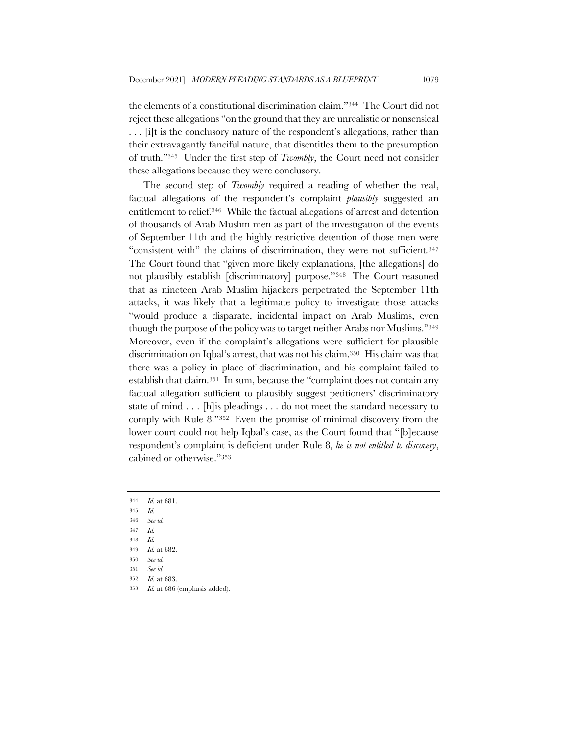the elements of a constitutional discrimination claim."[344] The Court did not reject these allegations "on the ground that they are unrealistic or nonsensical . . . [i]t is the conclusory nature of the respondent's allegations, rather than their extravagantly fanciful nature, that disentitles them to the presumption of truth."[345] Under the first step of *Twombly*, the Court need not consider these allegations because they were conclusory.

The second step of *Twombly* required a reading of whether the real, factual allegations of the respondent's complaint *plausibly* suggested an entitlement to relief.[346] While the factual allegations of arrest and detention of thousands of Arab Muslim men as part of the investigation of the events of September 11th and the highly restrictive detention of those men were "consistent with" the claims of discrimination, they were not sufficient.[347] The Court found that "given more likely explanations, [the allegations] do not plausibly establish [discriminatory] purpose."[348] The Court reasoned that as nineteen Arab Muslim hijackers perpetrated the September 11th attacks, it was likely that a legitimate policy to investigate those attacks "would produce a disparate, incidental impact on Arab Muslims, even though the purpose of the policy was to target neither Arabs nor Muslims."[349] Moreover, even if the complaint's allegations were sufficient for plausible discrimination on Iqbal's arrest, that was not his claim.[350] His claim was that there was a policy in place of discrimination, and his complaint failed to establish that claim.[351] In sum, because the "complaint does not contain any factual allegation sufficient to plausibly suggest petitioners' discriminatory state of mind . . . [h]is pleadings . . . do not meet the standard necessary to comply with Rule 8."[352] Even the promise of minimal discovery from the lower court could not help Iqbal's case, as the Court found that "[b]ecause respondent's complaint is deficient under Rule 8, *he is not entitled to discovery*, cabined or otherwise."[353]

---

344 *Id.* at 681.

345 *Id.*

346 *See id.*

347 *Id.*

348 *Id.*

349 *Id.* at 682.

350 *See id.*

351 *See id.*

352 *Id.* at 683.

353 *Id.* at 686 (emphasis added).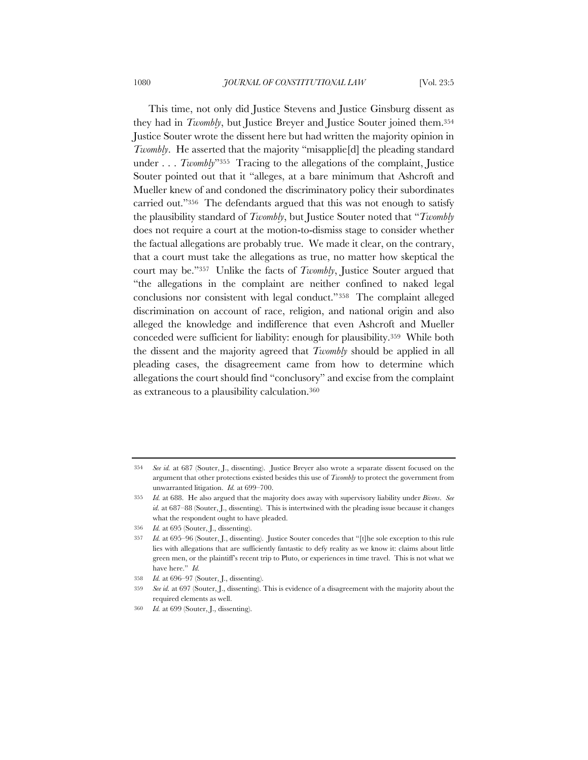This time, not only did Justice Stevens and Justice Ginsburg dissent as they had in *Twombly*, but Justice Breyer and Justice Souter joined them.[354] Justice Souter wrote the dissent here but had written the majority opinion in *Twombly*. He asserted that the majority "misapplie[d] the pleading standard under . . . *Twombly*"[355] Tracing to the allegations of the complaint, Justice Souter pointed out that it "alleges, at a bare minimum that Ashcroft and Mueller knew of and condoned the discriminatory policy their subordinates carried out."[356] The defendants argued that this was not enough to satisfy the plausibility standard of *Twombly*, but Justice Souter noted that "*Twombly* does not require a court at the motion-to-dismiss stage to consider whether the factual allegations are probably true. We made it clear, on the contrary, that a court must take the allegations as true, no matter how skeptical the court may be."[357] Unlike the facts of *Twombly*, Justice Souter argued that "the allegations in the complaint are neither confined to naked legal conclusions nor consistent with legal conduct."[358] The complaint alleged discrimination on account of race, religion, and national origin and also alleged the knowledge and indifference that even Ashcroft and Mueller conceded were sufficient for liability: enough for plausibility.[359] While both the dissent and the majority agreed that *Twombly* should be applied in all pleading cases, the disagreement came from how to determine which allegations the court should find "conclusory" and excise from the complaint as extraneous to a plausibility calculation.[360]

---

354 *See id.* at 687 (Souter, J., dissenting). Justice Breyer also wrote a separate dissent focused on the argument that other protections existed besides this use of *Twombly* to protect the government from unwarranted litigation. *Id.* at 699–700.

355 *Id.* at 688. He also argued that the majority does away with supervisory liability under *Bivens*. *See id.* at 687–88 (Souter, J., dissenting). This is intertwined with the pleading issue because it changes what the respondent ought to have pleaded.

356 *Id.* at 695 (Souter, J., dissenting).

357 *Id.* at 695–96 (Souter, J., dissenting). Justice Souter concedes that "[t]he sole exception to this rule lies with allegations that are sufficiently fantastic to defy reality as we know it: claims about little green men, or the plaintiff's recent trip to Pluto, or experiences in time travel. This is not what we have here." *Id.*

358 *Id.* at 696–97 (Souter, J., dissenting).

359 *See id.* at 697 (Souter, J., dissenting). This is evidence of a disagreement with the majority about the required elements as well.

360 *Id.* at 699 (Souter, J., dissenting).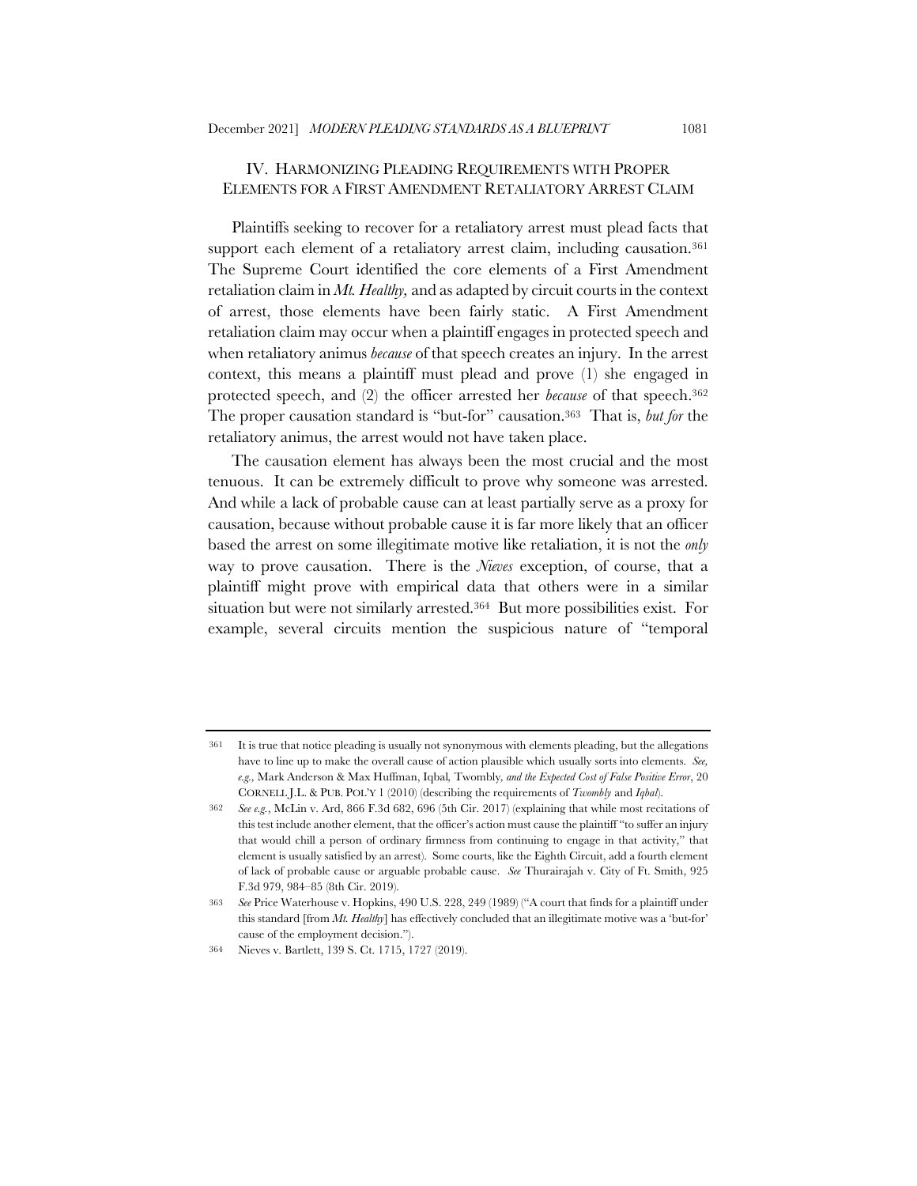## IV. HARMONIZING PLEADING REQUIREMENTS WITH PROPER ELEMENTS FOR A FIRST AMENDMENT RETALIATORY ARREST CLAIM

Plaintiffs seeking to recover for a retaliatory arrest must plead facts that support each element of a retaliatory arrest claim, including causation.[361] The Supreme Court identified the core elements of a First Amendment retaliation claim in *Mt. Healthy,* and as adapted by circuit courts in the context of arrest, those elements have been fairly static. A First Amendment retaliation claim may occur when a plaintiff engages in protected speech and when retaliatory animus *because* of that speech creates an injury. In the arrest context, this means a plaintiff must plead and prove (1) she engaged in protected speech, and (2) the officer arrested her *because* of that speech.[362] The proper causation standard is "but-for" causation.[363] That is, *but for* the retaliatory animus, the arrest would not have taken place.

The causation element has always been the most crucial and the most tenuous. It can be extremely difficult to prove why someone was arrested. And while a lack of probable cause can at least partially serve as a proxy for causation, because without probable cause it is far more likely that an officer based the arrest on some illegitimate motive like retaliation, it is not the *only* way to prove causation. There is the *Nieves* exception, of course, that a plaintiff might prove with empirical data that others were in a similar situation but were not similarly arrested.[364] But more possibilities exist. For example, several circuits mention the suspicious nature of "temporal

---

361 It is true that notice pleading is usually not synonymous with elements pleading, but the allegations have to line up to make the overall cause of action plausible which usually sorts into elements. *See, e.g.,* Mark Anderson & Max Huffman, Iqbal*,* Twombly*, and the Expected Cost of False Positive Error*, 20 CORNELL J.L. & PUB. POL'Y 1 (2010) (describing the requirements of *Twombly* and *Iqbal*).

362 *See e.g.*, McLin v. Ard, 866 F.3d 682, 696 (5th Cir. 2017) (explaining that while most recitations of this test include another element, that the officer's action must cause the plaintiff "to suffer an injury that would chill a person of ordinary firmness from continuing to engage in that activity," that element is usually satisfied by an arrest). Some courts, like the Eighth Circuit, add a fourth element of lack of probable cause or arguable probable cause. *See* Thurairajah v. City of Ft. Smith, 925 F.3d 979, 984–85 (8th Cir. 2019).

363 *See* Price Waterhouse v. Hopkins, 490 U.S. 228, 249 (1989) ("A court that finds for a plaintiff under this standard [from *Mt. Healthy*] has effectively concluded that an illegitimate motive was a 'but-for' cause of the employment decision.").

364 Nieves v. Bartlett, 139 S. Ct. 1715, 1727 (2019).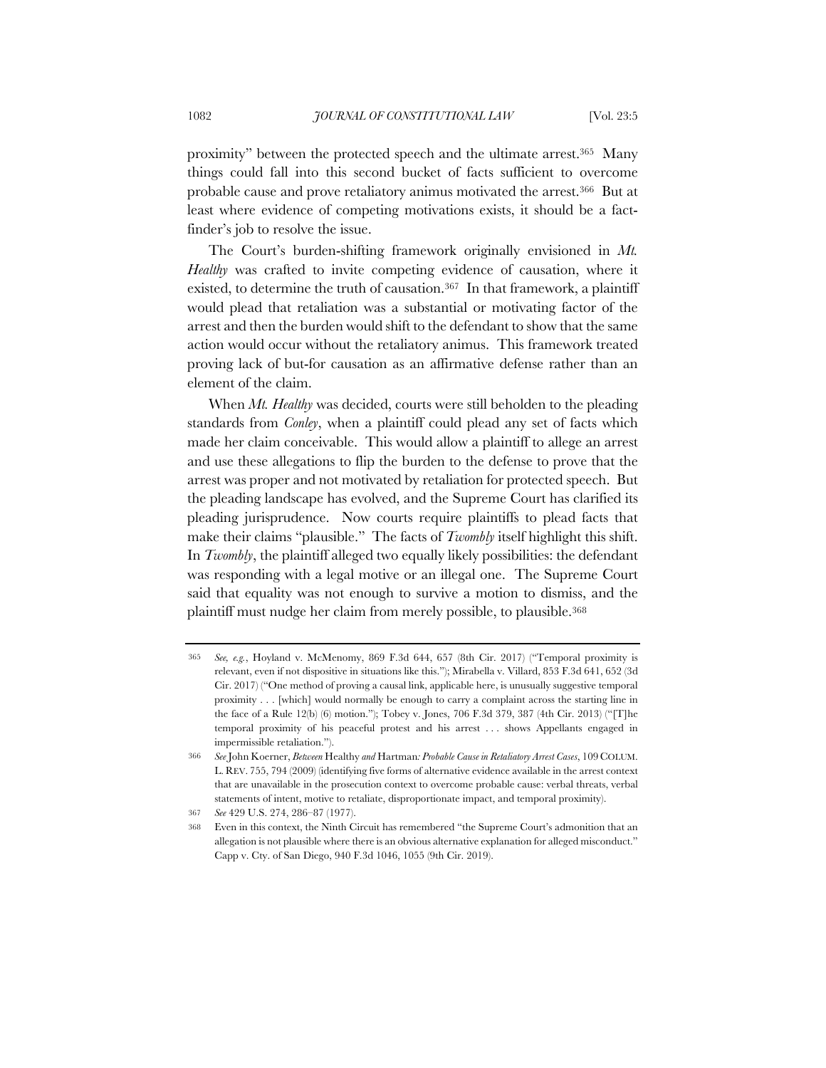proximity" between the protected speech and the ultimate arrest.[365] Many things could fall into this second bucket of facts sufficient to overcome probable cause and prove retaliatory animus motivated the arrest.[366] But at least where evidence of competing motivations exists, it should be a fact-finder's job to resolve the issue.

The Court's burden-shifting framework originally envisioned in *Mt. Healthy* was crafted to invite competing evidence of causation, where it existed, to determine the truth of causation.[367] In that framework, a plaintiff would plead that retaliation was a substantial or motivating factor of the arrest and then the burden would shift to the defendant to show that the same action would occur without the retaliatory animus. This framework treated proving lack of but-for causation as an affirmative defense rather than an element of the claim.

When *Mt. Healthy* was decided, courts were still beholden to the pleading standards from *Conley*, when a plaintiff could plead any set of facts which made her claim conceivable. This would allow a plaintiff to allege an arrest and use these allegations to flip the burden to the defense to prove that the arrest was proper and not motivated by retaliation for protected speech. But the pleading landscape has evolved, and the Supreme Court has clarified its pleading jurisprudence. Now courts require plaintiffs to plead facts that make their claims "plausible." The facts of *Twombly* itself highlight this shift. In *Twombly*, the plaintiff alleged two equally likely possibilities: the defendant was responding with a legal motive or an illegal one. The Supreme Court said that equality was not enough to survive a motion to dismiss, and the plaintiff must nudge her claim from merely possible, to plausible.[368]

---

365 *See, e.g.*, Hoyland v. McMenomy, 869 F.3d 644, 657 (8th Cir. 2017) ("Temporal proximity is relevant, even if not dispositive in situations like this."); Mirabella v. Villard, 853 F.3d 641, 652 (3d Cir. 2017) ("One method of proving a causal link, applicable here, is unusually suggestive temporal proximity . . . [which] would normally be enough to carry a complaint across the starting line in the face of a Rule 12(b) (6) motion."); Tobey v. Jones, 706 F.3d 379, 387 (4th Cir. 2013) ("[T]he temporal proximity of his peaceful protest and his arrest . . . shows Appellants engaged in impermissible retaliation.").

366 *See* John Koerner, *Between* Healthy *and* Hartman*: Probable Cause in Retaliatory Arrest Cases*, 109 COLUM. L. REV. 755, 794 (2009) (identifying five forms of alternative evidence available in the arrest context that are unavailable in the prosecution context to overcome probable cause: verbal threats, verbal statements of intent, motive to retaliate, disproportionate impact, and temporal proximity).

367 *See* 429 U.S. 274, 286–87 (1977).

368 Even in this context, the Ninth Circuit has remembered "the Supreme Court's admonition that an allegation is not plausible where there is an obvious alternative explanation for alleged misconduct." Capp v. Cty. of San Diego, 940 F.3d 1046, 1055 (9th Cir. 2019).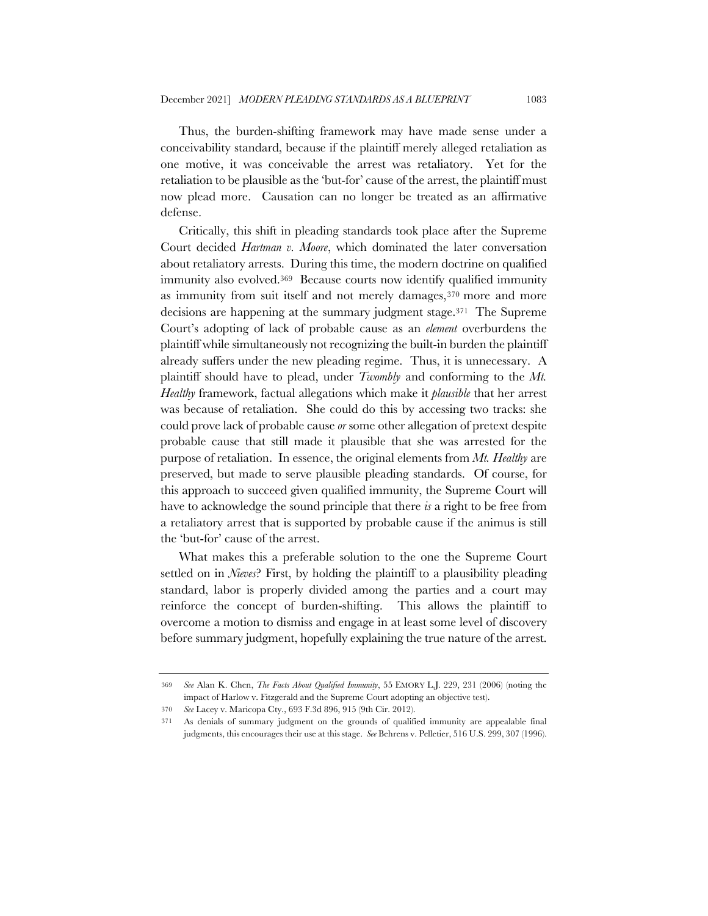Thus, the burden-shifting framework may have made sense under a conceivability standard, because if the plaintiff merely alleged retaliation as one motive, it was conceivable the arrest was retaliatory. Yet for the retaliation to be plausible as the 'but-for' cause of the arrest, the plaintiff must now plead more. Causation can no longer be treated as an affirmative defense.

Critically, this shift in pleading standards took place after the Supreme Court decided *Hartman v. Moore*, which dominated the later conversation about retaliatory arrests. During this time, the modern doctrine on qualified immunity also evolved.[369] Because courts now identify qualified immunity as immunity from suit itself and not merely damages,[370] more and more decisions are happening at the summary judgment stage.[371] The Supreme Court's adopting of lack of probable cause as an *element* overburdens the plaintiff while simultaneously not recognizing the built-in burden the plaintiff already suffers under the new pleading regime. Thus, it is unnecessary. A plaintiff should have to plead, under *Twombly* and conforming to the *Mt. Healthy* framework, factual allegations which make it *plausible* that her arrest was because of retaliation. She could do this by accessing two tracks: she could prove lack of probable cause *or* some other allegation of pretext despite probable cause that still made it plausible that she was arrested for the purpose of retaliation. In essence, the original elements from *Mt. Healthy* are preserved, but made to serve plausible pleading standards. Of course, for this approach to succeed given qualified immunity, the Supreme Court will have to acknowledge the sound principle that there *is* a right to be free from a retaliatory arrest that is supported by probable cause if the animus is still the 'but-for' cause of the arrest.

What makes this a preferable solution to the one the Supreme Court settled on in *Nieves*? First, by holding the plaintiff to a plausibility pleading standard, labor is properly divided among the parties and a court may reinforce the concept of burden-shifting. This allows the plaintiff to overcome a motion to dismiss and engage in at least some level of discovery before summary judgment, hopefully explaining the true nature of the arrest.

---

369 *See* Alan K. Chen, *The Facts About Qualified Immunity*, 55 EMORY L.J. 229, 231 (2006) (noting the impact of Harlow v. Fitzgerald and the Supreme Court adopting an objective test).

370 *See* Lacey v. Maricopa Cty., 693 F.3d 896, 915 (9th Cir. 2012).

371 As denials of summary judgment on the grounds of qualified immunity are appealable final judgments, this encourages their use at this stage. *See* Behrens v. Pelletier, 516 U.S. 299, 307 (1996).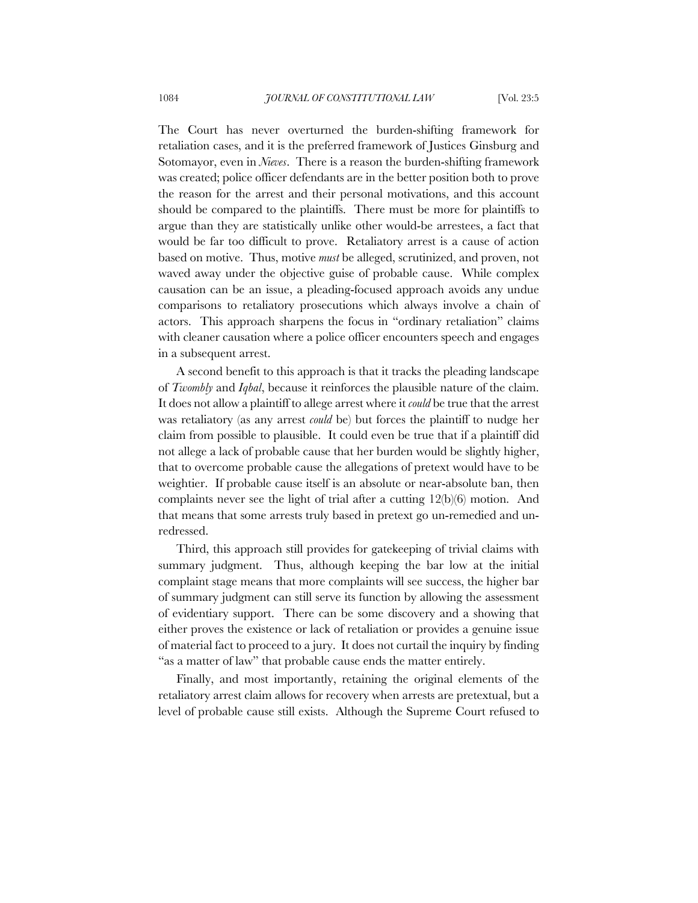The Court has never overturned the burden-shifting framework for retaliation cases, and it is the preferred framework of Justices Ginsburg and Sotomayor, even in *Nieves*. There is a reason the burden-shifting framework was created; police officer defendants are in the better position both to prove the reason for the arrest and their personal motivations, and this account should be compared to the plaintiffs. There must be more for plaintiffs to argue than they are statistically unlike other would-be arrestees, a fact that would be far too difficult to prove. Retaliatory arrest is a cause of action based on motive. Thus, motive *must* be alleged, scrutinized, and proven, not waved away under the objective guise of probable cause. While complex causation can be an issue, a pleading-focused approach avoids any undue comparisons to retaliatory prosecutions which always involve a chain of actors. This approach sharpens the focus in "ordinary retaliation" claims with cleaner causation where a police officer encounters speech and engages in a subsequent arrest.

A second benefit to this approach is that it tracks the pleading landscape of *Twombly* and *Iqbal*, because it reinforces the plausible nature of the claim. It does not allow a plaintiff to allege arrest where it *could* be true that the arrest was retaliatory (as any arrest *could* be) but forces the plaintiff to nudge her claim from possible to plausible. It could even be true that if a plaintiff did not allege a lack of probable cause that her burden would be slightly higher, that to overcome probable cause the allegations of pretext would have to be weightier. If probable cause itself is an absolute or near-absolute ban, then complaints never see the light of trial after a cutting 12(b)(6) motion. And that means that some arrests truly based in pretext go un-remedied and un-redressed.

Third, this approach still provides for gatekeeping of trivial claims with summary judgment. Thus, although keeping the bar low at the initial complaint stage means that more complaints will see success, the higher bar of summary judgment can still serve its function by allowing the assessment of evidentiary support. There can be some discovery and a showing that either proves the existence or lack of retaliation or provides a genuine issue of material fact to proceed to a jury. It does not curtail the inquiry by finding "as a matter of law" that probable cause ends the matter entirely.

Finally, and most importantly, retaining the original elements of the retaliatory arrest claim allows for recovery when arrests are pretextual, but a level of probable cause still exists. Although the Supreme Court refused to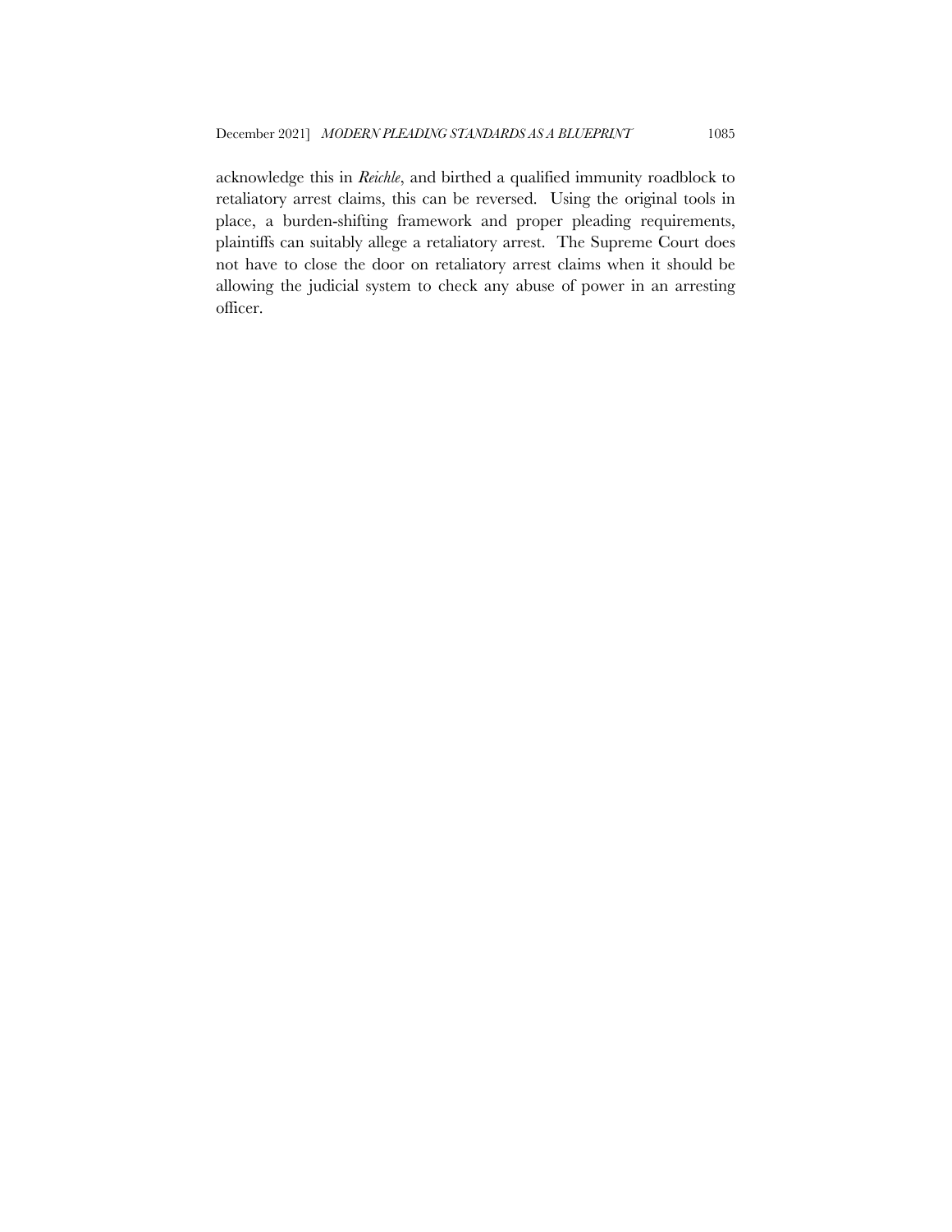acknowledge this in *Reichle*, and birthed a qualified immunity roadblock to retaliatory arrest claims, this can be reversed. Using the original tools in place, a burden-shifting framework and proper pleading requirements, plaintiffs can suitably allege a retaliatory arrest. The Supreme Court does not have to close the door on retaliatory arrest claims when it should be allowing the judicial system to check any abuse of power in an arresting officer.